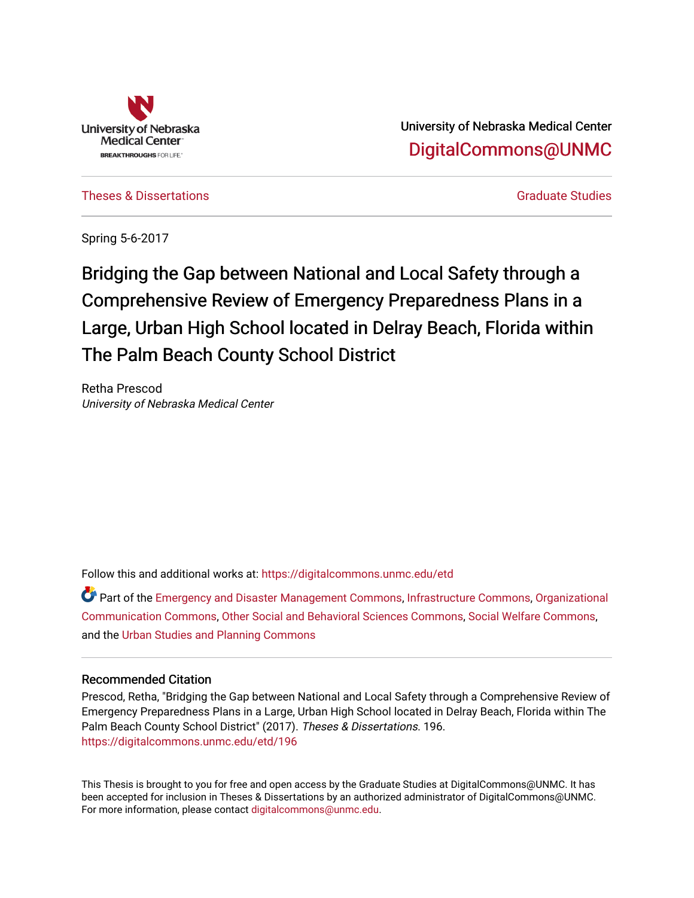University of Nebraska Medical Center

DigitalCommons@UNMC

Theses & Dissertations

Graduate Studies

Spring 5-6-2017

# Bridging the Gap between National and Local Safety through a Comprehensive Review of Emergency Preparedness Plans in a Large, Urban High School located in Delray Beach, Florida within The Palm Beach County School District

Retha Prescod

*University of Nebraska Medical Center*

Follow this and additional works at: https://digitalcommons.unmc.edu/etd

Part of the Emergency and Disaster Management Commons, Infrastructure Commons, Organizational Communication Commons, Other Social and Behavioral Sciences Commons, Social Welfare Commons, and the Urban Studies and Planning Commons

## Recommended Citation

Prescod, Retha, "Bridging the Gap between National and Local Safety through a Comprehensive Review of Emergency Preparedness Plans in a Large, Urban High School located in Delray Beach, Florida within The Palm Beach County School District" (2017). *Theses & Dissertations*. 196.
https://digitalcommons.unmc.edu/etd/196

This Thesis is brought to you for free and open access by the Graduate Studies at DigitalCommons@UNMC. It has been accepted for inclusion in Theses & Dissertations by an authorized administrator of DigitalCommons@UNMC. For more information, please contact digitalcommons@unmc.edu.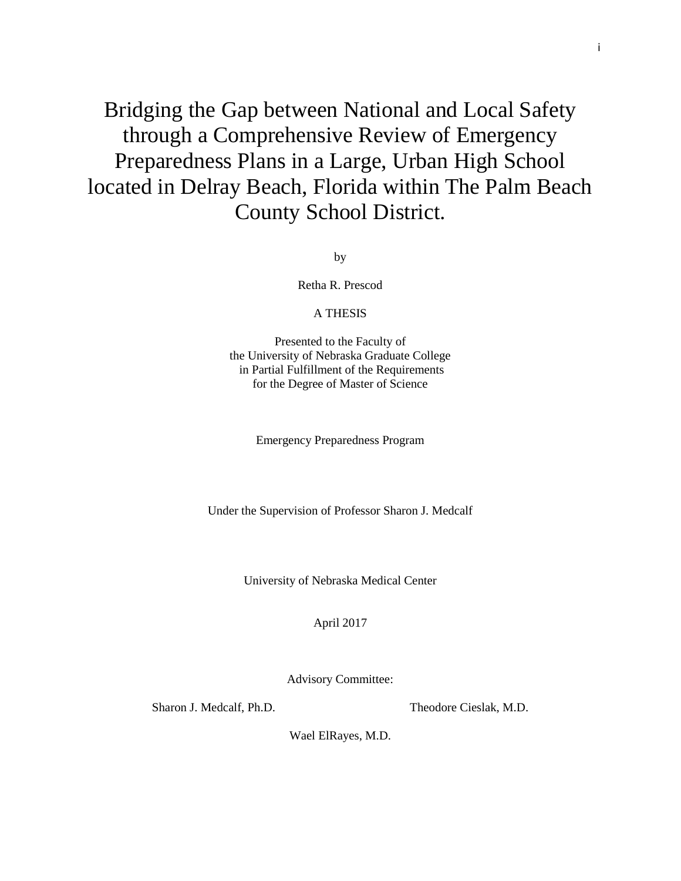# Bridging the Gap between National and Local Safety through a Comprehensive Review of Emergency Preparedness Plans in a Large, Urban High School located in Delray Beach, Florida within The Palm Beach County School District.

by

Retha R. Prescod

A THESIS

Presented to the Faculty of
the University of Nebraska Graduate College
in Partial Fulfillment of the Requirements
for the Degree of Master of Science

Emergency Preparedness Program

Under the Supervision of Professor Sharon J. Medcalf

University of Nebraska Medical Center

April 2017

Advisory Committee:

Sharon J. Medcalf, Ph.D.

Theodore Cieslak, M.D.

Wael ElRayes, M.D.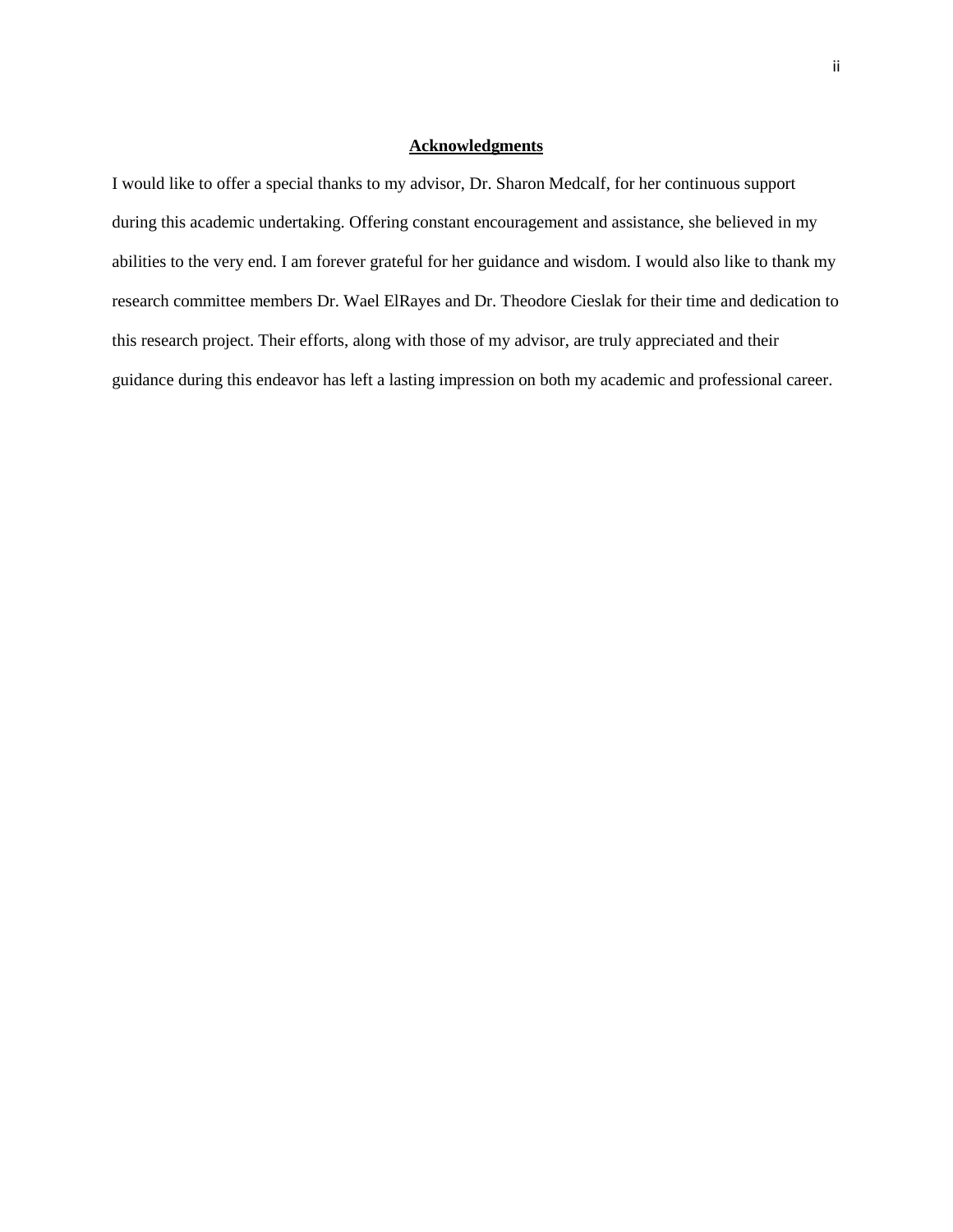## Acknowledgments

I would like to offer a special thanks to my advisor, Dr. Sharon Medcalf, for her continuous support during this academic undertaking. Offering constant encouragement and assistance, she believed in my abilities to the very end. I am forever grateful for her guidance and wisdom. I would also like to thank my research committee members Dr. Wael ElRayes and Dr. Theodore Cieslak for their time and dedication to this research project. Their efforts, along with those of my advisor, are truly appreciated and their guidance during this endeavor has left a lasting impression on both my academic and professional career.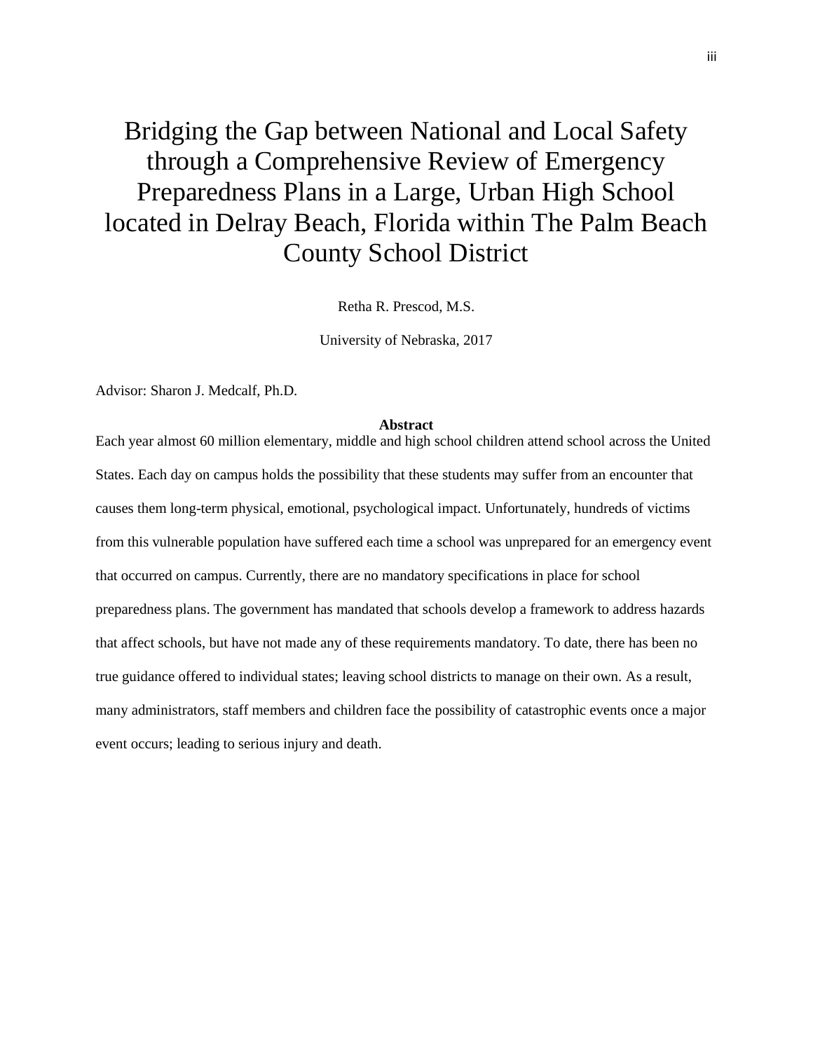# Bridging the Gap between National and Local Safety through a Comprehensive Review of Emergency Preparedness Plans in a Large, Urban High School located in Delray Beach, Florida within The Palm Beach County School District

Retha R. Prescod, M.S.

University of Nebraska, 2017

Advisor: Sharon J. Medcalf, Ph.D.

**Abstract**

Each year almost 60 million elementary, middle and high school children attend school across the United States. Each day on campus holds the possibility that these students may suffer from an encounter that causes them long-term physical, emotional, psychological impact. Unfortunately, hundreds of victims from this vulnerable population have suffered each time a school was unprepared for an emergency event that occurred on campus. Currently, there are no mandatory specifications in place for school preparedness plans. The government has mandated that schools develop a framework to address hazards that affect schools, but have not made any of these requirements mandatory. To date, there has been no true guidance offered to individual states; leaving school districts to manage on their own. As a result, many administrators, staff members and children face the possibility of catastrophic events once a major event occurs; leading to serious injury and death.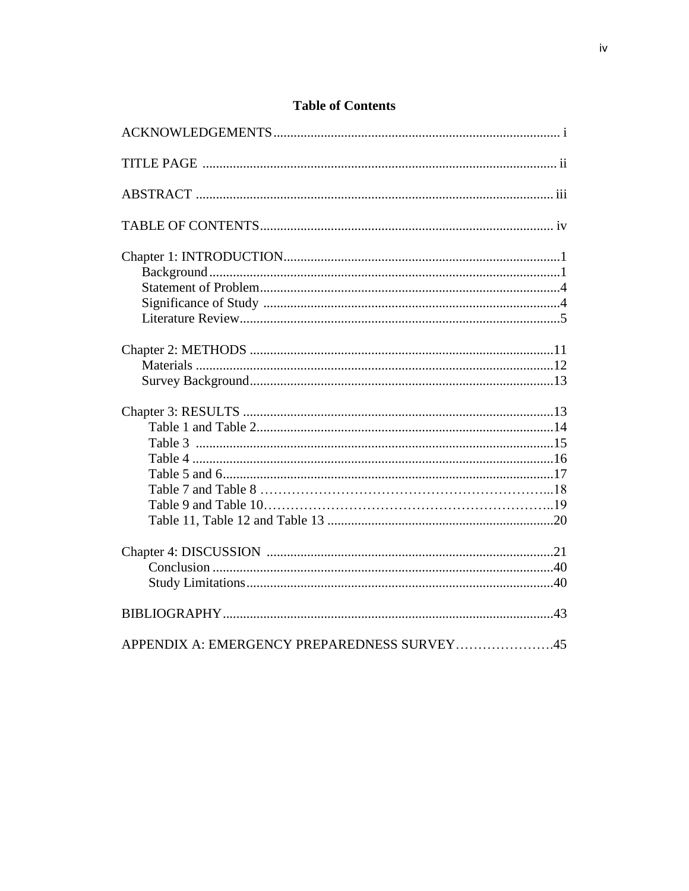## Table of Contents

ACKNOWLEDGEMENTS .................................................................................... i

TITLE PAGE ......................................................................................................... ii

ABSTRACT .......................................................................................................... iii

TABLE OF CONTENTS ....................................................................................... iv

Chapter 1: INTRODUCTION .................................................................................1
- Background ........................................................................................................1
- Statement of Problem .........................................................................................4
- Significance of Study .........................................................................................4
- Literature Review ...............................................................................................5

Chapter 2: METHODS ..........................................................................................11
- Materials ..........................................................................................................12
- Survey Background ..........................................................................................13

Chapter 3: RESULTS ............................................................................................13
- Table 1 and Table 2 ........................................................................................14
- Table 3 ..........................................................................................................15
- Table 4 ..........................................................................................................16
- Table 5 and 6 .................................................................................................17
- Table 7 and Table 8 .......................................................................................18
- Table 9 and Table 10 .....................................................................................19
- Table 11, Table 12 and Table 13 ...................................................................20

Chapter 4: DISCUSSION .....................................................................................21
- Conclusion .....................................................................................................40
- Study Limitations ...........................................................................................40

BIBLIOGRAPHY .................................................................................................43

APPENDIX A: EMERGENCY PREPAREDNESS SURVEY ..............................45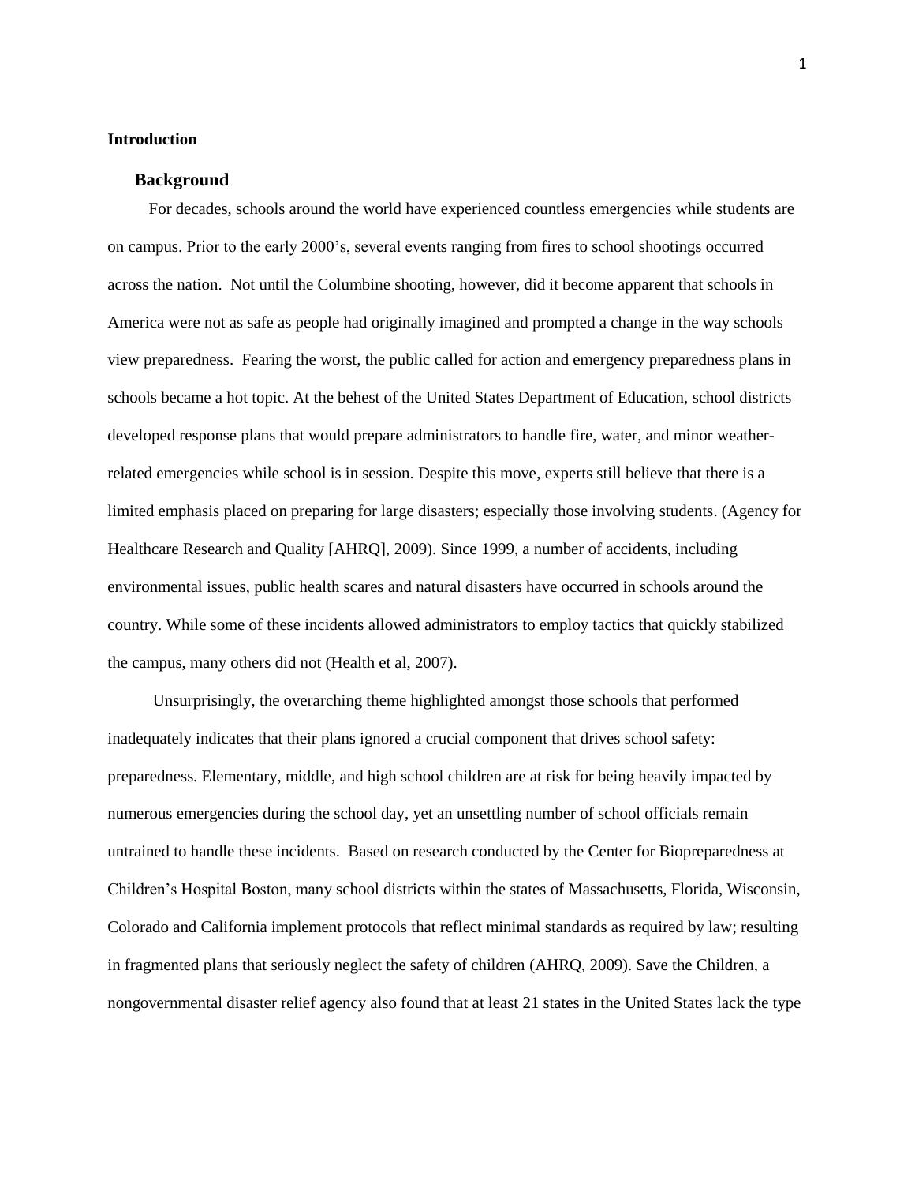# Introduction

## Background

For decades, schools around the world have experienced countless emergencies while students are on campus. Prior to the early 2000's, several events ranging from fires to school shootings occurred across the nation. Not until the Columbine shooting, however, did it become apparent that schools in America were not as safe as people had originally imagined and prompted a change in the way schools view preparedness. Fearing the worst, the public called for action and emergency preparedness plans in schools became a hot topic. At the behest of the United States Department of Education, school districts developed response plans that would prepare administrators to handle fire, water, and minor weather-related emergencies while school is in session. Despite this move, experts still believe that there is a limited emphasis placed on preparing for large disasters; especially those involving students. (Agency for Healthcare Research and Quality [AHRQ], 2009). Since 1999, a number of accidents, including environmental issues, public health scares and natural disasters have occurred in schools around the country. While some of these incidents allowed administrators to employ tactics that quickly stabilized the campus, many others did not (Health et al, 2007).

Unsurprisingly, the overarching theme highlighted amongst those schools that performed inadequately indicates that their plans ignored a crucial component that drives school safety: preparedness. Elementary, middle, and high school children are at risk for being heavily impacted by numerous emergencies during the school day, yet an unsettling number of school officials remain untrained to handle these incidents. Based on research conducted by the Center for Biopreparedness at Children's Hospital Boston, many school districts within the states of Massachusetts, Florida, Wisconsin, Colorado and California implement protocols that reflect minimal standards as required by law; resulting in fragmented plans that seriously neglect the safety of children (AHRQ, 2009). Save the Children, a nongovernmental disaster relief agency also found that at least 21 states in the United States lack the type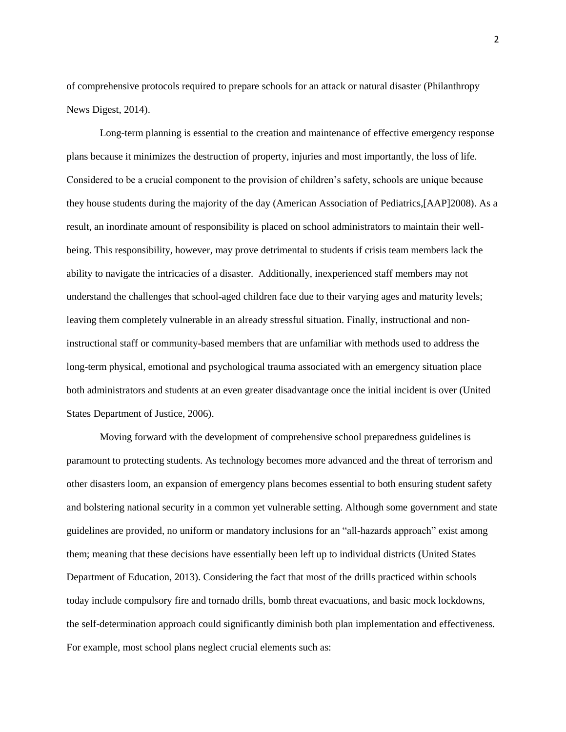of comprehensive protocols required to prepare schools for an attack or natural disaster (Philanthropy News Digest, 2014).

Long-term planning is essential to the creation and maintenance of effective emergency response plans because it minimizes the destruction of property, injuries and most importantly, the loss of life. Considered to be a crucial component to the provision of children's safety, schools are unique because they house students during the majority of the day (American Association of Pediatrics,[AAP]2008). As a result, an inordinate amount of responsibility is placed on school administrators to maintain their well-being. This responsibility, however, may prove detrimental to students if crisis team members lack the ability to navigate the intricacies of a disaster. Additionally, inexperienced staff members may not understand the challenges that school-aged children face due to their varying ages and maturity levels; leaving them completely vulnerable in an already stressful situation. Finally, instructional and non-instructional staff or community-based members that are unfamiliar with methods used to address the long-term physical, emotional and psychological trauma associated with an emergency situation place both administrators and students at an even greater disadvantage once the initial incident is over (United States Department of Justice, 2006).

Moving forward with the development of comprehensive school preparedness guidelines is paramount to protecting students. As technology becomes more advanced and the threat of terrorism and other disasters loom, an expansion of emergency plans becomes essential to both ensuring student safety and bolstering national security in a common yet vulnerable setting. Although some government and state guidelines are provided, no uniform or mandatory inclusions for an "all-hazards approach" exist among them; meaning that these decisions have essentially been left up to individual districts (United States Department of Education, 2013). Considering the fact that most of the drills practiced within schools today include compulsory fire and tornado drills, bomb threat evacuations, and basic mock lockdowns, the self-determination approach could significantly diminish both plan implementation and effectiveness. For example, most school plans neglect crucial elements such as: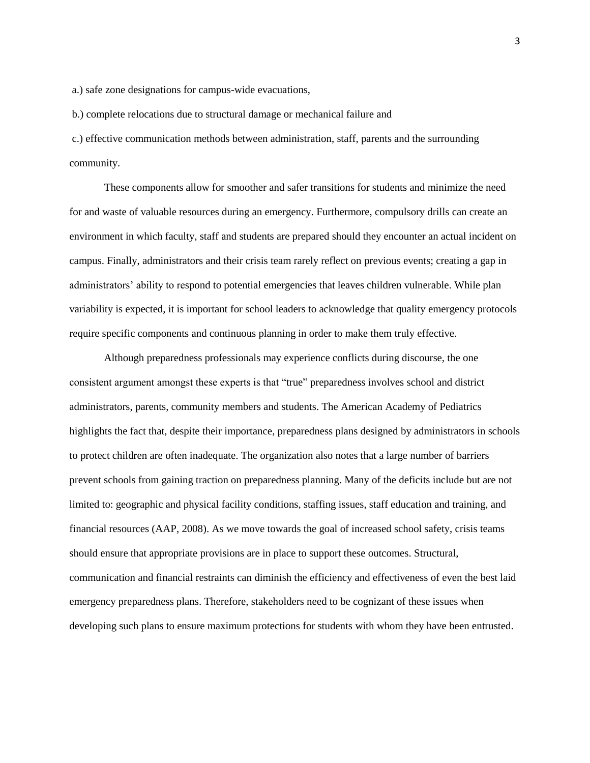a.) safe zone designations for campus-wide evacuations,

b.) complete relocations due to structural damage or mechanical failure and

c.) effective communication methods between administration, staff, parents and the surrounding community.

These components allow for smoother and safer transitions for students and minimize the need for and waste of valuable resources during an emergency. Furthermore, compulsory drills can create an environment in which faculty, staff and students are prepared should they encounter an actual incident on campus. Finally, administrators and their crisis team rarely reflect on previous events; creating a gap in administrators' ability to respond to potential emergencies that leaves children vulnerable. While plan variability is expected, it is important for school leaders to acknowledge that quality emergency protocols require specific components and continuous planning in order to make them truly effective.

Although preparedness professionals may experience conflicts during discourse, the one consistent argument amongst these experts is that "true" preparedness involves school and district administrators, parents, community members and students. The American Academy of Pediatrics highlights the fact that, despite their importance, preparedness plans designed by administrators in schools to protect children are often inadequate. The organization also notes that a large number of barriers prevent schools from gaining traction on preparedness planning. Many of the deficits include but are not limited to: geographic and physical facility conditions, staffing issues, staff education and training, and financial resources (AAP, 2008). As we move towards the goal of increased school safety, crisis teams should ensure that appropriate provisions are in place to support these outcomes. Structural, communication and financial restraints can diminish the efficiency and effectiveness of even the best laid emergency preparedness plans. Therefore, stakeholders need to be cognizant of these issues when developing such plans to ensure maximum protections for students with whom they have been entrusted.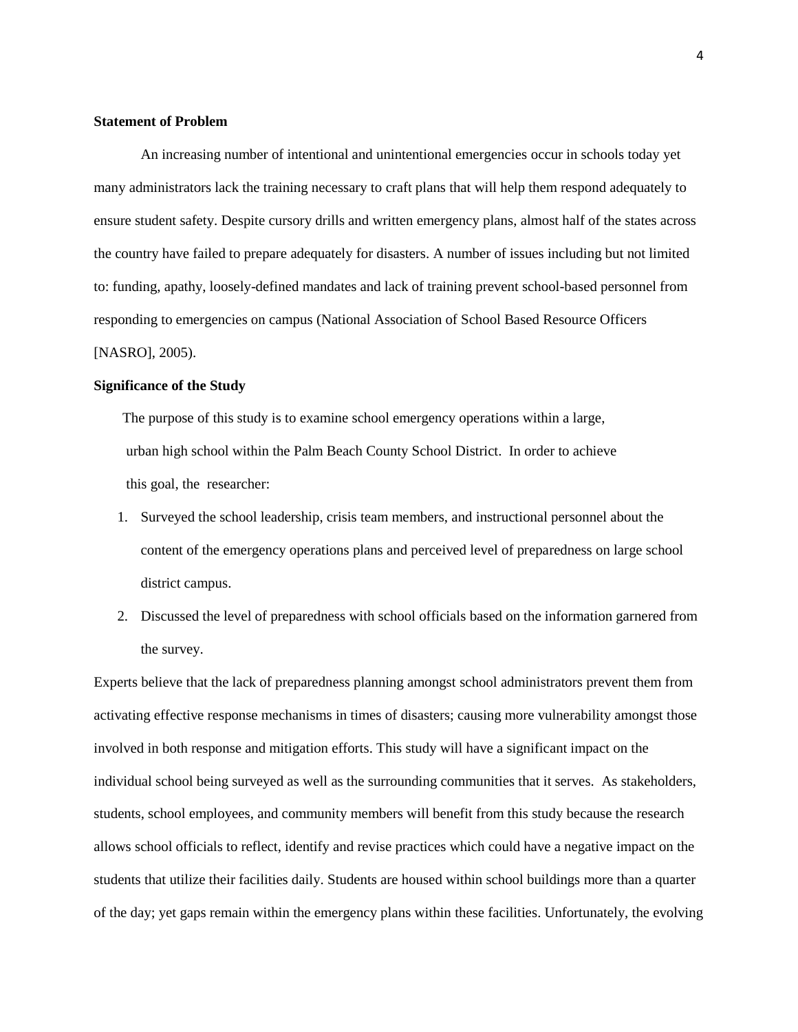**Statement of Problem**

An increasing number of intentional and unintentional emergencies occur in schools today yet many administrators lack the training necessary to craft plans that will help them respond adequately to ensure student safety. Despite cursory drills and written emergency plans, almost half of the states across the country have failed to prepare adequately for disasters. A number of issues including but not limited to: funding, apathy, loosely-defined mandates and lack of training prevent school-based personnel from responding to emergencies on campus (National Association of School Based Resource Officers [NASRO], 2005).

**Significance of the Study**

The purpose of this study is to examine school emergency operations within a large, urban high school within the Palm Beach County School District. In order to achieve this goal, the researcher:

1. Surveyed the school leadership, crisis team members, and instructional personnel about the content of the emergency operations plans and perceived level of preparedness on large school district campus.
2. Discussed the level of preparedness with school officials based on the information garnered from the survey.

Experts believe that the lack of preparedness planning amongst school administrators prevent them from activating effective response mechanisms in times of disasters; causing more vulnerability amongst those involved in both response and mitigation efforts. This study will have a significant impact on the individual school being surveyed as well as the surrounding communities that it serves. As stakeholders, students, school employees, and community members will benefit from this study because the research allows school officials to reflect, identify and revise practices which could have a negative impact on the students that utilize their facilities daily. Students are housed within school buildings more than a quarter of the day; yet gaps remain within the emergency plans within these facilities. Unfortunately, the evolving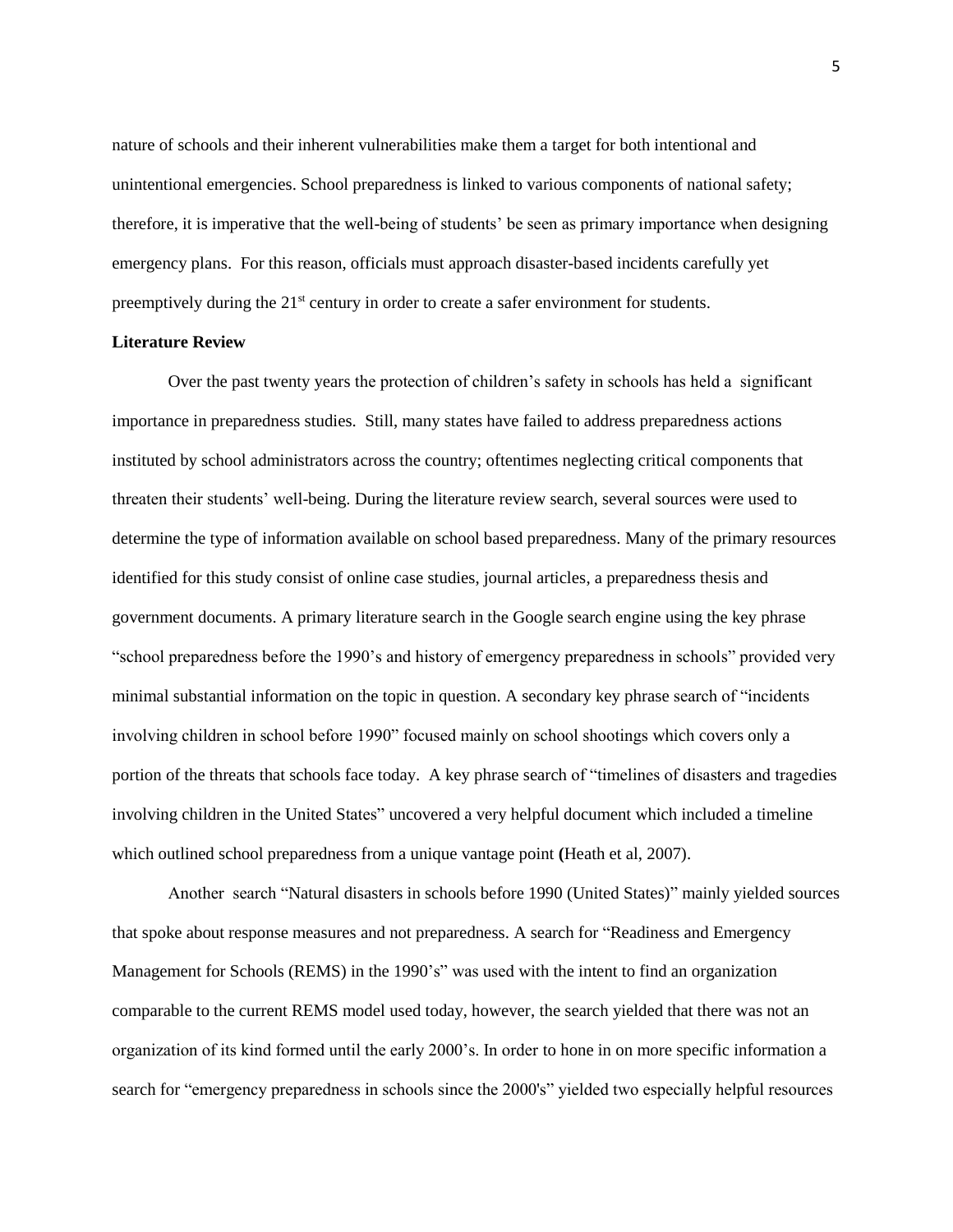nature of schools and their inherent vulnerabilities make them a target for both intentional and unintentional emergencies. School preparedness is linked to various components of national safety; therefore, it is imperative that the well-being of students' be seen as primary importance when designing emergency plans. For this reason, officials must approach disaster-based incidents carefully yet preemptively during the 21st century in order to create a safer environment for students.

**Literature Review**

Over the past twenty years the protection of children's safety in schools has held a significant importance in preparedness studies. Still, many states have failed to address preparedness actions instituted by school administrators across the country; oftentimes neglecting critical components that threaten their students' well-being. During the literature review search, several sources were used to determine the type of information available on school based preparedness. Many of the primary resources identified for this study consist of online case studies, journal articles, a preparedness thesis and government documents. A primary literature search in the Google search engine using the key phrase "school preparedness before the 1990's and history of emergency preparedness in schools" provided very minimal substantial information on the topic in question. A secondary key phrase search of "incidents involving children in school before 1990" focused mainly on school shootings which covers only a portion of the threats that schools face today. A key phrase search of "timelines of disasters and tragedies involving children in the United States" uncovered a very helpful document which included a timeline which outlined school preparedness from a unique vantage point (Heath et al, 2007).

Another search "Natural disasters in schools before 1990 (United States)" mainly yielded sources that spoke about response measures and not preparedness. A search for "Readiness and Emergency Management for Schools (REMS) in the 1990's" was used with the intent to find an organization comparable to the current REMS model used today, however, the search yielded that there was not an organization of its kind formed until the early 2000's. In order to hone in on more specific information a search for "emergency preparedness in schools since the 2000's" yielded two especially helpful resources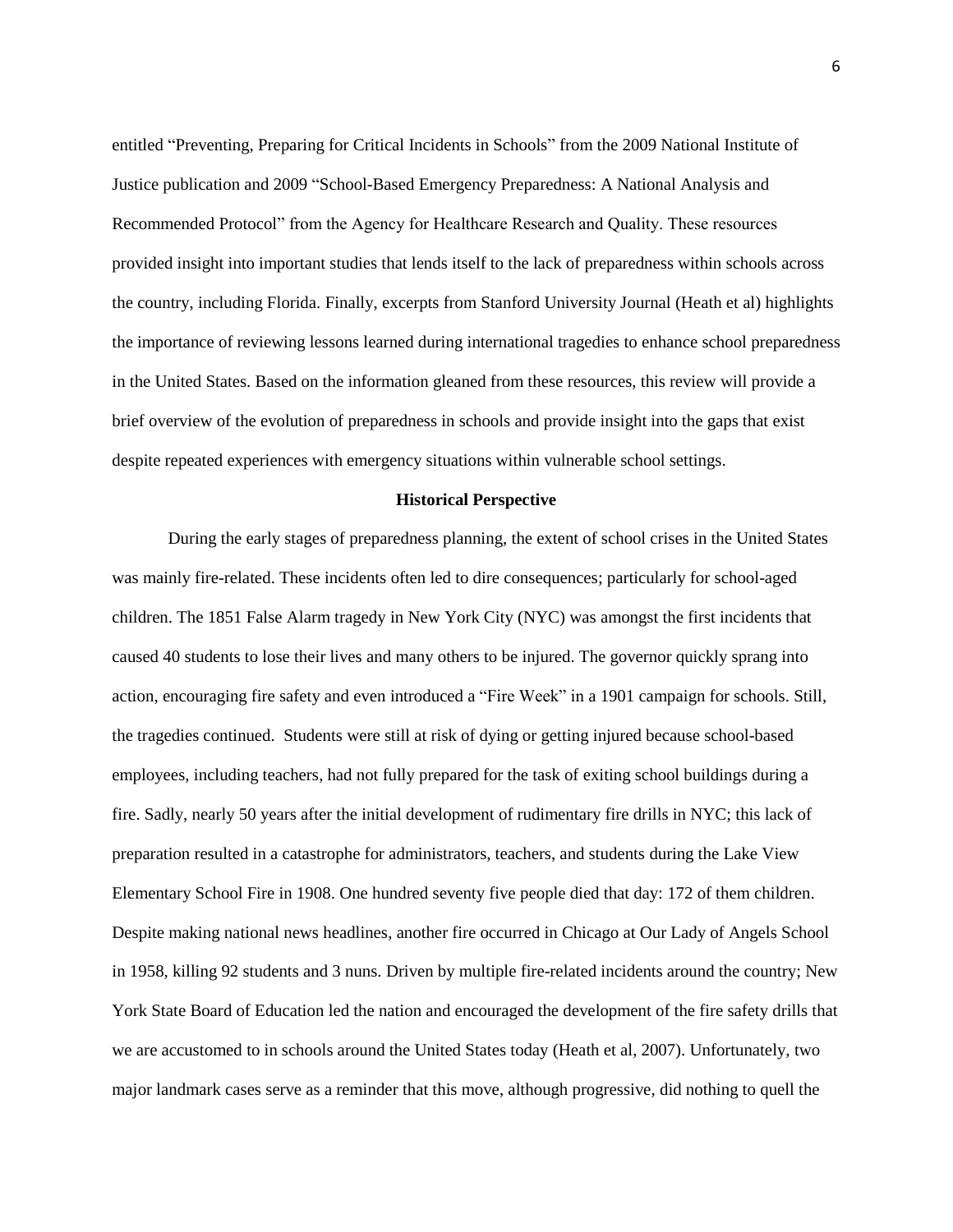entitled "Preventing, Preparing for Critical Incidents in Schools" from the 2009 National Institute of Justice publication and 2009 "School-Based Emergency Preparedness: A National Analysis and Recommended Protocol" from the Agency for Healthcare Research and Quality. These resources provided insight into important studies that lends itself to the lack of preparedness within schools across the country, including Florida. Finally, excerpts from Stanford University Journal (Heath et al) highlights the importance of reviewing lessons learned during international tragedies to enhance school preparedness in the United States. Based on the information gleaned from these resources, this review will provide a brief overview of the evolution of preparedness in schools and provide insight into the gaps that exist despite repeated experiences with emergency situations within vulnerable school settings.

**Historical Perspective**

During the early stages of preparedness planning, the extent of school crises in the United States was mainly fire-related. These incidents often led to dire consequences; particularly for school-aged children. The 1851 False Alarm tragedy in New York City (NYC) was amongst the first incidents that caused 40 students to lose their lives and many others to be injured. The governor quickly sprang into action, encouraging fire safety and even introduced a "Fire Week" in a 1901 campaign for schools. Still, the tragedies continued. Students were still at risk of dying or getting injured because school-based employees, including teachers, had not fully prepared for the task of exiting school buildings during a fire. Sadly, nearly 50 years after the initial development of rudimentary fire drills in NYC; this lack of preparation resulted in a catastrophe for administrators, teachers, and students during the Lake View Elementary School Fire in 1908. One hundred seventy five people died that day: 172 of them children. Despite making national news headlines, another fire occurred in Chicago at Our Lady of Angels School in 1958, killing 92 students and 3 nuns. Driven by multiple fire-related incidents around the country; New York State Board of Education led the nation and encouraged the development of the fire safety drills that we are accustomed to in schools around the United States today (Heath et al, 2007). Unfortunately, two major landmark cases serve as a reminder that this move, although progressive, did nothing to quell the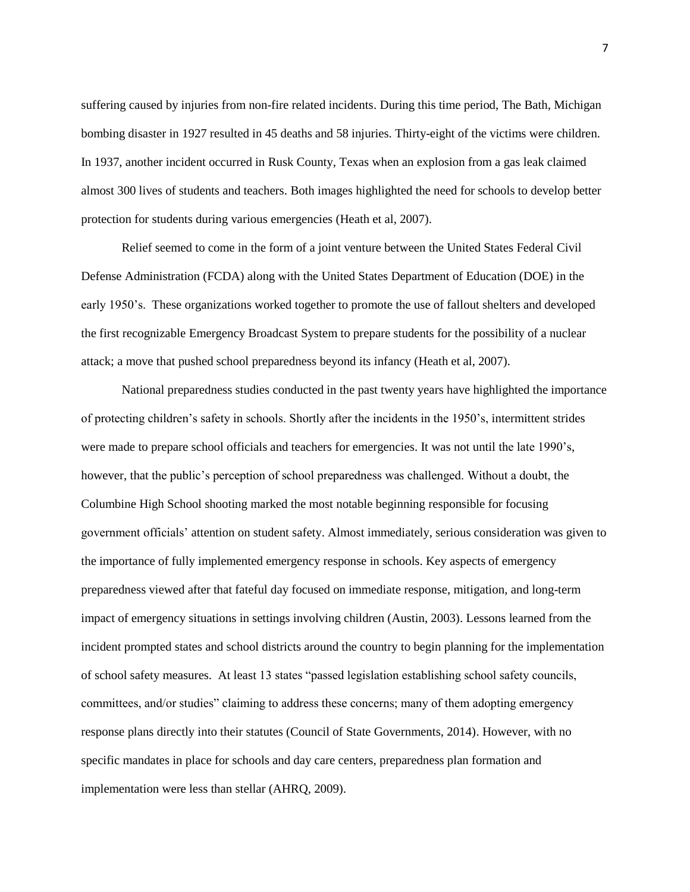suffering caused by injuries from non-fire related incidents. During this time period, The Bath, Michigan bombing disaster in 1927 resulted in 45 deaths and 58 injuries. Thirty-eight of the victims were children. In 1937, another incident occurred in Rusk County, Texas when an explosion from a gas leak claimed almost 300 lives of students and teachers. Both images highlighted the need for schools to develop better protection for students during various emergencies (Heath et al, 2007).

Relief seemed to come in the form of a joint venture between the United States Federal Civil Defense Administration (FCDA) along with the United States Department of Education (DOE) in the early 1950's. These organizations worked together to promote the use of fallout shelters and developed the first recognizable Emergency Broadcast System to prepare students for the possibility of a nuclear attack; a move that pushed school preparedness beyond its infancy (Heath et al, 2007).

National preparedness studies conducted in the past twenty years have highlighted the importance of protecting children's safety in schools. Shortly after the incidents in the 1950's, intermittent strides were made to prepare school officials and teachers for emergencies. It was not until the late 1990's, however, that the public's perception of school preparedness was challenged. Without a doubt, the Columbine High School shooting marked the most notable beginning responsible for focusing government officials' attention on student safety. Almost immediately, serious consideration was given to the importance of fully implemented emergency response in schools. Key aspects of emergency preparedness viewed after that fateful day focused on immediate response, mitigation, and long-term impact of emergency situations in settings involving children (Austin, 2003). Lessons learned from the incident prompted states and school districts around the country to begin planning for the implementation of school safety measures. At least 13 states "passed legislation establishing school safety councils, committees, and/or studies" claiming to address these concerns; many of them adopting emergency response plans directly into their statutes (Council of State Governments, 2014). However, with no specific mandates in place for schools and day care centers, preparedness plan formation and implementation were less than stellar (AHRQ, 2009).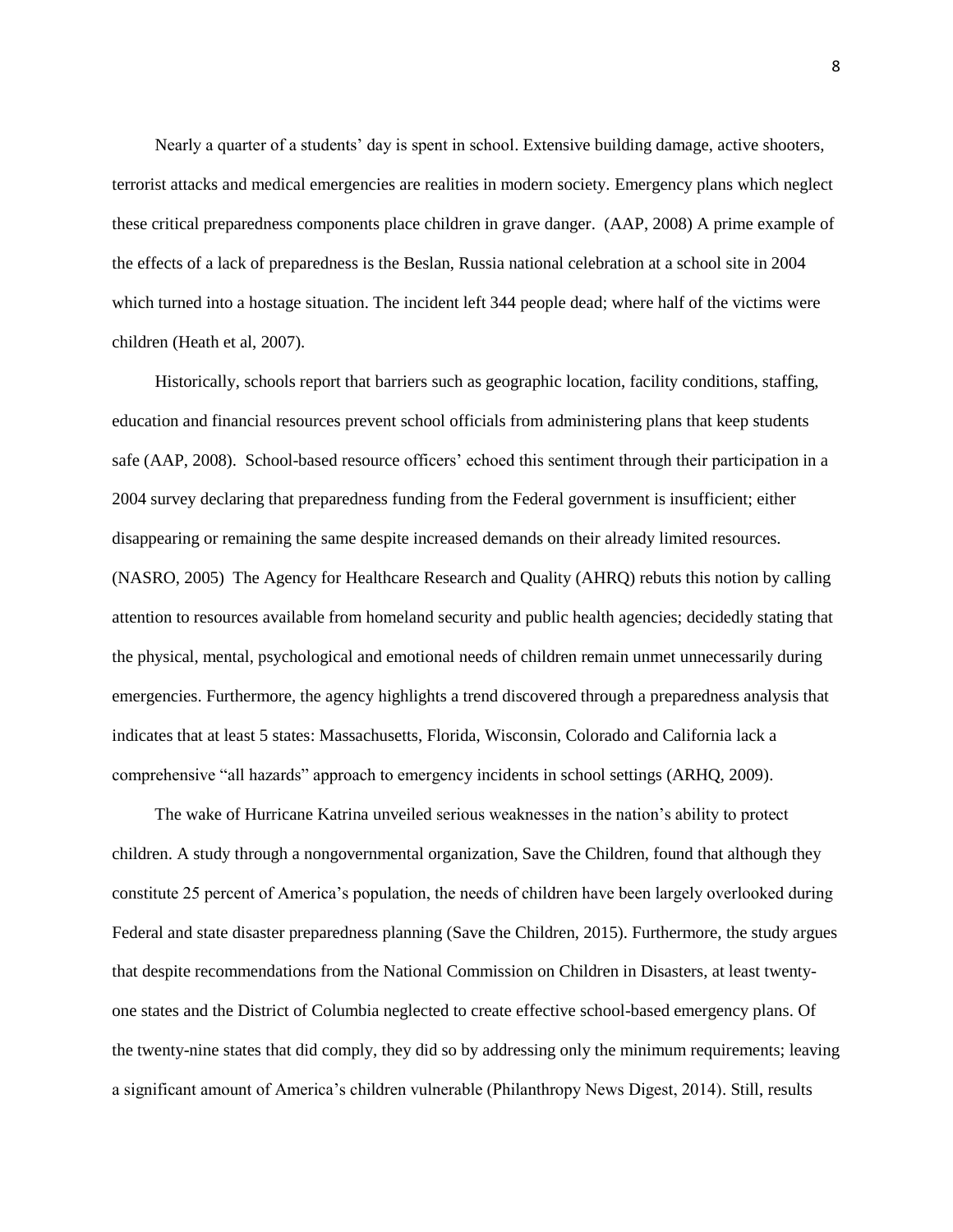Nearly a quarter of a students' day is spent in school. Extensive building damage, active shooters, terrorist attacks and medical emergencies are realities in modern society. Emergency plans which neglect these critical preparedness components place children in grave danger. (AAP, 2008) A prime example of the effects of a lack of preparedness is the Beslan, Russia national celebration at a school site in 2004 which turned into a hostage situation. The incident left 344 people dead; where half of the victims were children (Heath et al, 2007).

Historically, schools report that barriers such as geographic location, facility conditions, staffing, education and financial resources prevent school officials from administering plans that keep students safe (AAP, 2008). School-based resource officers' echoed this sentiment through their participation in a 2004 survey declaring that preparedness funding from the Federal government is insufficient; either disappearing or remaining the same despite increased demands on their already limited resources. (NASRO, 2005) The Agency for Healthcare Research and Quality (AHRQ) rebuts this notion by calling attention to resources available from homeland security and public health agencies; decidedly stating that the physical, mental, psychological and emotional needs of children remain unmet unnecessarily during emergencies. Furthermore, the agency highlights a trend discovered through a preparedness analysis that indicates that at least 5 states: Massachusetts, Florida, Wisconsin, Colorado and California lack a comprehensive "all hazards" approach to emergency incidents in school settings (ARHQ, 2009).

The wake of Hurricane Katrina unveiled serious weaknesses in the nation's ability to protect children. A study through a nongovernmental organization, Save the Children, found that although they constitute 25 percent of America's population, the needs of children have been largely overlooked during Federal and state disaster preparedness planning (Save the Children, 2015). Furthermore, the study argues that despite recommendations from the National Commission on Children in Disasters, at least twenty-one states and the District of Columbia neglected to create effective school-based emergency plans. Of the twenty-nine states that did comply, they did so by addressing only the minimum requirements; leaving a significant amount of America's children vulnerable (Philanthropy News Digest, 2014). Still, results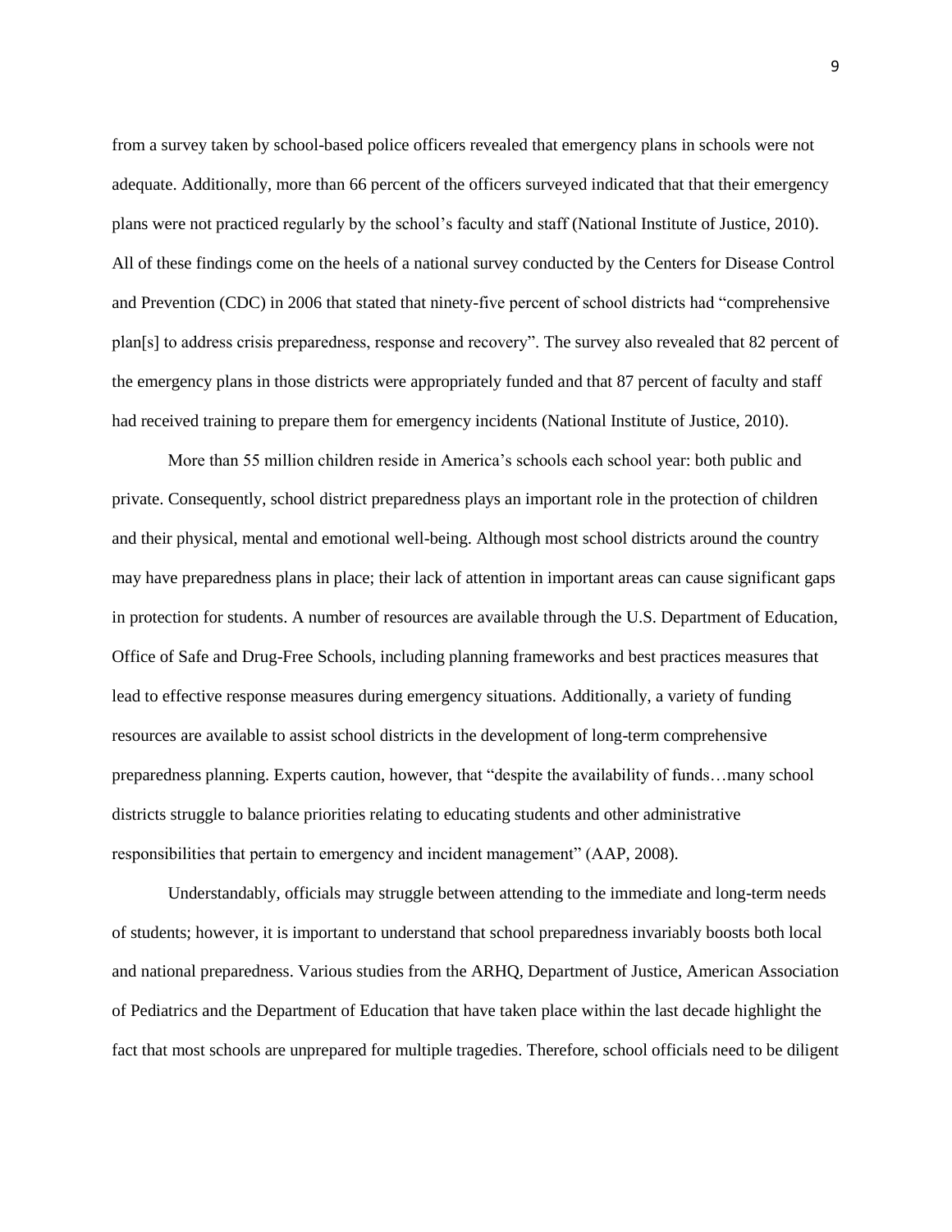from a survey taken by school-based police officers revealed that emergency plans in schools were not adequate. Additionally, more than 66 percent of the officers surveyed indicated that that their emergency plans were not practiced regularly by the school's faculty and staff (National Institute of Justice, 2010). All of these findings come on the heels of a national survey conducted by the Centers for Disease Control and Prevention (CDC) in 2006 that stated that ninety-five percent of school districts had "comprehensive plan[s] to address crisis preparedness, response and recovery". The survey also revealed that 82 percent of the emergency plans in those districts were appropriately funded and that 87 percent of faculty and staff had received training to prepare them for emergency incidents (National Institute of Justice, 2010).

More than 55 million children reside in America's schools each school year: both public and private. Consequently, school district preparedness plays an important role in the protection of children and their physical, mental and emotional well-being. Although most school districts around the country may have preparedness plans in place; their lack of attention in important areas can cause significant gaps in protection for students. A number of resources are available through the U.S. Department of Education, Office of Safe and Drug-Free Schools, including planning frameworks and best practices measures that lead to effective response measures during emergency situations. Additionally, a variety of funding resources are available to assist school districts in the development of long-term comprehensive preparedness planning. Experts caution, however, that "despite the availability of funds…many school districts struggle to balance priorities relating to educating students and other administrative responsibilities that pertain to emergency and incident management" (AAP, 2008).

Understandably, officials may struggle between attending to the immediate and long-term needs of students; however, it is important to understand that school preparedness invariably boosts both local and national preparedness. Various studies from the ARHQ, Department of Justice, American Association of Pediatrics and the Department of Education that have taken place within the last decade highlight the fact that most schools are unprepared for multiple tragedies. Therefore, school officials need to be diligent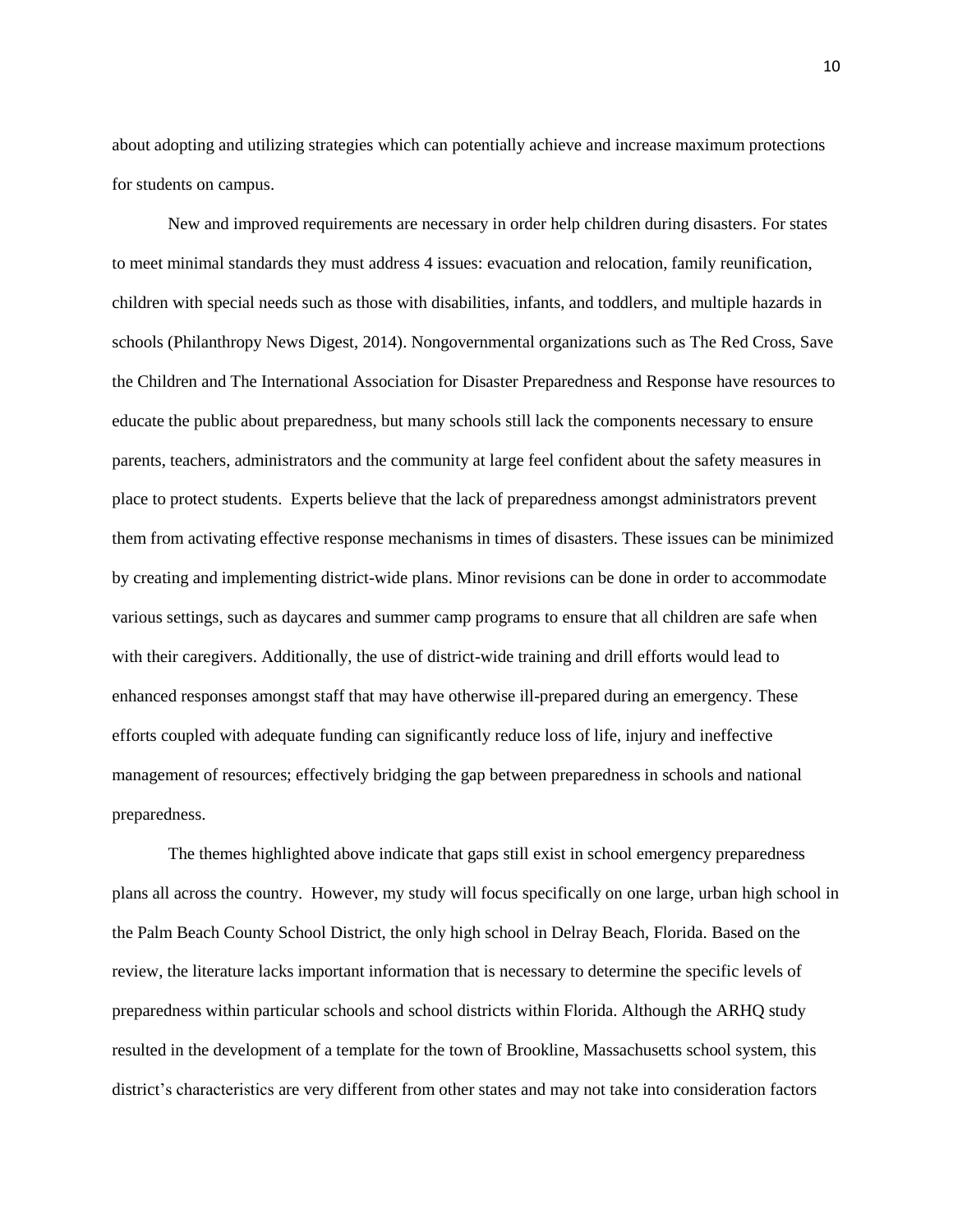about adopting and utilizing strategies which can potentially achieve and increase maximum protections for students on campus.

New and improved requirements are necessary in order help children during disasters. For states to meet minimal standards they must address 4 issues: evacuation and relocation, family reunification, children with special needs such as those with disabilities, infants, and toddlers, and multiple hazards in schools (Philanthropy News Digest, 2014). Nongovernmental organizations such as The Red Cross, Save the Children and The International Association for Disaster Preparedness and Response have resources to educate the public about preparedness, but many schools still lack the components necessary to ensure parents, teachers, administrators and the community at large feel confident about the safety measures in place to protect students. Experts believe that the lack of preparedness amongst administrators prevent them from activating effective response mechanisms in times of disasters. These issues can be minimized by creating and implementing district-wide plans. Minor revisions can be done in order to accommodate various settings, such as daycares and summer camp programs to ensure that all children are safe when with their caregivers. Additionally, the use of district-wide training and drill efforts would lead to enhanced responses amongst staff that may have otherwise ill-prepared during an emergency. These efforts coupled with adequate funding can significantly reduce loss of life, injury and ineffective management of resources; effectively bridging the gap between preparedness in schools and national preparedness.

The themes highlighted above indicate that gaps still exist in school emergency preparedness plans all across the country. However, my study will focus specifically on one large, urban high school in the Palm Beach County School District, the only high school in Delray Beach, Florida. Based on the review, the literature lacks important information that is necessary to determine the specific levels of preparedness within particular schools and school districts within Florida. Although the ARHQ study resulted in the development of a template for the town of Brookline, Massachusetts school system, this district's characteristics are very different from other states and may not take into consideration factors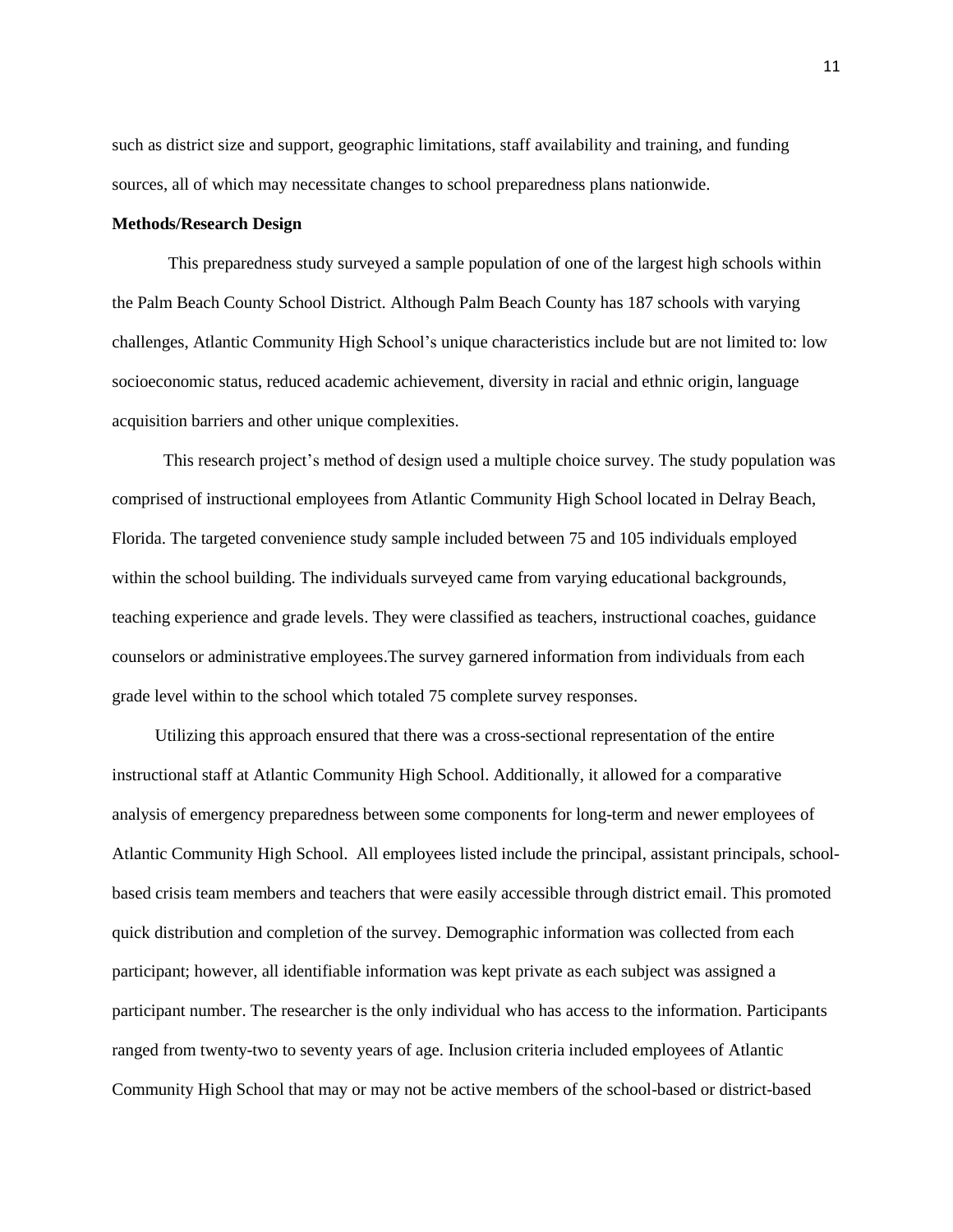such as district size and support, geographic limitations, staff availability and training, and funding sources, all of which may necessitate changes to school preparedness plans nationwide.

**Methods/Research Design**

This preparedness study surveyed a sample population of one of the largest high schools within the Palm Beach County School District. Although Palm Beach County has 187 schools with varying challenges, Atlantic Community High School's unique characteristics include but are not limited to: low socioeconomic status, reduced academic achievement, diversity in racial and ethnic origin, language acquisition barriers and other unique complexities.

This research project's method of design used a multiple choice survey. The study population was comprised of instructional employees from Atlantic Community High School located in Delray Beach, Florida. The targeted convenience study sample included between 75 and 105 individuals employed within the school building. The individuals surveyed came from varying educational backgrounds, teaching experience and grade levels. They were classified as teachers, instructional coaches, guidance counselors or administrative employees.The survey garnered information from individuals from each grade level within to the school which totaled 75 complete survey responses.

Utilizing this approach ensured that there was a cross-sectional representation of the entire instructional staff at Atlantic Community High School. Additionally, it allowed for a comparative analysis of emergency preparedness between some components for long-term and newer employees of Atlantic Community High School. All employees listed include the principal, assistant principals, school-based crisis team members and teachers that were easily accessible through district email. This promoted quick distribution and completion of the survey. Demographic information was collected from each participant; however, all identifiable information was kept private as each subject was assigned a participant number. The researcher is the only individual who has access to the information. Participants ranged from twenty-two to seventy years of age. Inclusion criteria included employees of Atlantic Community High School that may or may not be active members of the school-based or district-based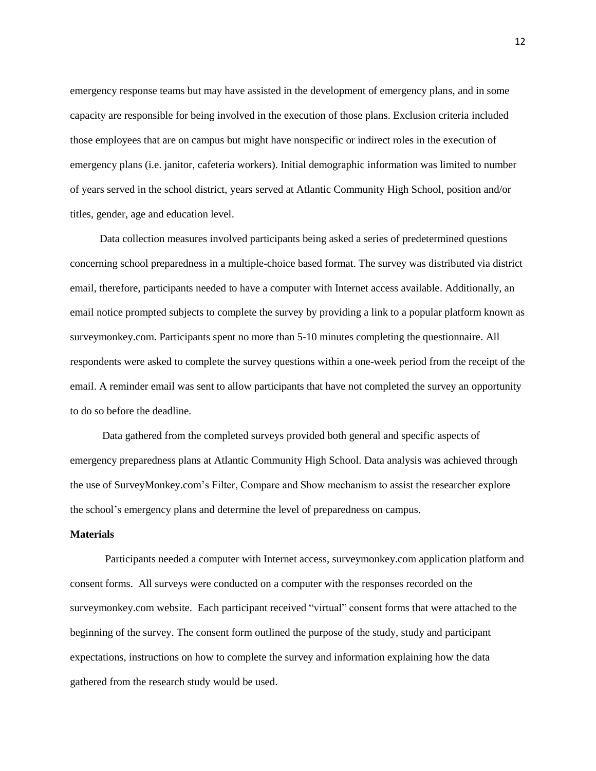emergency response teams but may have assisted in the development of emergency plans, and in some capacity are responsible for being involved in the execution of those plans. Exclusion criteria included those employees that are on campus but might have nonspecific or indirect roles in the execution of emergency plans (i.e. janitor, cafeteria workers). Initial demographic information was limited to number of years served in the school district, years served at Atlantic Community High School, position and/or titles, gender, age and education level.

Data collection measures involved participants being asked a series of predetermined questions concerning school preparedness in a multiple-choice based format. The survey was distributed via district email, therefore, participants needed to have a computer with Internet access available. Additionally, an email notice prompted subjects to complete the survey by providing a link to a popular platform known as surveymonkey.com. Participants spent no more than 5-10 minutes completing the questionnaire. All respondents were asked to complete the survey questions within a one-week period from the receipt of the email. A reminder email was sent to allow participants that have not completed the survey an opportunity to do so before the deadline.

Data gathered from the completed surveys provided both general and specific aspects of emergency preparedness plans at Atlantic Community High School. Data analysis was achieved through the use of SurveyMonkey.com's Filter, Compare and Show mechanism to assist the researcher explore the school's emergency plans and determine the level of preparedness on campus.

**Materials**

Participants needed a computer with Internet access, surveymonkey.com application platform and consent forms. All surveys were conducted on a computer with the responses recorded on the surveymonkey.com website. Each participant received "virtual" consent forms that were attached to the beginning of the survey. The consent form outlined the purpose of the study, study and participant expectations, instructions on how to complete the survey and information explaining how the data gathered from the research study would be used.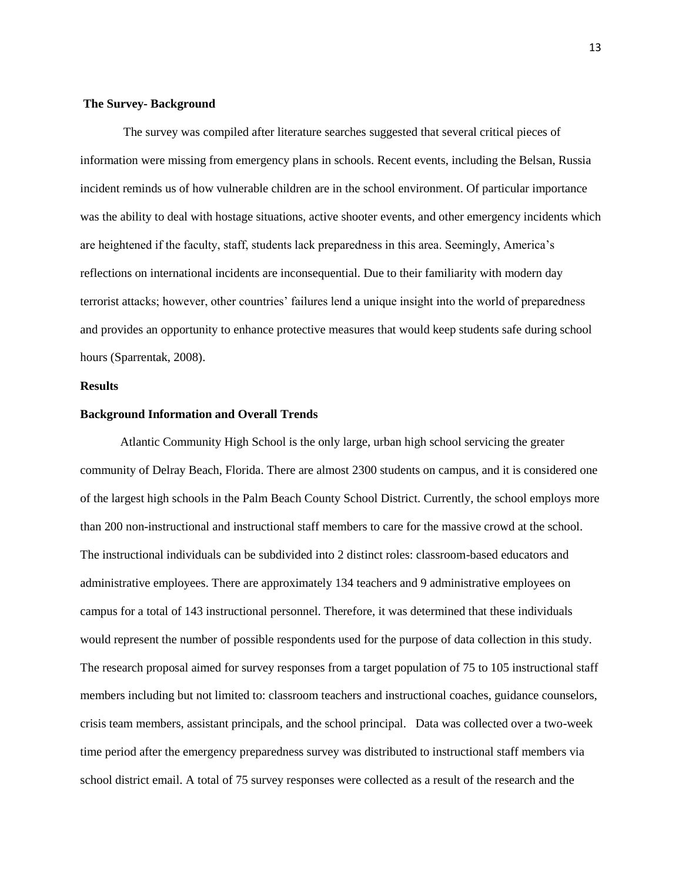**The Survey- Background**

The survey was compiled after literature searches suggested that several critical pieces of information were missing from emergency plans in schools. Recent events, including the Belsan, Russia incident reminds us of how vulnerable children are in the school environment. Of particular importance was the ability to deal with hostage situations, active shooter events, and other emergency incidents which are heightened if the faculty, staff, students lack preparedness in this area. Seemingly, America's reflections on international incidents are inconsequential. Due to their familiarity with modern day terrorist attacks; however, other countries' failures lend a unique insight into the world of preparedness and provides an opportunity to enhance protective measures that would keep students safe during school hours (Sparrentak, 2008).

**Results**

**Background Information and Overall Trends**

Atlantic Community High School is the only large, urban high school servicing the greater community of Delray Beach, Florida. There are almost 2300 students on campus, and it is considered one of the largest high schools in the Palm Beach County School District. Currently, the school employs more than 200 non-instructional and instructional staff members to care for the massive crowd at the school. The instructional individuals can be subdivided into 2 distinct roles: classroom-based educators and administrative employees. There are approximately 134 teachers and 9 administrative employees on campus for a total of 143 instructional personnel. Therefore, it was determined that these individuals would represent the number of possible respondents used for the purpose of data collection in this study. The research proposal aimed for survey responses from a target population of 75 to 105 instructional staff members including but not limited to: classroom teachers and instructional coaches, guidance counselors, crisis team members, assistant principals, and the school principal. Data was collected over a two-week time period after the emergency preparedness survey was distributed to instructional staff members via school district email. A total of 75 survey responses were collected as a result of the research and the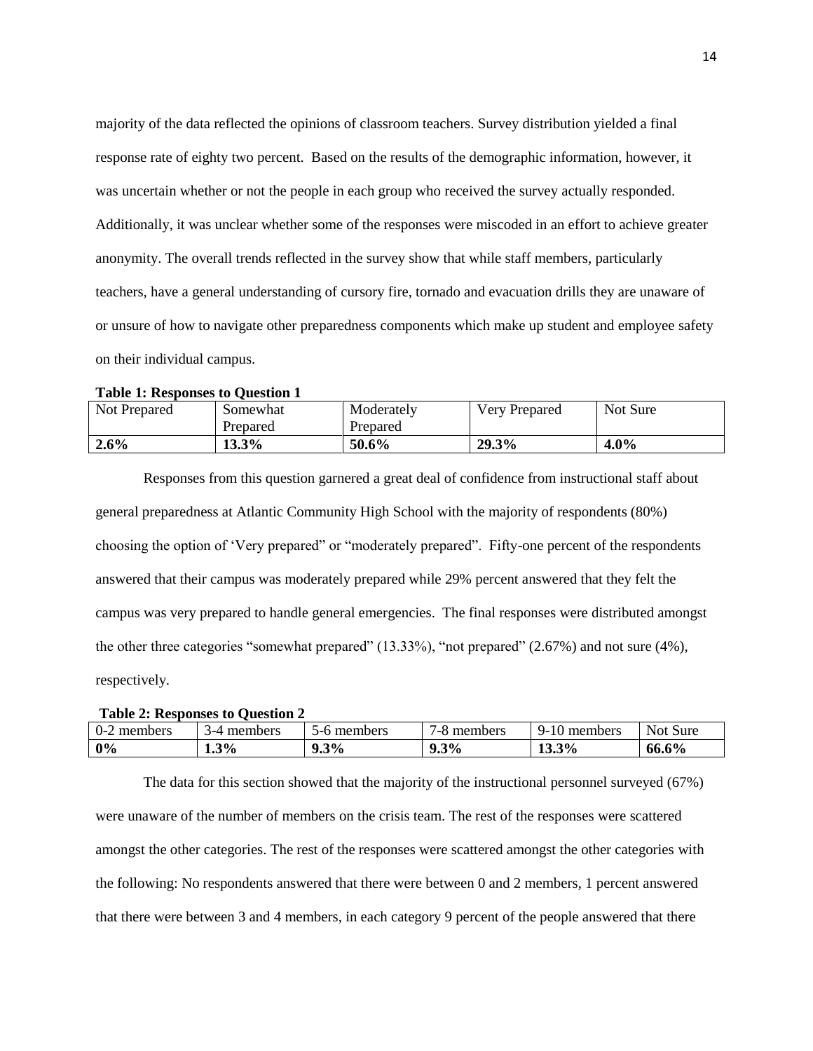majority of the data reflected the opinions of classroom teachers. Survey distribution yielded a final response rate of eighty two percent. Based on the results of the demographic information, however, it was uncertain whether or not the people in each group who received the survey actually responded. Additionally, it was unclear whether some of the responses were miscoded in an effort to achieve greater anonymity. The overall trends reflected in the survey show that while staff members, particularly teachers, have a general understanding of cursory fire, tornado and evacuation drills they are unaware of or unsure of how to navigate other preparedness components which make up student and employee safety on their individual campus.

**Table 1: Responses to Question 1**

| Not Prepared | Somewhat Prepared | Moderately Prepared | Very Prepared | Not Sure |
|---|---|---|---|---|
| **2.6%** | **13.3%** | **50.6%** | **29.3%** | **4.0%** |

Responses from this question garnered a great deal of confidence from instructional staff about general preparedness at Atlantic Community High School with the majority of respondents (80%) choosing the option of 'Very prepared" or "moderately prepared". Fifty-one percent of the respondents answered that their campus was moderately prepared while 29% percent answered that they felt the campus was very prepared to handle general emergencies. The final responses were distributed amongst the other three categories "somewhat prepared" (13.33%), "not prepared" (2.67%) and not sure (4%), respectively.

**Table 2: Responses to Question 2**

| 0-2 members | 3-4 members | 5-6 members | 7-8 members | 9-10 members | Not Sure |
|---|---|---|---|---|---|
| **0%** | **1.3%** | **9.3%** | **9.3%** | **13.3%** | **66.6%** |

The data for this section showed that the majority of the instructional personnel surveyed (67%) were unaware of the number of members on the crisis team. The rest of the responses were scattered amongst the other categories. The rest of the responses were scattered amongst the other categories with the following: No respondents answered that there were between 0 and 2 members, 1 percent answered that there were between 3 and 4 members, in each category 9 percent of the people answered that there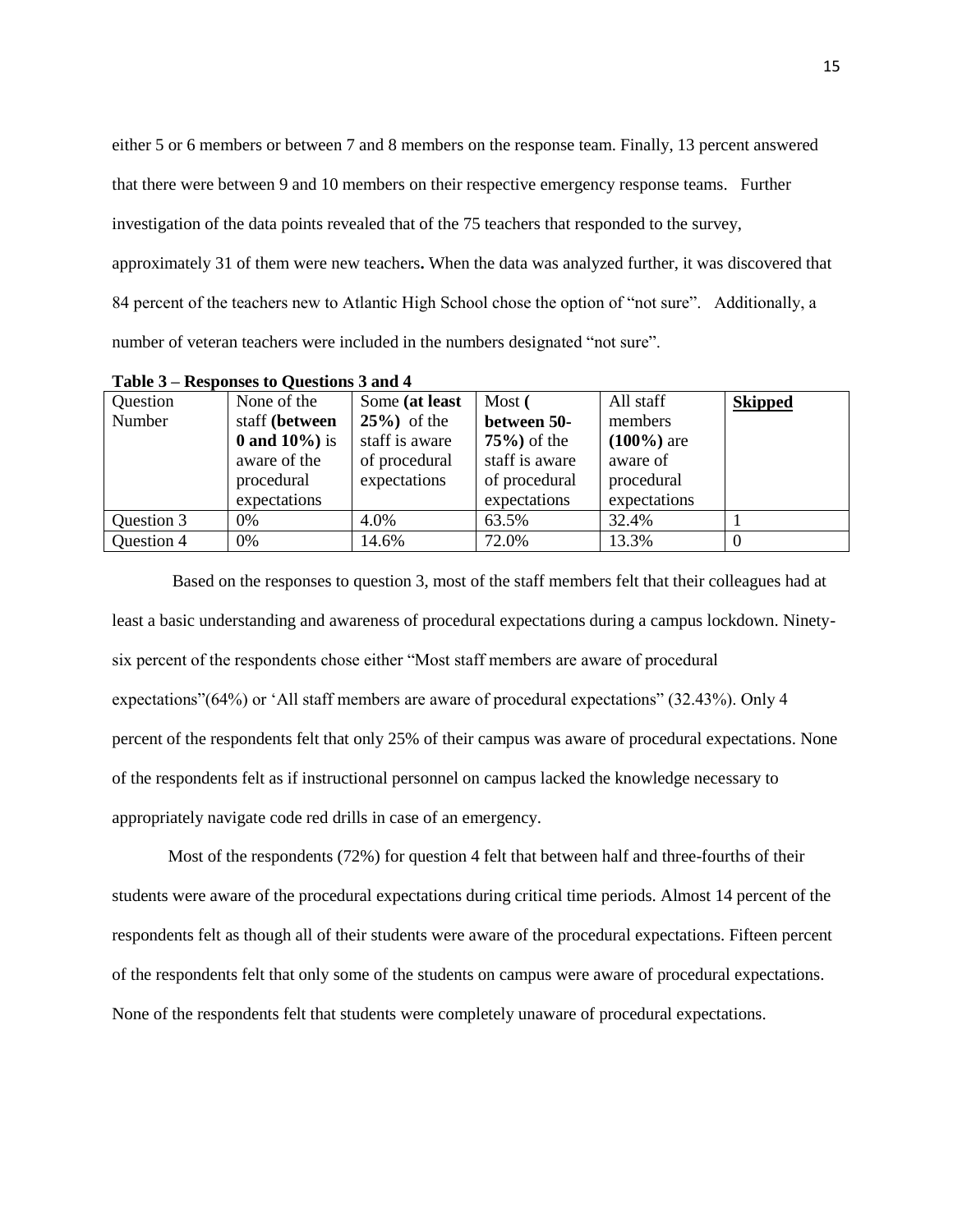either 5 or 6 members or between 7 and 8 members on the response team. Finally, 13 percent answered that there were between 9 and 10 members on their respective emergency response teams. Further investigation of the data points revealed that of the 75 teachers that responded to the survey, approximately 31 of them were new teachers**.** When the data was analyzed further, it was discovered that 84 percent of the teachers new to Atlantic High School chose the option of "not sure". Additionally, a number of veteran teachers were included in the numbers designated "not sure".

**Table 3 – Responses to Questions 3 and 4**

| Question Number | None of the staff **(between 0 and 10%)** is aware of the procedural expectations | Some **(at least 25%)** of the staff is aware of procedural expectations | Most **( between 50-75%)** of the staff is aware of procedural expectations | All staff members **(100%)** are aware of procedural expectations | **Skipped** |
|---|---|---|---|---|---|
| Question 3 | 0% | 4.0% | 63.5% | 32.4% | 1 |
| Question 4 | 0% | 14.6% | 72.0% | 13.3% | 0 |

Based on the responses to question 3, most of the staff members felt that their colleagues had at least a basic understanding and awareness of procedural expectations during a campus lockdown. Ninety-six percent of the respondents chose either "Most staff members are aware of procedural expectations"(64%) or 'All staff members are aware of procedural expectations" (32.43%). Only 4 percent of the respondents felt that only 25% of their campus was aware of procedural expectations. None of the respondents felt as if instructional personnel on campus lacked the knowledge necessary to appropriately navigate code red drills in case of an emergency.

Most of the respondents (72%) for question 4 felt that between half and three-fourths of their students were aware of the procedural expectations during critical time periods. Almost 14 percent of the respondents felt as though all of their students were aware of the procedural expectations. Fifteen percent of the respondents felt that only some of the students on campus were aware of procedural expectations. None of the respondents felt that students were completely unaware of procedural expectations.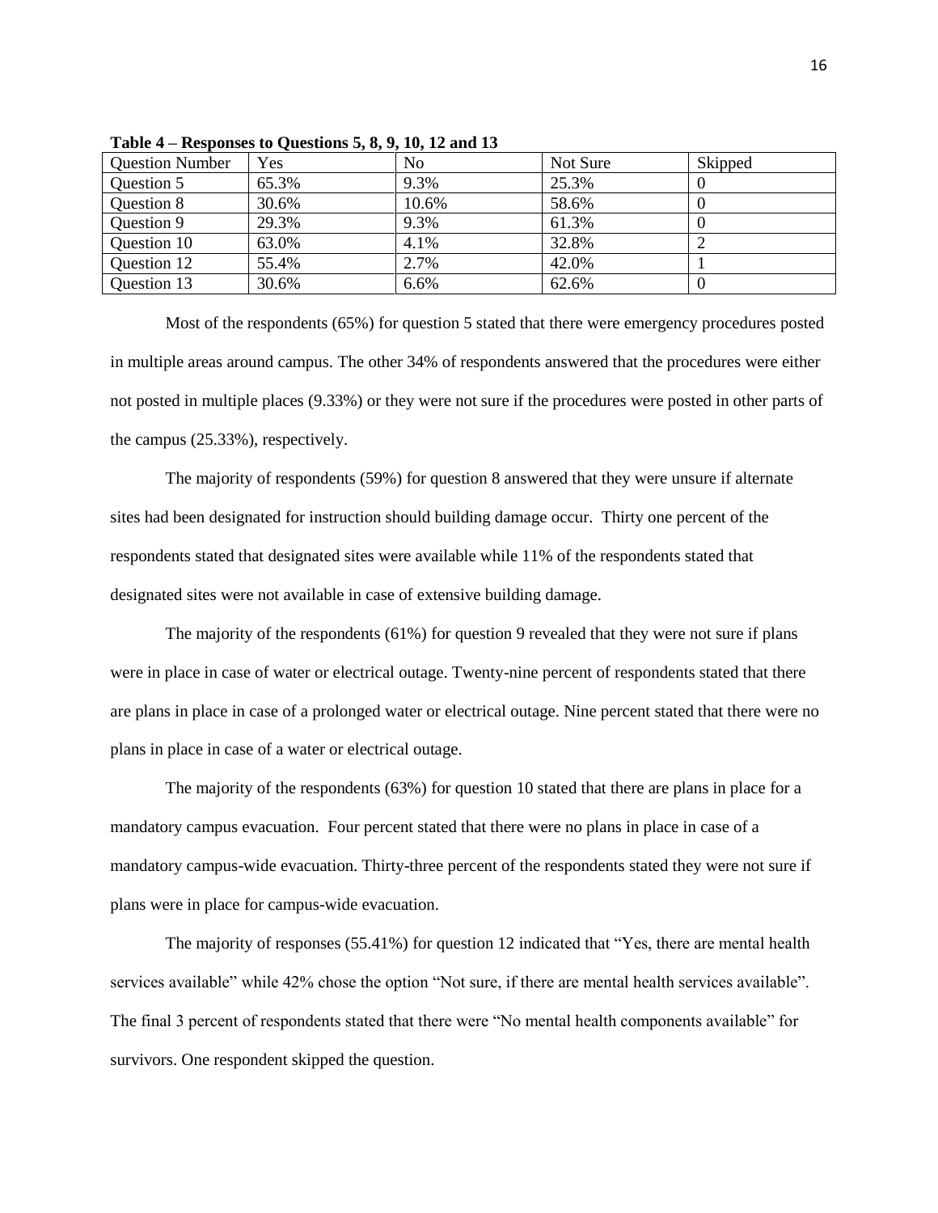**Table 4 – Responses to Questions 5, 8, 9, 10, 12 and 13**

| Question Number | Yes | No | Not Sure | Skipped |
|---|---|---|---|---|
| Question 5 | 65.3% | 9.3% | 25.3% | 0 |
| Question 8 | 30.6% | 10.6% | 58.6% | 0 |
| Question 9 | 29.3% | 9.3% | 61.3% | 0 |
| Question 10 | 63.0% | 4.1% | 32.8% | 2 |
| Question 12 | 55.4% | 2.7% | 42.0% | 1 |
| Question 13 | 30.6% | 6.6% | 62.6% | 0 |

Most of the respondents (65%) for question 5 stated that there were emergency procedures posted in multiple areas around campus. The other 34% of respondents answered that the procedures were either not posted in multiple places (9.33%) or they were not sure if the procedures were posted in other parts of the campus (25.33%), respectively.

The majority of respondents (59%) for question 8 answered that they were unsure if alternate sites had been designated for instruction should building damage occur. Thirty one percent of the respondents stated that designated sites were available while 11% of the respondents stated that designated sites were not available in case of extensive building damage.

The majority of the respondents (61%) for question 9 revealed that they were not sure if plans were in place in case of water or electrical outage. Twenty-nine percent of respondents stated that there are plans in place in case of a prolonged water or electrical outage. Nine percent stated that there were no plans in place in case of a water or electrical outage.

The majority of the respondents (63%) for question 10 stated that there are plans in place for a mandatory campus evacuation. Four percent stated that there were no plans in place in case of a mandatory campus-wide evacuation. Thirty-three percent of the respondents stated they were not sure if plans were in place for campus-wide evacuation.

The majority of responses (55.41%) for question 12 indicated that "Yes, there are mental health services available" while 42% chose the option "Not sure, if there are mental health services available". The final 3 percent of respondents stated that there were "No mental health components available" for survivors. One respondent skipped the question.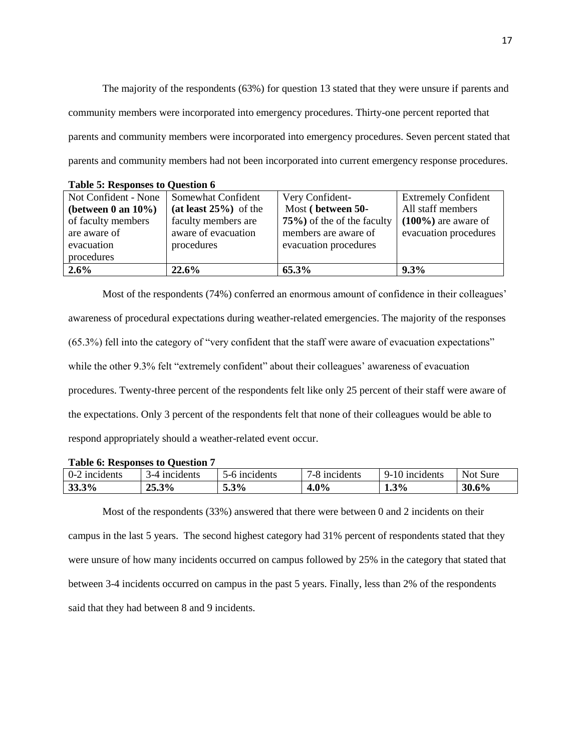The majority of the respondents (63%) for question 13 stated that they were unsure if parents and community members were incorporated into emergency procedures. Thirty-one percent reported that parents and community members were incorporated into emergency procedures. Seven percent stated that parents and community members had not been incorporated into current emergency response procedures.

**Table 5: Responses to Question 6**

| Not Confident - None **(between 0 an 10%)** of faculty members are aware of evacuation procedures | Somewhat Confident **(at least 25%)** of the faculty members are aware of evacuation procedures | Very Confident- Most **( between 50-75%)** of the of the faculty members are aware of evacuation procedures | Extremely Confident All staff members **(100%)** are aware of evacuation procedures |
|---|---|---|---|
| **2.6%** | **22.6%** | **65.3%** | **9.3%** |

Most of the respondents (74%) conferred an enormous amount of confidence in their colleagues' awareness of procedural expectations during weather-related emergencies. The majority of the responses (65.3%) fell into the category of "very confident that the staff were aware of evacuation expectations" while the other 9.3% felt "extremely confident" about their colleagues' awareness of evacuation procedures. Twenty-three percent of the respondents felt like only 25 percent of their staff were aware of the expectations. Only 3 percent of the respondents felt that none of their colleagues would be able to respond appropriately should a weather-related event occur.

**Table 6: Responses to Question 7**

| 0-2 incidents | 3-4 incidents | 5-6 incidents | 7-8 incidents | 9-10 incidents | Not Sure |
|---|---|---|---|---|---|
| **33.3%** | **25.3%** | **5.3%** | **4.0%** | **1.3%** | **30.6%** |

Most of the respondents (33%) answered that there were between 0 and 2 incidents on their campus in the last 5 years. The second highest category had 31% percent of respondents stated that they were unsure of how many incidents occurred on campus followed by 25% in the category that stated that between 3-4 incidents occurred on campus in the past 5 years. Finally, less than 2% of the respondents said that they had between 8 and 9 incidents.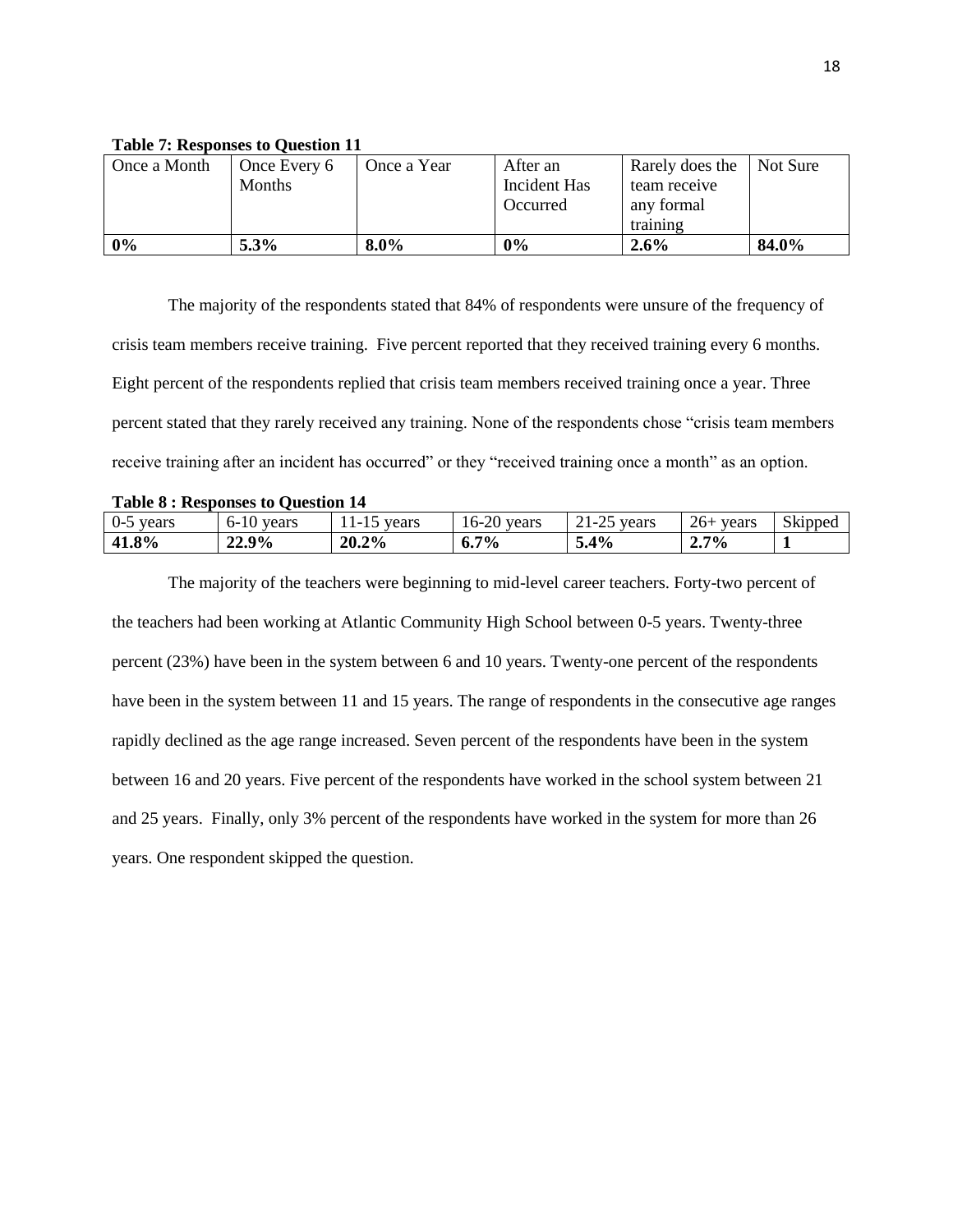**Table 7: Responses to Question 11**

| Once a Month | Once Every 6 Months | Once a Year | After an Incident Has Occurred | Rarely does the team receive any formal training | Not Sure |
|---|---|---|---|---|---|
| **0%** | **5.3%** | **8.0%** | **0%** | **2.6%** | **84.0%** |

The majority of the respondents stated that 84% of respondents were unsure of the frequency of crisis team members receive training. Five percent reported that they received training every 6 months. Eight percent of the respondents replied that crisis team members received training once a year. Three percent stated that they rarely received any training. None of the respondents chose "crisis team members receive training after an incident has occurred" or they "received training once a month" as an option.

**Table 8 : Responses to Question 14**

| 0-5 years | 6-10 years | 11-15 years | 16-20 years | 21-25 years | 26+ years | Skipped |
|---|---|---|---|---|---|---|
| **41.8%** | **22.9%** | **20.2%** | **6.7%** | **5.4%** | **2.7%** | **1** |

The majority of the teachers were beginning to mid-level career teachers. Forty-two percent of the teachers had been working at Atlantic Community High School between 0-5 years. Twenty-three percent (23%) have been in the system between 6 and 10 years. Twenty-one percent of the respondents have been in the system between 11 and 15 years. The range of respondents in the consecutive age ranges rapidly declined as the age range increased. Seven percent of the respondents have been in the system between 16 and 20 years. Five percent of the respondents have worked in the school system between 21 and 25 years. Finally, only 3% percent of the respondents have worked in the system for more than 26 years. One respondent skipped the question.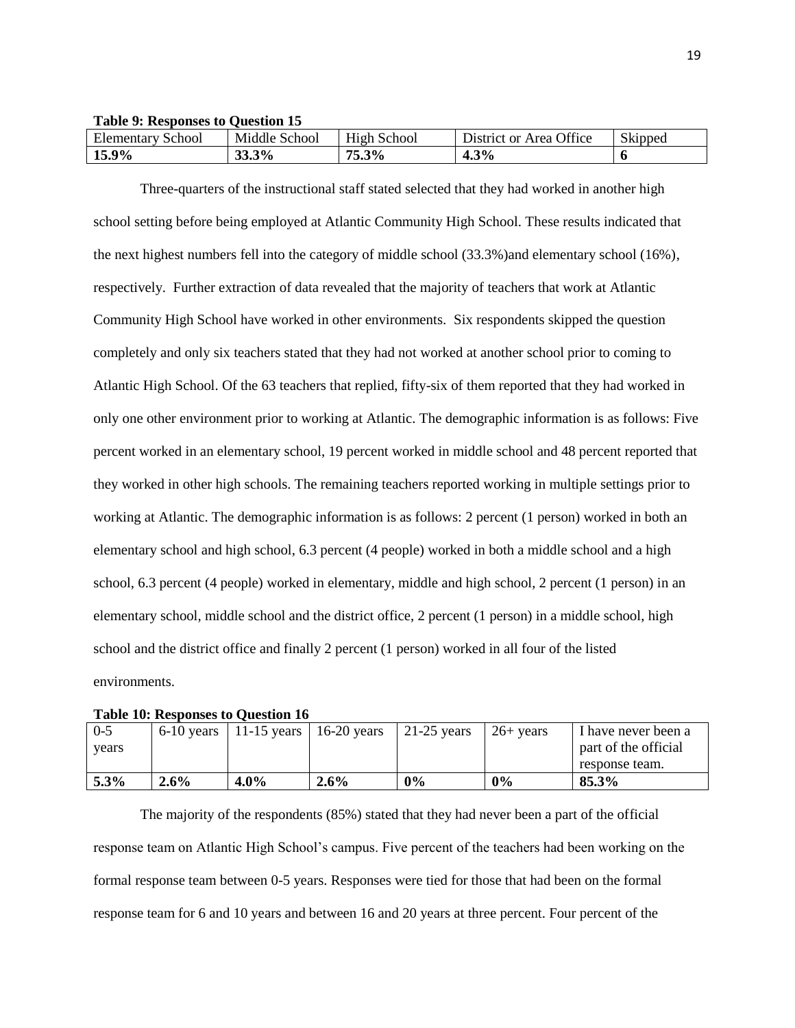**Table 9: Responses to Question 15**

| Elementary School | Middle School | High School | District or Area Office | Skipped |
|---|---|---|---|---|
| **15.9%** | **33.3%** | **75.3%** | **4.3%** | **6** |

Three-quarters of the instructional staff stated selected that they had worked in another high school setting before being employed at Atlantic Community High School. These results indicated that the next highest numbers fell into the category of middle school (33.3%)and elementary school (16%), respectively. Further extraction of data revealed that the majority of teachers that work at Atlantic Community High School have worked in other environments. Six respondents skipped the question completely and only six teachers stated that they had not worked at another school prior to coming to Atlantic High School. Of the 63 teachers that replied, fifty-six of them reported that they had worked in only one other environment prior to working at Atlantic. The demographic information is as follows: Five percent worked in an elementary school, 19 percent worked in middle school and 48 percent reported that they worked in other high schools. The remaining teachers reported working in multiple settings prior to working at Atlantic. The demographic information is as follows: 2 percent (1 person) worked in both an elementary school and high school, 6.3 percent (4 people) worked in both a middle school and a high school, 6.3 percent (4 people) worked in elementary, middle and high school, 2 percent (1 person) in an elementary school, middle school and the district office, 2 percent (1 person) in a middle school, high school and the district office and finally 2 percent (1 person) worked in all four of the listed environments.

**Table 10: Responses to Question 16**

| 0-5 years | 6-10 years | 11-15 years | 16-20 years | 21-25 years | 26+ years | I have never been a part of the official response team. |
|---|---|---|---|---|---|---|
| **5.3%** | **2.6%** | **4.0%** | **2.6%** | **0%** | **0%** | **85.3%** |

The majority of the respondents (85%) stated that they had never been a part of the official response team on Atlantic High School's campus. Five percent of the teachers had been working on the formal response team between 0-5 years. Responses were tied for those that had been on the formal response team for 6 and 10 years and between 16 and 20 years at three percent. Four percent of the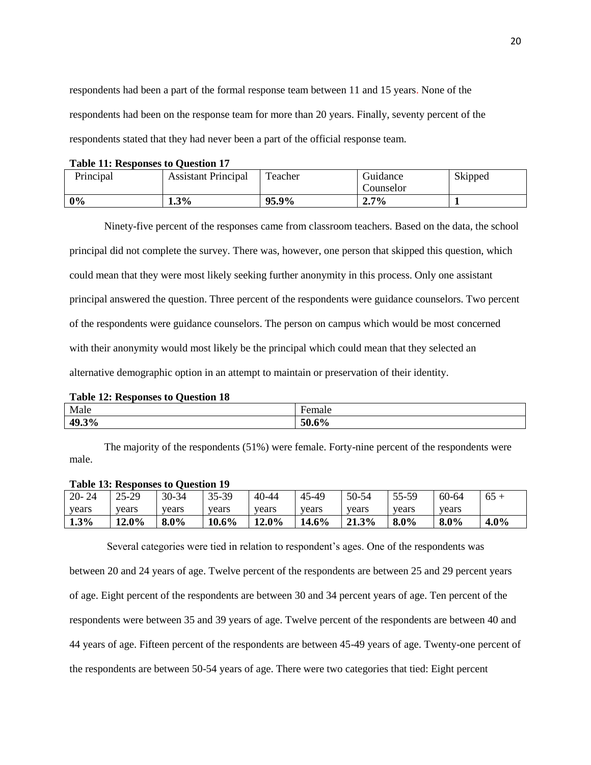respondents had been a part of the formal response team between 11 and 15 years. None of the respondents had been on the response team for more than 20 years. Finally, seventy percent of the respondents stated that they had never been a part of the official response team.

**Table 11: Responses to Question 17**

| Principal | Assistant Principal | Teacher | Guidance Counselor | Skipped |
|---|---|---|---|---|
| **0%** | **1.3%** | **95.9%** | **2.7%** | **1** |

Ninety-five percent of the responses came from classroom teachers. Based on the data, the school principal did not complete the survey. There was, however, one person that skipped this question, which could mean that they were most likely seeking further anonymity in this process. Only one assistant principal answered the question. Three percent of the respondents were guidance counselors. Two percent of the respondents were guidance counselors. The person on campus which would be most concerned with their anonymity would most likely be the principal which could mean that they selected an alternative demographic option in an attempt to maintain or preservation of their identity.

**Table 12: Responses to Question 18**

| Male | Female |
|---|---|
| **49.3%** | **50.6%** |

The majority of the respondents (51%) were female. Forty-nine percent of the respondents were male.

**Table 13: Responses to Question 19**

| 20- 24 years | 25-29 years | 30-34 years | 35-39 years | 40-44 years | 45-49 years | 50-54 years | 55-59 years | 60-64 years | 65 + |
|---|---|---|---|---|---|---|---|---|---|
| **1.3%** | **12.0%** | **8.0%** | **10.6%** | **12.0%** | **14.6%** | **21.3%** | **8.0%** | **8.0%** | **4.0%** |

Several categories were tied in relation to respondent's ages. One of the respondents was between 20 and 24 years of age. Twelve percent of the respondents are between 25 and 29 percent years of age. Eight percent of the respondents are between 30 and 34 percent years of age. Ten percent of the respondents were between 35 and 39 years of age. Twelve percent of the respondents are between 40 and 44 years of age. Fifteen percent of the respondents are between 45-49 years of age. Twenty-one percent of the respondents are between 50-54 years of age. There were two categories that tied: Eight percent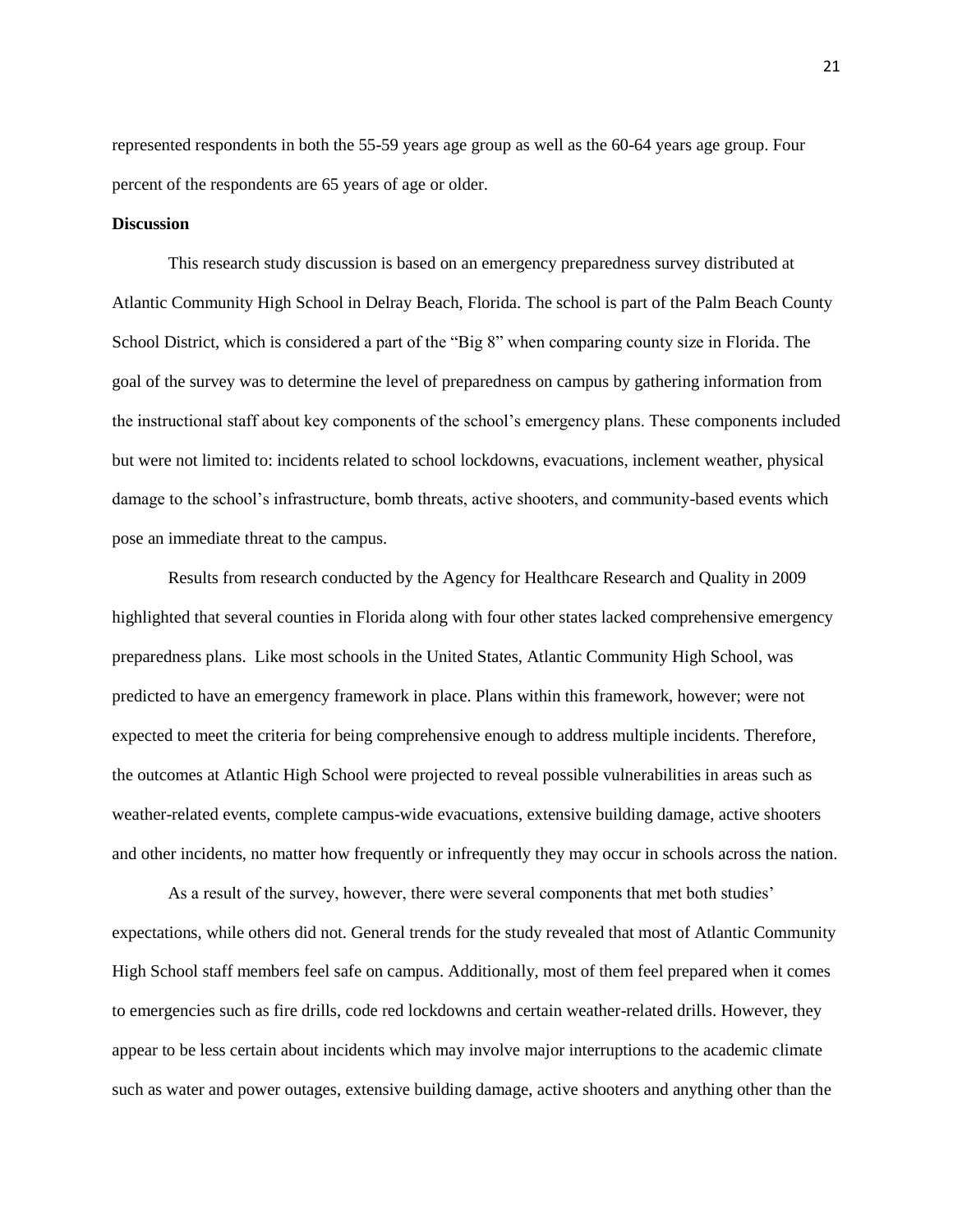represented respondents in both the 55-59 years age group as well as the 60-64 years age group. Four percent of the respondents are 65 years of age or older.

**Discussion**

This research study discussion is based on an emergency preparedness survey distributed at Atlantic Community High School in Delray Beach, Florida. The school is part of the Palm Beach County School District, which is considered a part of the "Big 8" when comparing county size in Florida. The goal of the survey was to determine the level of preparedness on campus by gathering information from the instructional staff about key components of the school's emergency plans. These components included but were not limited to: incidents related to school lockdowns, evacuations, inclement weather, physical damage to the school's infrastructure, bomb threats, active shooters, and community-based events which pose an immediate threat to the campus.

Results from research conducted by the Agency for Healthcare Research and Quality in 2009 highlighted that several counties in Florida along with four other states lacked comprehensive emergency preparedness plans. Like most schools in the United States, Atlantic Community High School, was predicted to have an emergency framework in place. Plans within this framework, however; were not expected to meet the criteria for being comprehensive enough to address multiple incidents. Therefore, the outcomes at Atlantic High School were projected to reveal possible vulnerabilities in areas such as weather-related events, complete campus-wide evacuations, extensive building damage, active shooters and other incidents, no matter how frequently or infrequently they may occur in schools across the nation.

As a result of the survey, however, there were several components that met both studies' expectations, while others did not. General trends for the study revealed that most of Atlantic Community High School staff members feel safe on campus. Additionally, most of them feel prepared when it comes to emergencies such as fire drills, code red lockdowns and certain weather-related drills. However, they appear to be less certain about incidents which may involve major interruptions to the academic climate such as water and power outages, extensive building damage, active shooters and anything other than the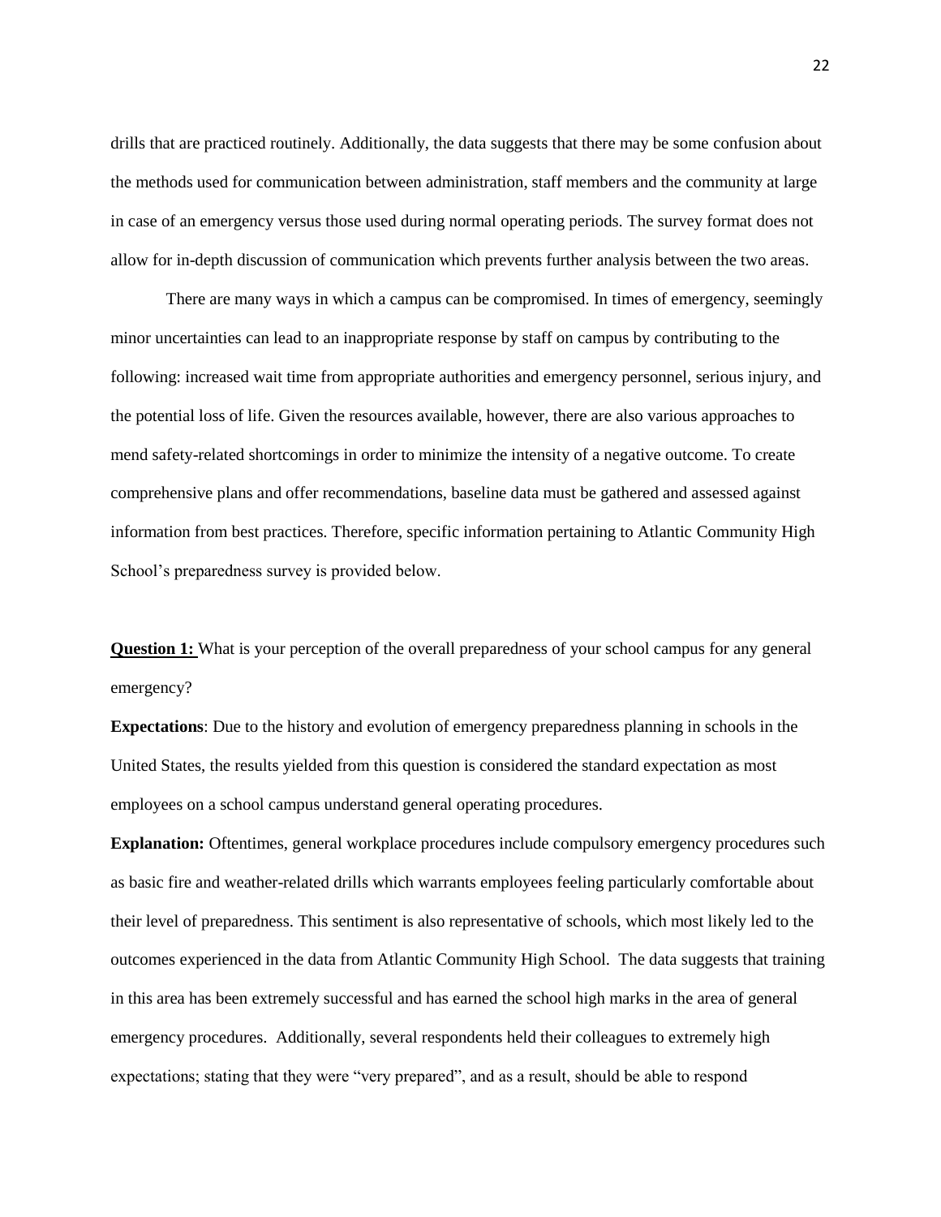drills that are practiced routinely. Additionally, the data suggests that there may be some confusion about the methods used for communication between administration, staff members and the community at large in case of an emergency versus those used during normal operating periods. The survey format does not allow for in-depth discussion of communication which prevents further analysis between the two areas.

There are many ways in which a campus can be compromised. In times of emergency, seemingly minor uncertainties can lead to an inappropriate response by staff on campus by contributing to the following: increased wait time from appropriate authorities and emergency personnel, serious injury, and the potential loss of life. Given the resources available, however, there are also various approaches to mend safety-related shortcomings in order to minimize the intensity of a negative outcome. To create comprehensive plans and offer recommendations, baseline data must be gathered and assessed against information from best practices. Therefore, specific information pertaining to Atlantic Community High School's preparedness survey is provided below.

**Question 1:** What is your perception of the overall preparedness of your school campus for any general emergency?

**Expectations**: Due to the history and evolution of emergency preparedness planning in schools in the United States, the results yielded from this question is considered the standard expectation as most employees on a school campus understand general operating procedures.

**Explanation:** Oftentimes, general workplace procedures include compulsory emergency procedures such as basic fire and weather-related drills which warrants employees feeling particularly comfortable about their level of preparedness. This sentiment is also representative of schools, which most likely led to the outcomes experienced in the data from Atlantic Community High School. The data suggests that training in this area has been extremely successful and has earned the school high marks in the area of general emergency procedures. Additionally, several respondents held their colleagues to extremely high expectations; stating that they were "very prepared", and as a result, should be able to respond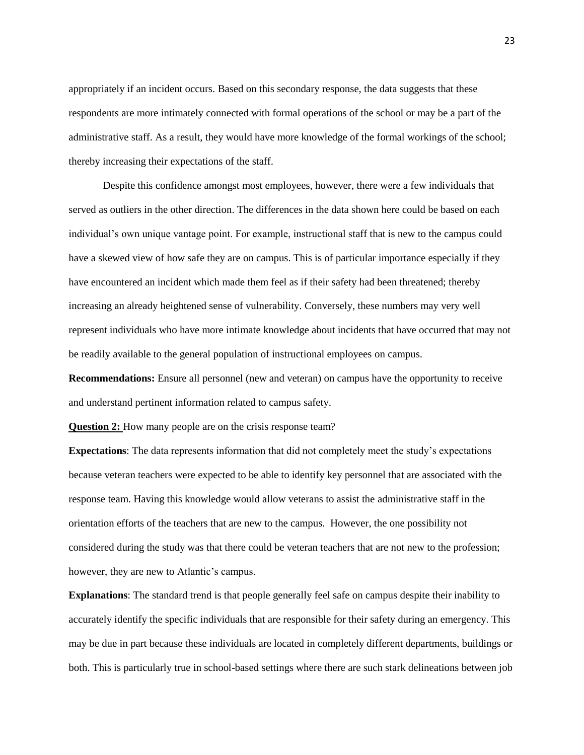appropriately if an incident occurs. Based on this secondary response, the data suggests that these respondents are more intimately connected with formal operations of the school or may be a part of the administrative staff. As a result, they would have more knowledge of the formal workings of the school; thereby increasing their expectations of the staff.

Despite this confidence amongst most employees, however, there were a few individuals that served as outliers in the other direction. The differences in the data shown here could be based on each individual's own unique vantage point. For example, instructional staff that is new to the campus could have a skewed view of how safe they are on campus. This is of particular importance especially if they have encountered an incident which made them feel as if their safety had been threatened; thereby increasing an already heightened sense of vulnerability. Conversely, these numbers may very well represent individuals who have more intimate knowledge about incidents that have occurred that may not be readily available to the general population of instructional employees on campus.

**Recommendations:** Ensure all personnel (new and veteran) on campus have the opportunity to receive and understand pertinent information related to campus safety.

**Question 2:** How many people are on the crisis response team?

**Expectations**: The data represents information that did not completely meet the study's expectations because veteran teachers were expected to be able to identify key personnel that are associated with the response team. Having this knowledge would allow veterans to assist the administrative staff in the orientation efforts of the teachers that are new to the campus. However, the one possibility not considered during the study was that there could be veteran teachers that are not new to the profession; however, they are new to Atlantic's campus.

**Explanations**: The standard trend is that people generally feel safe on campus despite their inability to accurately identify the specific individuals that are responsible for their safety during an emergency. This may be due in part because these individuals are located in completely different departments, buildings or both. This is particularly true in school-based settings where there are such stark delineations between job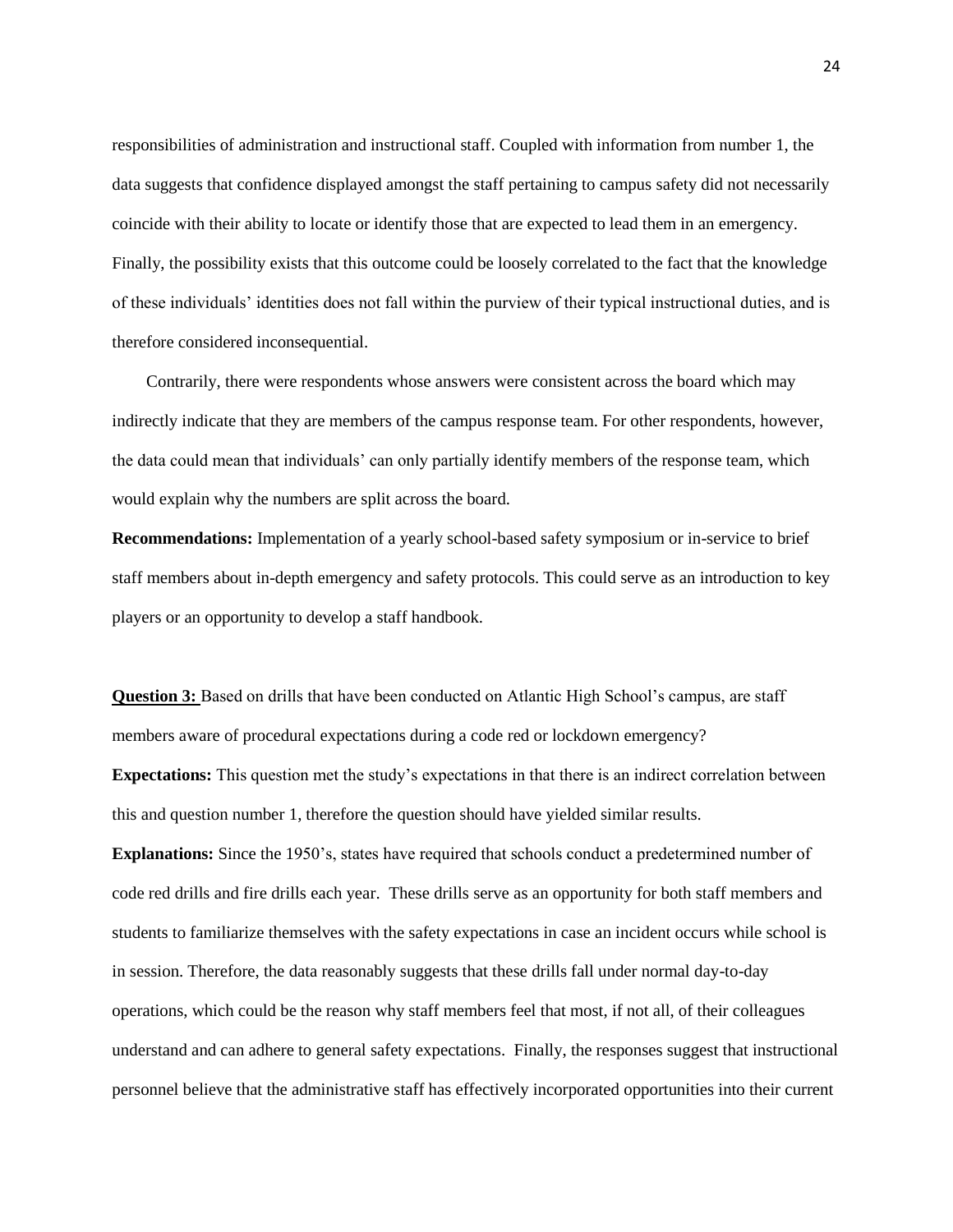responsibilities of administration and instructional staff. Coupled with information from number 1, the data suggests that confidence displayed amongst the staff pertaining to campus safety did not necessarily coincide with their ability to locate or identify those that are expected to lead them in an emergency. Finally, the possibility exists that this outcome could be loosely correlated to the fact that the knowledge of these individuals' identities does not fall within the purview of their typical instructional duties, and is therefore considered inconsequential.

Contrarily, there were respondents whose answers were consistent across the board which may indirectly indicate that they are members of the campus response team. For other respondents, however, the data could mean that individuals' can only partially identify members of the response team, which would explain why the numbers are split across the board.

**Recommendations:** Implementation of a yearly school-based safety symposium or in-service to brief staff members about in-depth emergency and safety protocols. This could serve as an introduction to key players or an opportunity to develop a staff handbook.

**Question 3:** Based on drills that have been conducted on Atlantic High School's campus, are staff members aware of procedural expectations during a code red or lockdown emergency?

**Expectations:** This question met the study's expectations in that there is an indirect correlation between this and question number 1, therefore the question should have yielded similar results.

**Explanations:** Since the 1950's, states have required that schools conduct a predetermined number of code red drills and fire drills each year. These drills serve as an opportunity for both staff members and students to familiarize themselves with the safety expectations in case an incident occurs while school is in session. Therefore, the data reasonably suggests that these drills fall under normal day-to-day operations, which could be the reason why staff members feel that most, if not all, of their colleagues understand and can adhere to general safety expectations. Finally, the responses suggest that instructional personnel believe that the administrative staff has effectively incorporated opportunities into their current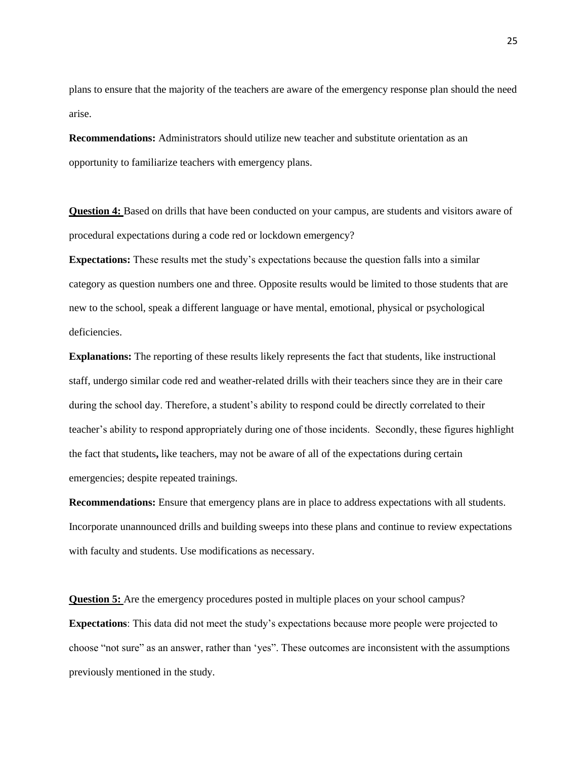plans to ensure that the majority of the teachers are aware of the emergency response plan should the need arise.

**Recommendations:** Administrators should utilize new teacher and substitute orientation as an opportunity to familiarize teachers with emergency plans.

**Question 4:** Based on drills that have been conducted on your campus, are students and visitors aware of procedural expectations during a code red or lockdown emergency?

**Expectations:** These results met the study's expectations because the question falls into a similar category as question numbers one and three. Opposite results would be limited to those students that are new to the school, speak a different language or have mental, emotional, physical or psychological deficiencies.

**Explanations:** The reporting of these results likely represents the fact that students, like instructional staff, undergo similar code red and weather-related drills with their teachers since they are in their care during the school day. Therefore, a student's ability to respond could be directly correlated to their teacher's ability to respond appropriately during one of those incidents. Secondly, these figures highlight the fact that students**,** like teachers, may not be aware of all of the expectations during certain emergencies; despite repeated trainings.

**Recommendations:** Ensure that emergency plans are in place to address expectations with all students. Incorporate unannounced drills and building sweeps into these plans and continue to review expectations with faculty and students. Use modifications as necessary.

**Question 5:** Are the emergency procedures posted in multiple places on your school campus?

**Expectations**: This data did not meet the study's expectations because more people were projected to choose "not sure" as an answer, rather than 'yes". These outcomes are inconsistent with the assumptions previously mentioned in the study.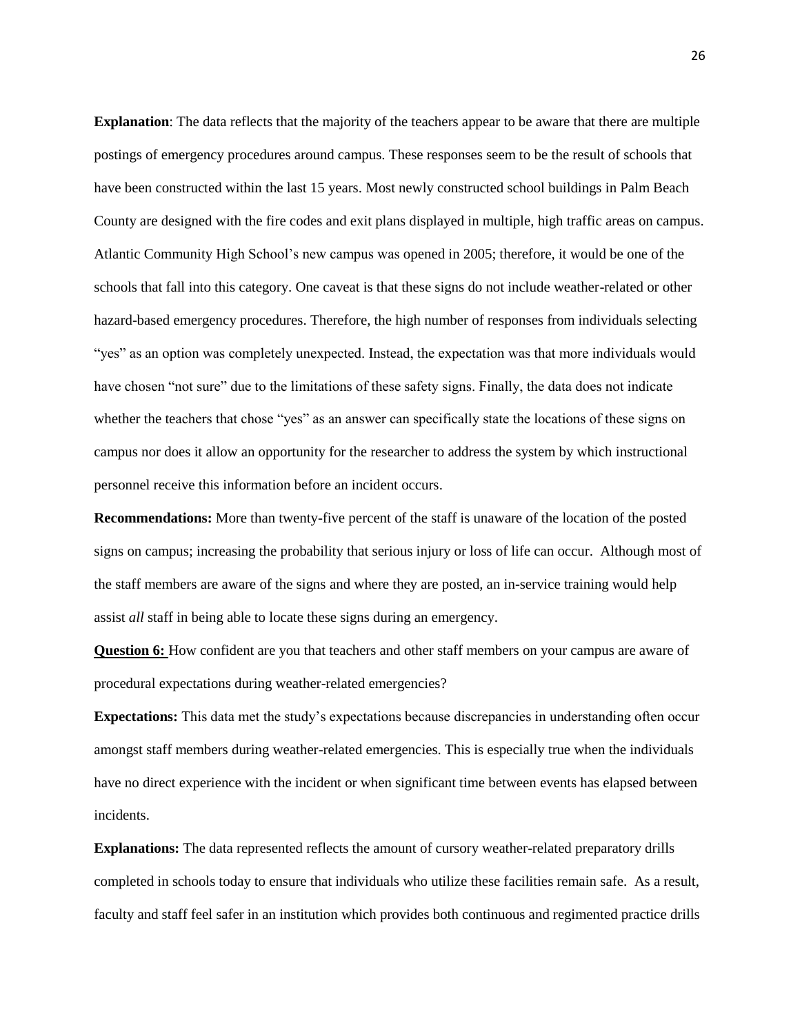**Explanation**: The data reflects that the majority of the teachers appear to be aware that there are multiple postings of emergency procedures around campus. These responses seem to be the result of schools that have been constructed within the last 15 years. Most newly constructed school buildings in Palm Beach County are designed with the fire codes and exit plans displayed in multiple, high traffic areas on campus. Atlantic Community High School's new campus was opened in 2005; therefore, it would be one of the schools that fall into this category. One caveat is that these signs do not include weather-related or other hazard-based emergency procedures. Therefore, the high number of responses from individuals selecting "yes" as an option was completely unexpected. Instead, the expectation was that more individuals would have chosen "not sure" due to the limitations of these safety signs. Finally, the data does not indicate whether the teachers that chose "yes" as an answer can specifically state the locations of these signs on campus nor does it allow an opportunity for the researcher to address the system by which instructional personnel receive this information before an incident occurs.

**Recommendations:** More than twenty-five percent of the staff is unaware of the location of the posted signs on campus; increasing the probability that serious injury or loss of life can occur. Although most of the staff members are aware of the signs and where they are posted, an in-service training would help assist *all* staff in being able to locate these signs during an emergency.

**Question 6:** How confident are you that teachers and other staff members on your campus are aware of procedural expectations during weather-related emergencies?

**Expectations:** This data met the study's expectations because discrepancies in understanding often occur amongst staff members during weather-related emergencies. This is especially true when the individuals have no direct experience with the incident or when significant time between events has elapsed between incidents.

**Explanations:** The data represented reflects the amount of cursory weather-related preparatory drills completed in schools today to ensure that individuals who utilize these facilities remain safe. As a result, faculty and staff feel safer in an institution which provides both continuous and regimented practice drills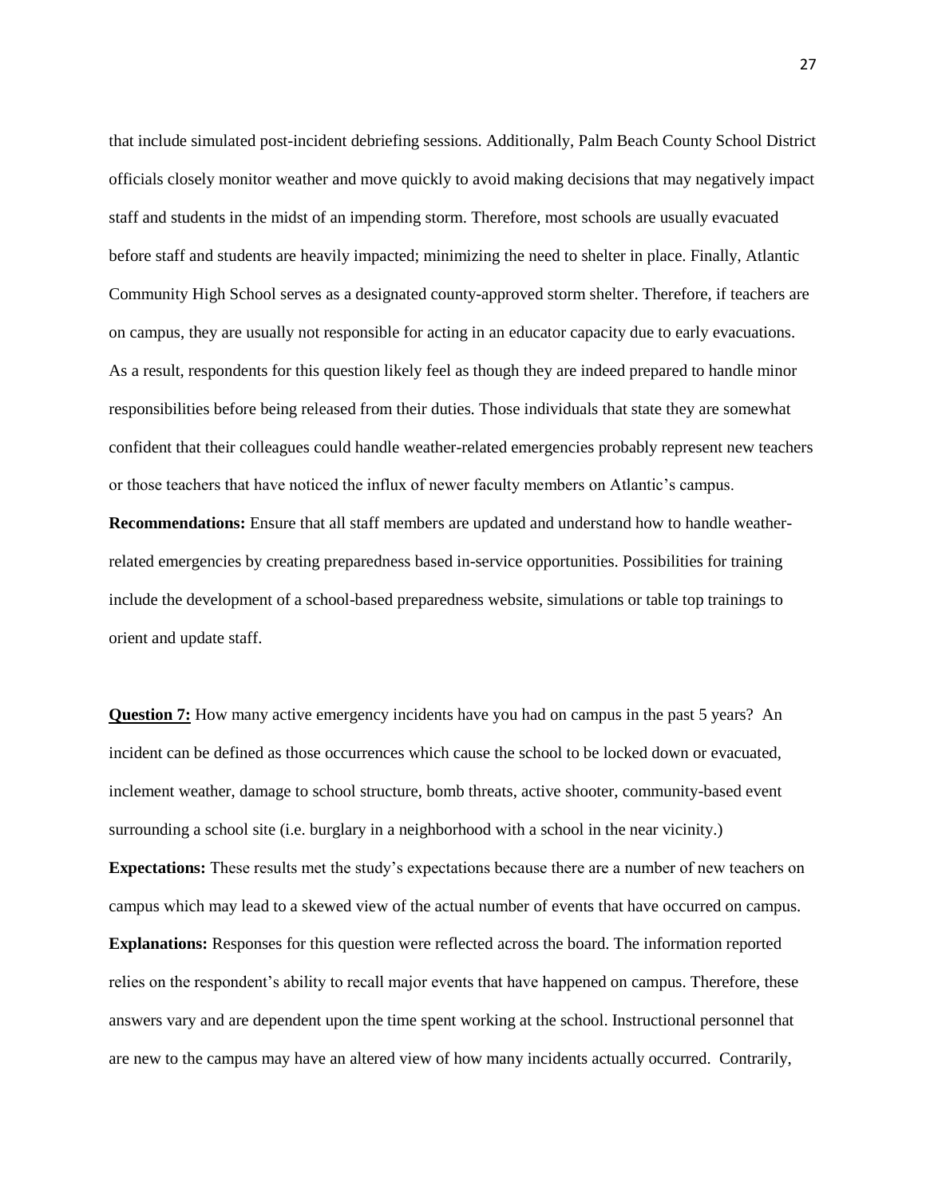that include simulated post-incident debriefing sessions. Additionally, Palm Beach County School District officials closely monitor weather and move quickly to avoid making decisions that may negatively impact staff and students in the midst of an impending storm. Therefore, most schools are usually evacuated before staff and students are heavily impacted; minimizing the need to shelter in place. Finally, Atlantic Community High School serves as a designated county-approved storm shelter. Therefore, if teachers are on campus, they are usually not responsible for acting in an educator capacity due to early evacuations. As a result, respondents for this question likely feel as though they are indeed prepared to handle minor responsibilities before being released from their duties. Those individuals that state they are somewhat confident that their colleagues could handle weather-related emergencies probably represent new teachers or those teachers that have noticed the influx of newer faculty members on Atlantic's campus.

**Recommendations:** Ensure that all staff members are updated and understand how to handle weather-related emergencies by creating preparedness based in-service opportunities. Possibilities for training include the development of a school-based preparedness website, simulations or table top trainings to orient and update staff.

**Question 7:** How many active emergency incidents have you had on campus in the past 5 years? An incident can be defined as those occurrences which cause the school to be locked down or evacuated, inclement weather, damage to school structure, bomb threats, active shooter, community-based event surrounding a school site (i.e. burglary in a neighborhood with a school in the near vicinity.)

**Expectations:** These results met the study's expectations because there are a number of new teachers on campus which may lead to a skewed view of the actual number of events that have occurred on campus.

**Explanations:** Responses for this question were reflected across the board. The information reported relies on the respondent's ability to recall major events that have happened on campus. Therefore, these answers vary and are dependent upon the time spent working at the school. Instructional personnel that are new to the campus may have an altered view of how many incidents actually occurred. Contrarily,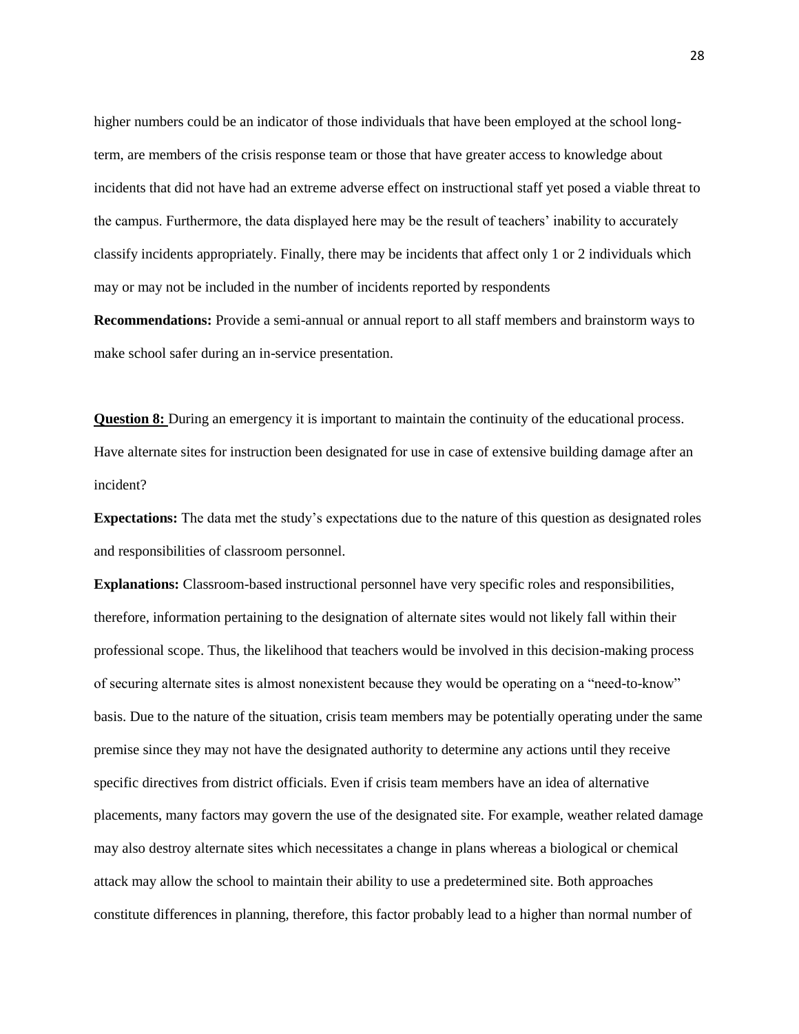higher numbers could be an indicator of those individuals that have been employed at the school long-term, are members of the crisis response team or those that have greater access to knowledge about incidents that did not have had an extreme adverse effect on instructional staff yet posed a viable threat to the campus. Furthermore, the data displayed here may be the result of teachers' inability to accurately classify incidents appropriately. Finally, there may be incidents that affect only 1 or 2 individuals which may or may not be included in the number of incidents reported by respondents

**Recommendations:** Provide a semi-annual or annual report to all staff members and brainstorm ways to make school safer during an in-service presentation.

**Question 8:** During an emergency it is important to maintain the continuity of the educational process. Have alternate sites for instruction been designated for use in case of extensive building damage after an incident?

**Expectations:** The data met the study's expectations due to the nature of this question as designated roles and responsibilities of classroom personnel.

**Explanations:** Classroom-based instructional personnel have very specific roles and responsibilities, therefore, information pertaining to the designation of alternate sites would not likely fall within their professional scope. Thus, the likelihood that teachers would be involved in this decision-making process of securing alternate sites is almost nonexistent because they would be operating on a "need-to-know" basis. Due to the nature of the situation, crisis team members may be potentially operating under the same premise since they may not have the designated authority to determine any actions until they receive specific directives from district officials. Even if crisis team members have an idea of alternative placements, many factors may govern the use of the designated site. For example, weather related damage may also destroy alternate sites which necessitates a change in plans whereas a biological or chemical attack may allow the school to maintain their ability to use a predetermined site. Both approaches constitute differences in planning, therefore, this factor probably lead to a higher than normal number of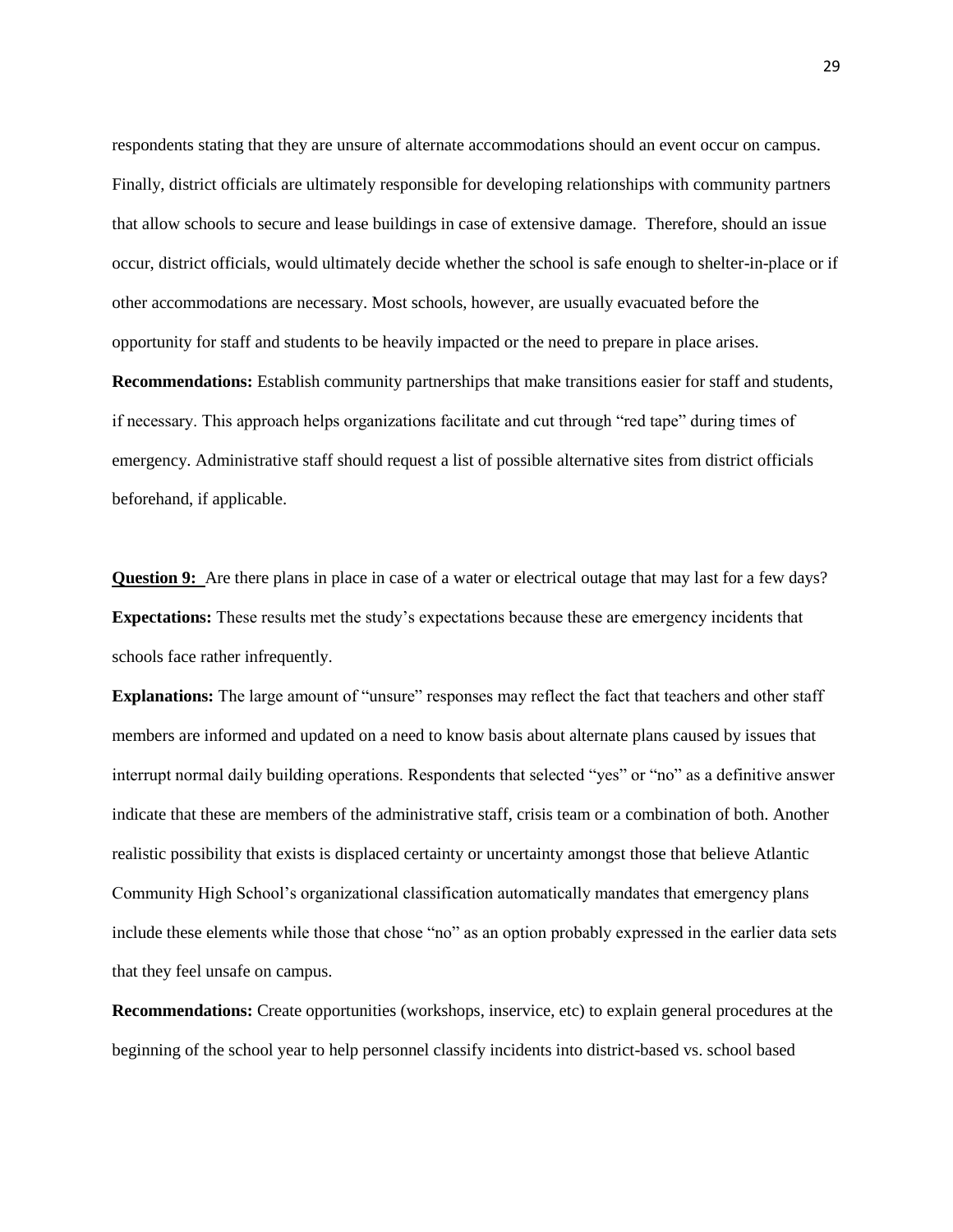respondents stating that they are unsure of alternate accommodations should an event occur on campus. Finally, district officials are ultimately responsible for developing relationships with community partners that allow schools to secure and lease buildings in case of extensive damage. Therefore, should an issue occur, district officials, would ultimately decide whether the school is safe enough to shelter-in-place or if other accommodations are necessary. Most schools, however, are usually evacuated before the opportunity for staff and students to be heavily impacted or the need to prepare in place arises.

**Recommendations:** Establish community partnerships that make transitions easier for staff and students, if necessary. This approach helps organizations facilitate and cut through "red tape" during times of emergency. Administrative staff should request a list of possible alternative sites from district officials beforehand, if applicable.

**Question 9:** Are there plans in place in case of a water or electrical outage that may last for a few days?

**Expectations:** These results met the study's expectations because these are emergency incidents that schools face rather infrequently.

**Explanations:** The large amount of "unsure" responses may reflect the fact that teachers and other staff members are informed and updated on a need to know basis about alternate plans caused by issues that interrupt normal daily building operations. Respondents that selected "yes" or "no" as a definitive answer indicate that these are members of the administrative staff, crisis team or a combination of both. Another realistic possibility that exists is displaced certainty or uncertainty amongst those that believe Atlantic Community High School's organizational classification automatically mandates that emergency plans include these elements while those that chose "no" as an option probably expressed in the earlier data sets that they feel unsafe on campus.

**Recommendations:** Create opportunities (workshops, inservice, etc) to explain general procedures at the beginning of the school year to help personnel classify incidents into district-based vs. school based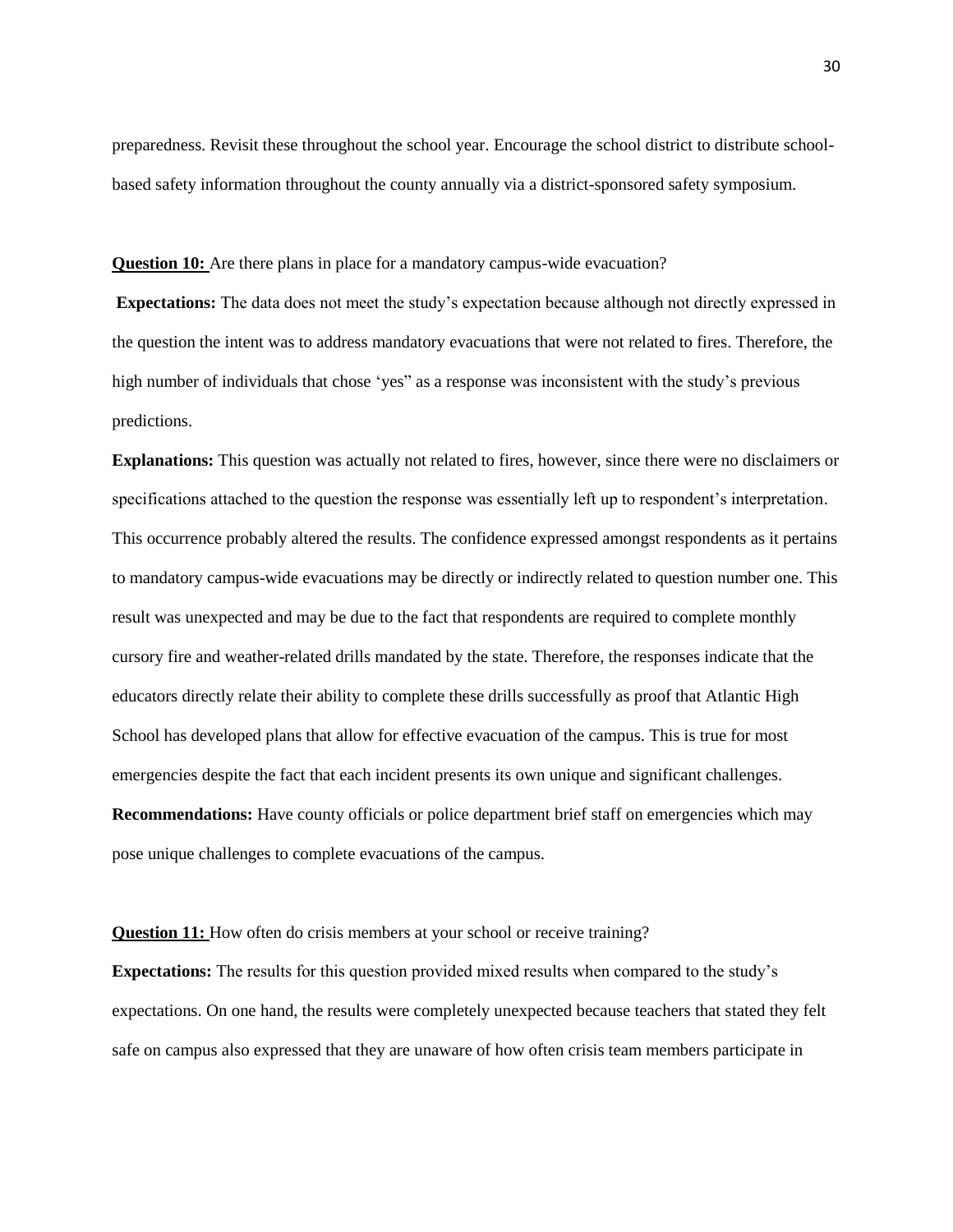preparedness. Revisit these throughout the school year. Encourage the school district to distribute school-based safety information throughout the county annually via a district-sponsored safety symposium.

**Question 10:** Are there plans in place for a mandatory campus-wide evacuation?

**Expectations:** The data does not meet the study's expectation because although not directly expressed in the question the intent was to address mandatory evacuations that were not related to fires. Therefore, the high number of individuals that chose 'yes" as a response was inconsistent with the study's previous predictions.

**Explanations:** This question was actually not related to fires, however, since there were no disclaimers or specifications attached to the question the response was essentially left up to respondent's interpretation. This occurrence probably altered the results. The confidence expressed amongst respondents as it pertains to mandatory campus-wide evacuations may be directly or indirectly related to question number one. This result was unexpected and may be due to the fact that respondents are required to complete monthly cursory fire and weather-related drills mandated by the state. Therefore, the responses indicate that the educators directly relate their ability to complete these drills successfully as proof that Atlantic High School has developed plans that allow for effective evacuation of the campus. This is true for most emergencies despite the fact that each incident presents its own unique and significant challenges.

**Recommendations:** Have county officials or police department brief staff on emergencies which may pose unique challenges to complete evacuations of the campus.

**Question 11:** How often do crisis members at your school or receive training?

**Expectations:** The results for this question provided mixed results when compared to the study's expectations. On one hand, the results were completely unexpected because teachers that stated they felt safe on campus also expressed that they are unaware of how often crisis team members participate in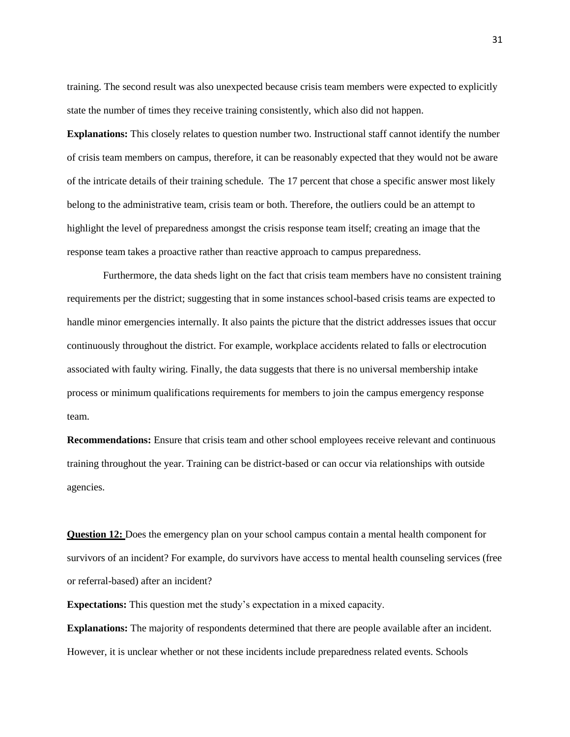training. The second result was also unexpected because crisis team members were expected to explicitly state the number of times they receive training consistently, which also did not happen.

**Explanations:** This closely relates to question number two. Instructional staff cannot identify the number of crisis team members on campus, therefore, it can be reasonably expected that they would not be aware of the intricate details of their training schedule. The 17 percent that chose a specific answer most likely belong to the administrative team, crisis team or both. Therefore, the outliers could be an attempt to highlight the level of preparedness amongst the crisis response team itself; creating an image that the response team takes a proactive rather than reactive approach to campus preparedness.

Furthermore, the data sheds light on the fact that crisis team members have no consistent training requirements per the district; suggesting that in some instances school-based crisis teams are expected to handle minor emergencies internally. It also paints the picture that the district addresses issues that occur continuously throughout the district. For example, workplace accidents related to falls or electrocution associated with faulty wiring. Finally, the data suggests that there is no universal membership intake process or minimum qualifications requirements for members to join the campus emergency response team.

**Recommendations:** Ensure that crisis team and other school employees receive relevant and continuous training throughout the year. Training can be district-based or can occur via relationships with outside agencies.

**Question 12:** Does the emergency plan on your school campus contain a mental health component for survivors of an incident? For example, do survivors have access to mental health counseling services (free or referral-based) after an incident?

**Expectations:** This question met the study's expectation in a mixed capacity.

**Explanations:** The majority of respondents determined that there are people available after an incident. However, it is unclear whether or not these incidents include preparedness related events. Schools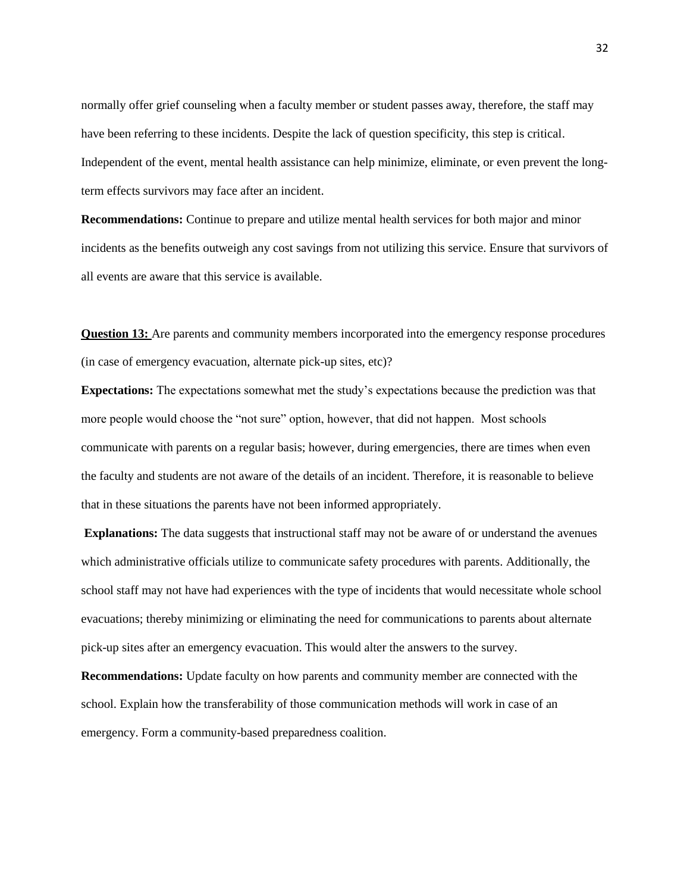normally offer grief counseling when a faculty member or student passes away, therefore, the staff may have been referring to these incidents. Despite the lack of question specificity, this step is critical. Independent of the event, mental health assistance can help minimize, eliminate, or even prevent the long-term effects survivors may face after an incident.

**Recommendations:** Continue to prepare and utilize mental health services for both major and minor incidents as the benefits outweigh any cost savings from not utilizing this service. Ensure that survivors of all events are aware that this service is available.

**Question 13:** Are parents and community members incorporated into the emergency response procedures (in case of emergency evacuation, alternate pick-up sites, etc)?

**Expectations:** The expectations somewhat met the study's expectations because the prediction was that more people would choose the "not sure" option, however, that did not happen. Most schools communicate with parents on a regular basis; however, during emergencies, there are times when even the faculty and students are not aware of the details of an incident. Therefore, it is reasonable to believe that in these situations the parents have not been informed appropriately.

**Explanations:** The data suggests that instructional staff may not be aware of or understand the avenues which administrative officials utilize to communicate safety procedures with parents. Additionally, the school staff may not have had experiences with the type of incidents that would necessitate whole school evacuations; thereby minimizing or eliminating the need for communications to parents about alternate pick-up sites after an emergency evacuation. This would alter the answers to the survey.

**Recommendations:** Update faculty on how parents and community member are connected with the school. Explain how the transferability of those communication methods will work in case of an emergency. Form a community-based preparedness coalition.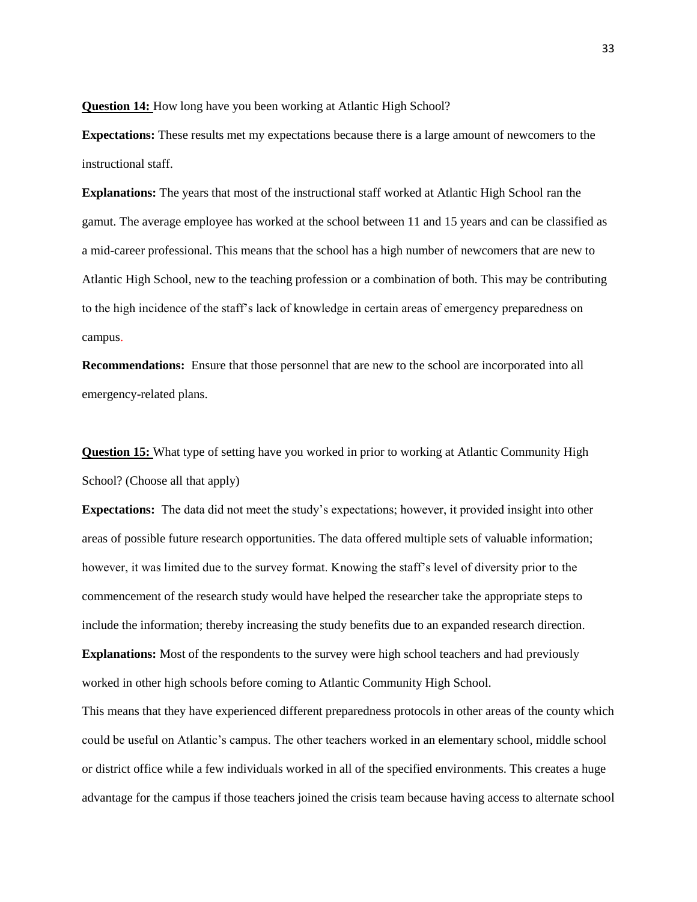**Question 14:** How long have you been working at Atlantic High School?

**Expectations:** These results met my expectations because there is a large amount of newcomers to the instructional staff.

**Explanations:** The years that most of the instructional staff worked at Atlantic High School ran the gamut. The average employee has worked at the school between 11 and 15 years and can be classified as a mid-career professional. This means that the school has a high number of newcomers that are new to Atlantic High School, new to the teaching profession or a combination of both. This may be contributing to the high incidence of the staff's lack of knowledge in certain areas of emergency preparedness on campus.

**Recommendations:** Ensure that those personnel that are new to the school are incorporated into all emergency-related plans.

**Question 15:** What type of setting have you worked in prior to working at Atlantic Community High School? (Choose all that apply)

**Expectations:** The data did not meet the study's expectations; however, it provided insight into other areas of possible future research opportunities. The data offered multiple sets of valuable information; however, it was limited due to the survey format. Knowing the staff's level of diversity prior to the commencement of the research study would have helped the researcher take the appropriate steps to include the information; thereby increasing the study benefits due to an expanded research direction.

**Explanations:** Most of the respondents to the survey were high school teachers and had previously worked in other high schools before coming to Atlantic Community High School.

This means that they have experienced different preparedness protocols in other areas of the county which could be useful on Atlantic's campus. The other teachers worked in an elementary school, middle school or district office while a few individuals worked in all of the specified environments. This creates a huge advantage for the campus if those teachers joined the crisis team because having access to alternate school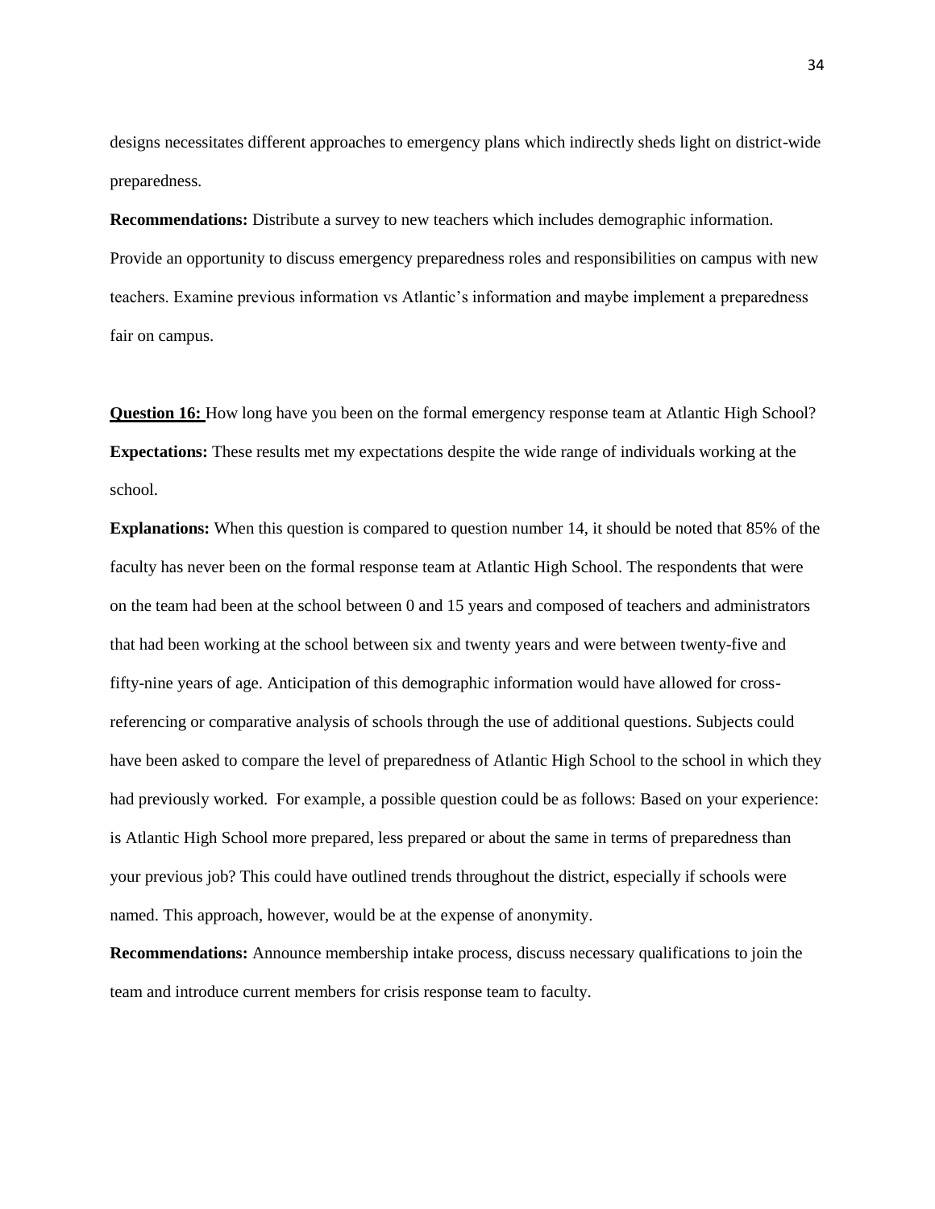designs necessitates different approaches to emergency plans which indirectly sheds light on district-wide preparedness.

**Recommendations:** Distribute a survey to new teachers which includes demographic information. Provide an opportunity to discuss emergency preparedness roles and responsibilities on campus with new teachers. Examine previous information vs Atlantic's information and maybe implement a preparedness fair on campus.

**Question 16:** How long have you been on the formal emergency response team at Atlantic High School?

**Expectations:** These results met my expectations despite the wide range of individuals working at the school.

**Explanations:** When this question is compared to question number 14, it should be noted that 85% of the faculty has never been on the formal response team at Atlantic High School. The respondents that were on the team had been at the school between 0 and 15 years and composed of teachers and administrators that had been working at the school between six and twenty years and were between twenty-five and fifty-nine years of age. Anticipation of this demographic information would have allowed for cross-referencing or comparative analysis of schools through the use of additional questions. Subjects could have been asked to compare the level of preparedness of Atlantic High School to the school in which they had previously worked. For example, a possible question could be as follows: Based on your experience: is Atlantic High School more prepared, less prepared or about the same in terms of preparedness than your previous job? This could have outlined trends throughout the district, especially if schools were named. This approach, however, would be at the expense of anonymity.

**Recommendations:** Announce membership intake process, discuss necessary qualifications to join the team and introduce current members for crisis response team to faculty.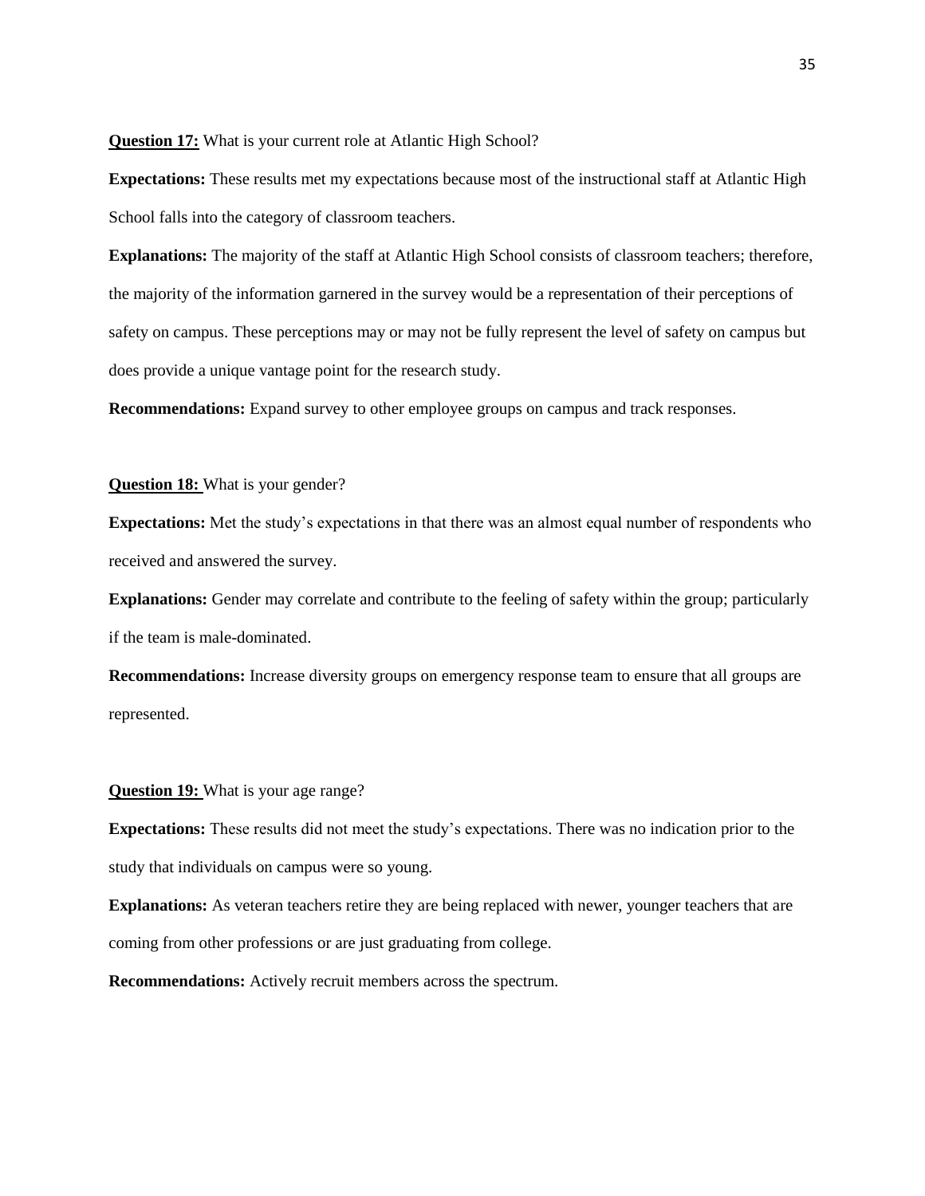**Question 17:** What is your current role at Atlantic High School?

**Expectations:** These results met my expectations because most of the instructional staff at Atlantic High School falls into the category of classroom teachers.

**Explanations:** The majority of the staff at Atlantic High School consists of classroom teachers; therefore, the majority of the information garnered in the survey would be a representation of their perceptions of safety on campus. These perceptions may or may not be fully represent the level of safety on campus but does provide a unique vantage point for the research study.

**Recommendations:** Expand survey to other employee groups on campus and track responses.

**Question 18:** What is your gender?

**Expectations:** Met the study's expectations in that there was an almost equal number of respondents who received and answered the survey.

**Explanations:** Gender may correlate and contribute to the feeling of safety within the group; particularly if the team is male-dominated.

**Recommendations:** Increase diversity groups on emergency response team to ensure that all groups are represented.

**Question 19:** What is your age range?

**Expectations:** These results did not meet the study's expectations. There was no indication prior to the study that individuals on campus were so young.

**Explanations:** As veteran teachers retire they are being replaced with newer, younger teachers that are coming from other professions or are just graduating from college.

**Recommendations:** Actively recruit members across the spectrum.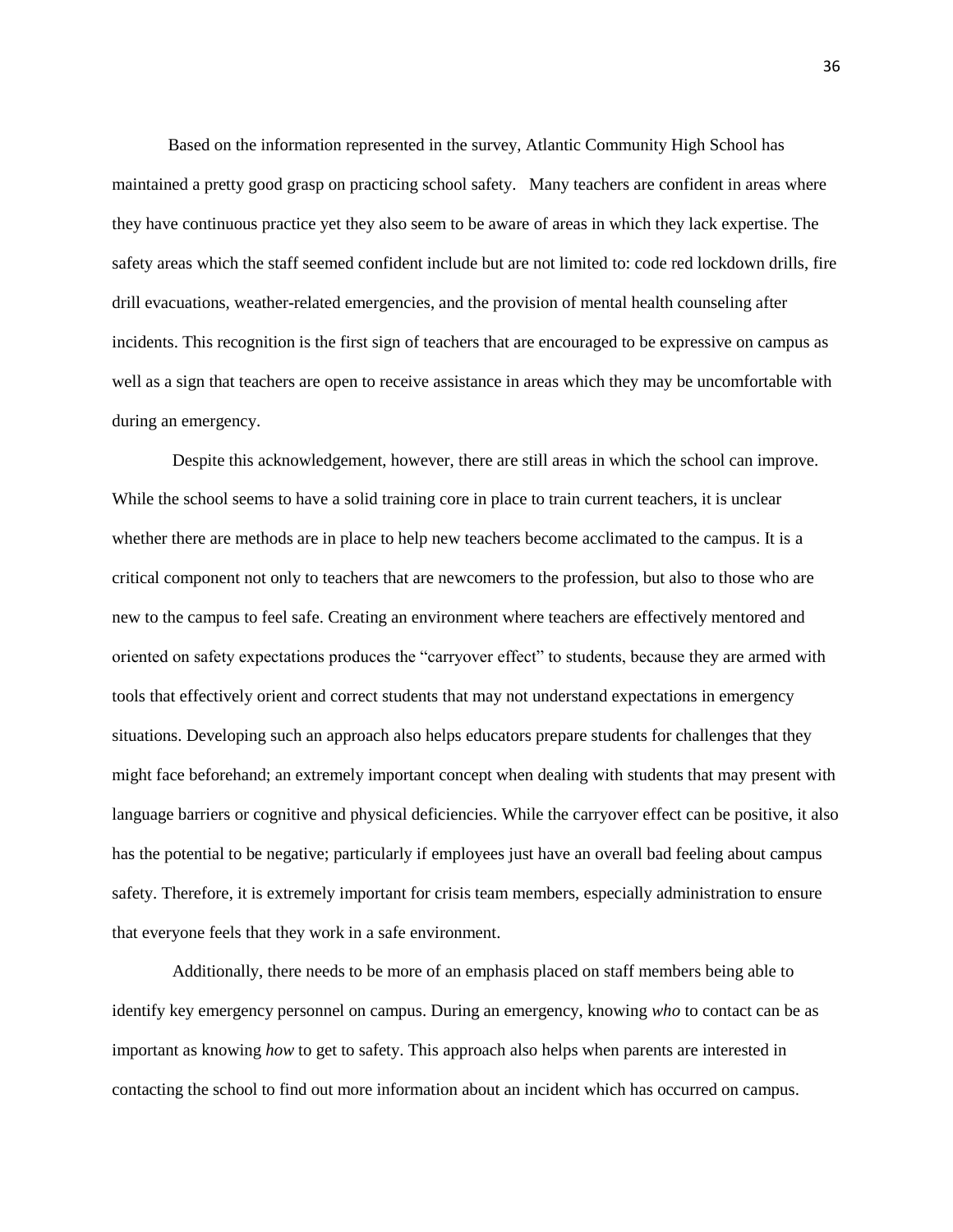Based on the information represented in the survey, Atlantic Community High School has maintained a pretty good grasp on practicing school safety. Many teachers are confident in areas where they have continuous practice yet they also seem to be aware of areas in which they lack expertise. The safety areas which the staff seemed confident include but are not limited to: code red lockdown drills, fire drill evacuations, weather-related emergencies, and the provision of mental health counseling after incidents. This recognition is the first sign of teachers that are encouraged to be expressive on campus as well as a sign that teachers are open to receive assistance in areas which they may be uncomfortable with during an emergency.

Despite this acknowledgement, however, there are still areas in which the school can improve. While the school seems to have a solid training core in place to train current teachers, it is unclear whether there are methods are in place to help new teachers become acclimated to the campus. It is a critical component not only to teachers that are newcomers to the profession, but also to those who are new to the campus to feel safe. Creating an environment where teachers are effectively mentored and oriented on safety expectations produces the "carryover effect" to students, because they are armed with tools that effectively orient and correct students that may not understand expectations in emergency situations. Developing such an approach also helps educators prepare students for challenges that they might face beforehand; an extremely important concept when dealing with students that may present with language barriers or cognitive and physical deficiencies. While the carryover effect can be positive, it also has the potential to be negative; particularly if employees just have an overall bad feeling about campus safety. Therefore, it is extremely important for crisis team members, especially administration to ensure that everyone feels that they work in a safe environment.

Additionally, there needs to be more of an emphasis placed on staff members being able to identify key emergency personnel on campus. During an emergency, knowing *who* to contact can be as important as knowing *how* to get to safety. This approach also helps when parents are interested in contacting the school to find out more information about an incident which has occurred on campus.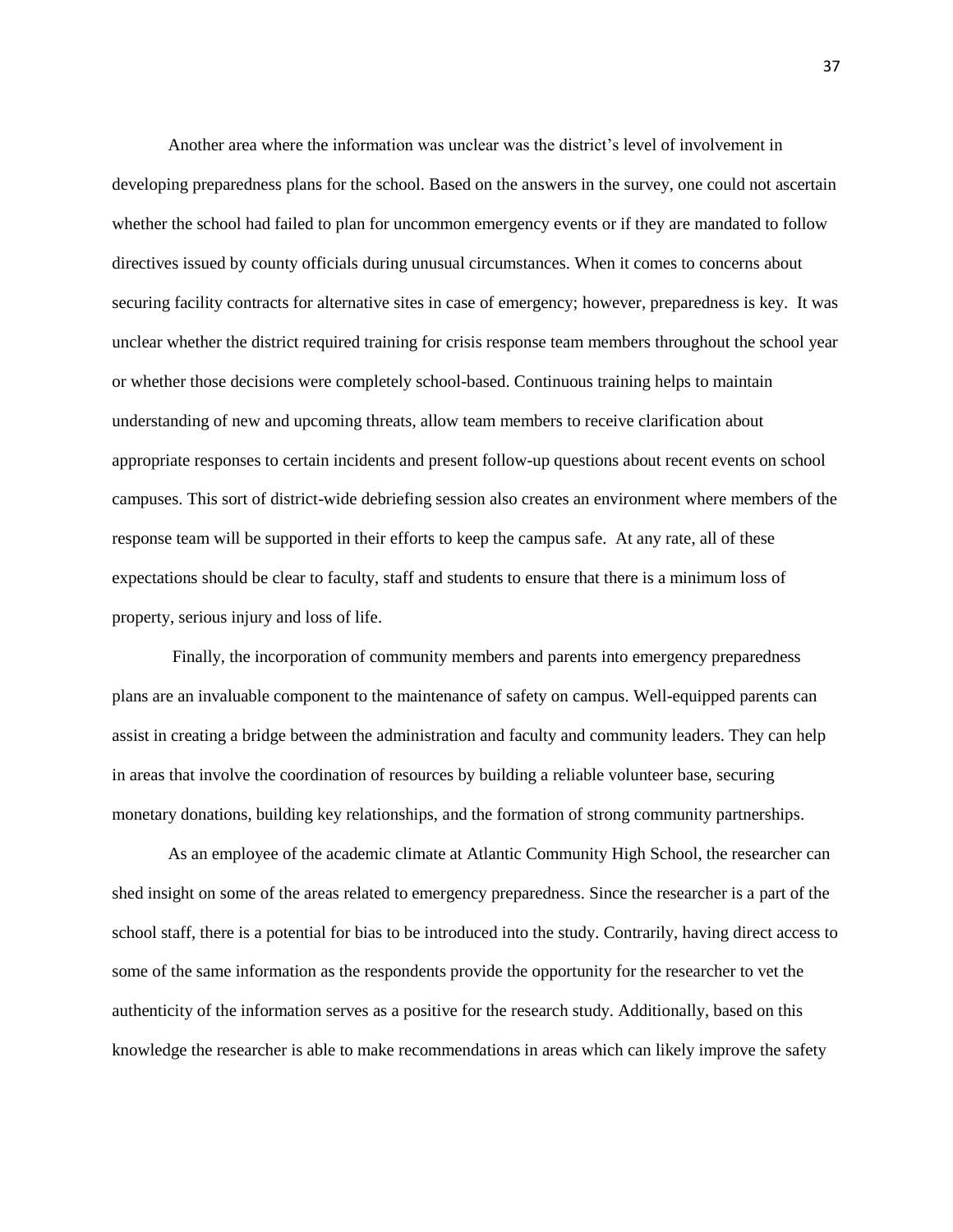Another area where the information was unclear was the district's level of involvement in developing preparedness plans for the school. Based on the answers in the survey, one could not ascertain whether the school had failed to plan for uncommon emergency events or if they are mandated to follow directives issued by county officials during unusual circumstances. When it comes to concerns about securing facility contracts for alternative sites in case of emergency; however, preparedness is key. It was unclear whether the district required training for crisis response team members throughout the school year or whether those decisions were completely school-based. Continuous training helps to maintain understanding of new and upcoming threats, allow team members to receive clarification about appropriate responses to certain incidents and present follow-up questions about recent events on school campuses. This sort of district-wide debriefing session also creates an environment where members of the response team will be supported in their efforts to keep the campus safe. At any rate, all of these expectations should be clear to faculty, staff and students to ensure that there is a minimum loss of property, serious injury and loss of life.

Finally, the incorporation of community members and parents into emergency preparedness plans are an invaluable component to the maintenance of safety on campus. Well-equipped parents can assist in creating a bridge between the administration and faculty and community leaders. They can help in areas that involve the coordination of resources by building a reliable volunteer base, securing monetary donations, building key relationships, and the formation of strong community partnerships.

As an employee of the academic climate at Atlantic Community High School, the researcher can shed insight on some of the areas related to emergency preparedness. Since the researcher is a part of the school staff, there is a potential for bias to be introduced into the study. Contrarily, having direct access to some of the same information as the respondents provide the opportunity for the researcher to vet the authenticity of the information serves as a positive for the research study. Additionally, based on this knowledge the researcher is able to make recommendations in areas which can likely improve the safety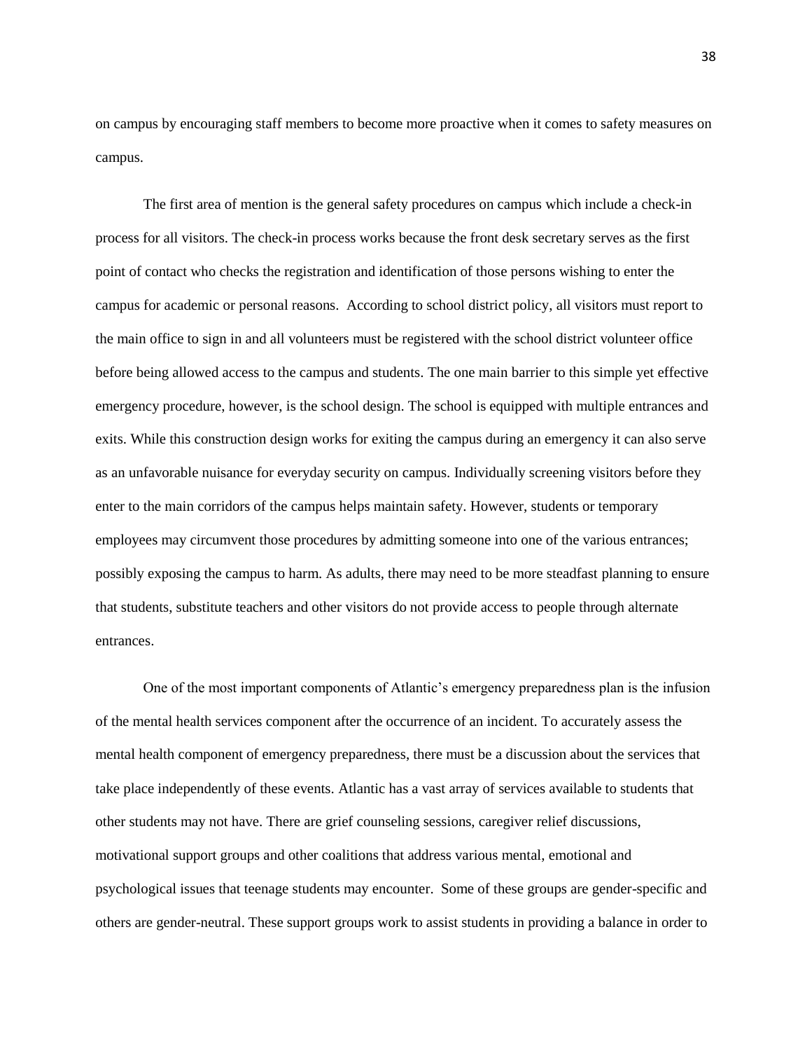on campus by encouraging staff members to become more proactive when it comes to safety measures on campus.

The first area of mention is the general safety procedures on campus which include a check-in process for all visitors. The check-in process works because the front desk secretary serves as the first point of contact who checks the registration and identification of those persons wishing to enter the campus for academic or personal reasons. According to school district policy, all visitors must report to the main office to sign in and all volunteers must be registered with the school district volunteer office before being allowed access to the campus and students. The one main barrier to this simple yet effective emergency procedure, however, is the school design. The school is equipped with multiple entrances and exits. While this construction design works for exiting the campus during an emergency it can also serve as an unfavorable nuisance for everyday security on campus. Individually screening visitors before they enter to the main corridors of the campus helps maintain safety. However, students or temporary employees may circumvent those procedures by admitting someone into one of the various entrances; possibly exposing the campus to harm. As adults, there may need to be more steadfast planning to ensure that students, substitute teachers and other visitors do not provide access to people through alternate entrances.

One of the most important components of Atlantic's emergency preparedness plan is the infusion of the mental health services component after the occurrence of an incident. To accurately assess the mental health component of emergency preparedness, there must be a discussion about the services that take place independently of these events. Atlantic has a vast array of services available to students that other students may not have. There are grief counseling sessions, caregiver relief discussions, motivational support groups and other coalitions that address various mental, emotional and psychological issues that teenage students may encounter. Some of these groups are gender-specific and others are gender-neutral. These support groups work to assist students in providing a balance in order to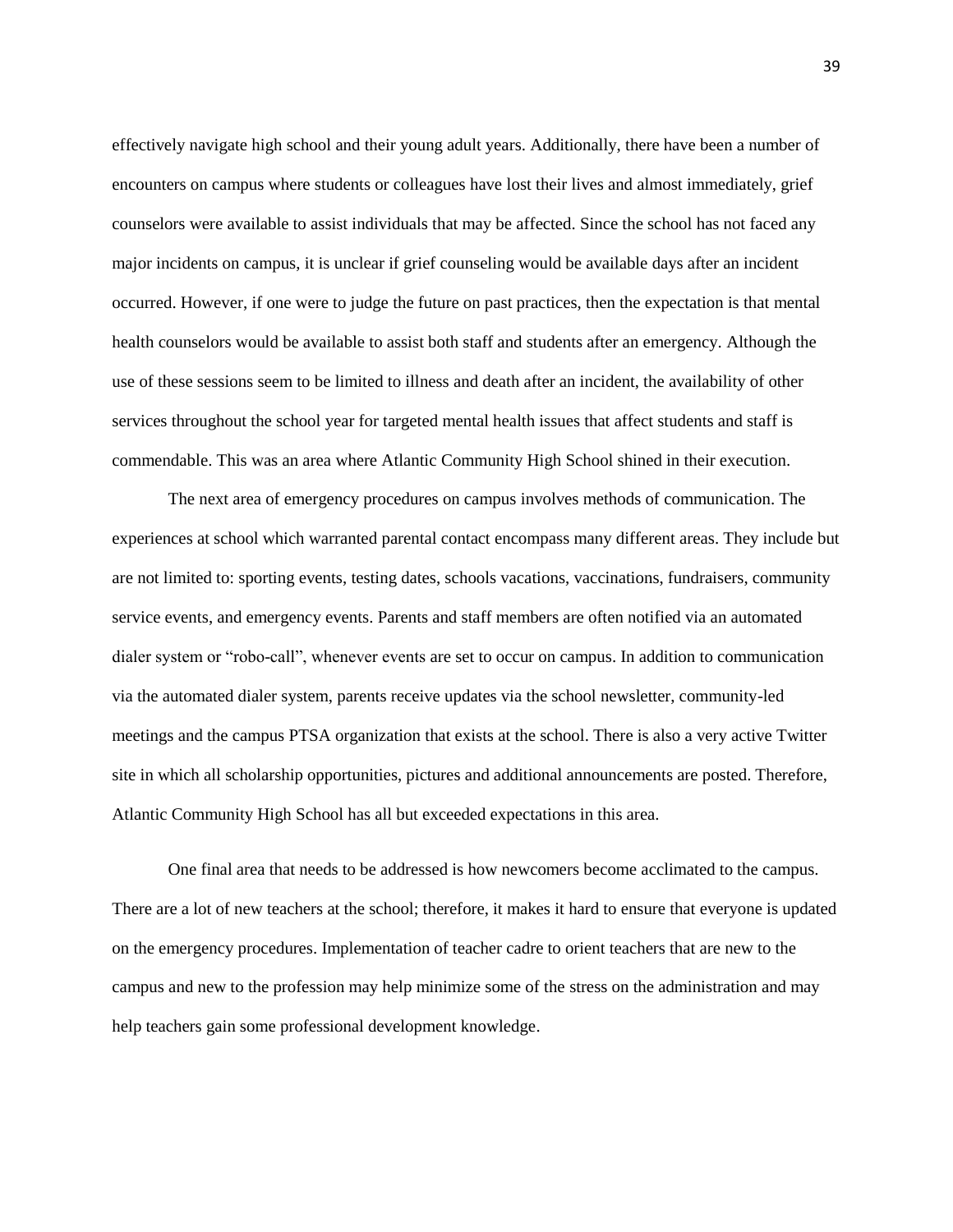effectively navigate high school and their young adult years. Additionally, there have been a number of encounters on campus where students or colleagues have lost their lives and almost immediately, grief counselors were available to assist individuals that may be affected. Since the school has not faced any major incidents on campus, it is unclear if grief counseling would be available days after an incident occurred. However, if one were to judge the future on past practices, then the expectation is that mental health counselors would be available to assist both staff and students after an emergency. Although the use of these sessions seem to be limited to illness and death after an incident, the availability of other services throughout the school year for targeted mental health issues that affect students and staff is commendable. This was an area where Atlantic Community High School shined in their execution.

The next area of emergency procedures on campus involves methods of communication. The experiences at school which warranted parental contact encompass many different areas. They include but are not limited to: sporting events, testing dates, schools vacations, vaccinations, fundraisers, community service events, and emergency events. Parents and staff members are often notified via an automated dialer system or "robo-call", whenever events are set to occur on campus. In addition to communication via the automated dialer system, parents receive updates via the school newsletter, community-led meetings and the campus PTSA organization that exists at the school. There is also a very active Twitter site in which all scholarship opportunities, pictures and additional announcements are posted. Therefore, Atlantic Community High School has all but exceeded expectations in this area.

One final area that needs to be addressed is how newcomers become acclimated to the campus. There are a lot of new teachers at the school; therefore, it makes it hard to ensure that everyone is updated on the emergency procedures. Implementation of teacher cadre to orient teachers that are new to the campus and new to the profession may help minimize some of the stress on the administration and may help teachers gain some professional development knowledge.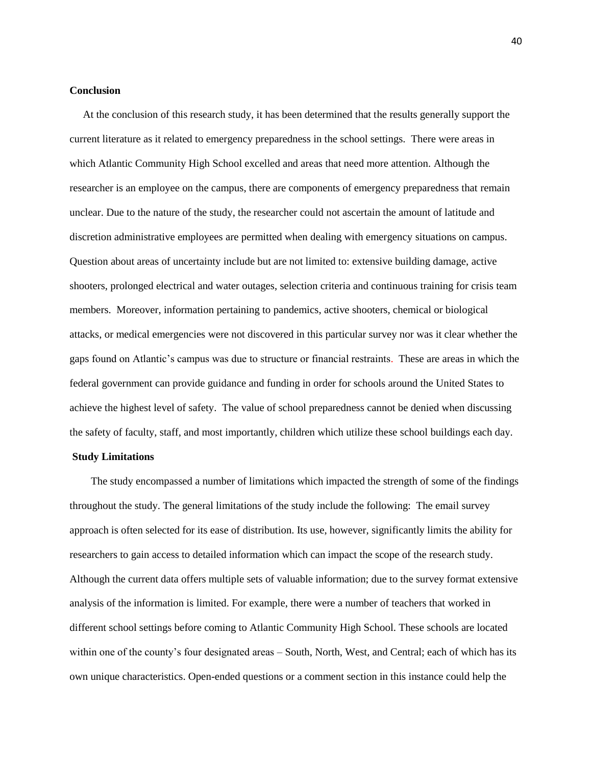**Conclusion**

At the conclusion of this research study, it has been determined that the results generally support the current literature as it related to emergency preparedness in the school settings. There were areas in which Atlantic Community High School excelled and areas that need more attention. Although the researcher is an employee on the campus, there are components of emergency preparedness that remain unclear. Due to the nature of the study, the researcher could not ascertain the amount of latitude and discretion administrative employees are permitted when dealing with emergency situations on campus. Question about areas of uncertainty include but are not limited to: extensive building damage, active shooters, prolonged electrical and water outages, selection criteria and continuous training for crisis team members. Moreover, information pertaining to pandemics, active shooters, chemical or biological attacks, or medical emergencies were not discovered in this particular survey nor was it clear whether the gaps found on Atlantic's campus was due to structure or financial restraints. These are areas in which the federal government can provide guidance and funding in order for schools around the United States to achieve the highest level of safety. The value of school preparedness cannot be denied when discussing the safety of faculty, staff, and most importantly, children which utilize these school buildings each day.

**Study Limitations**

The study encompassed a number of limitations which impacted the strength of some of the findings throughout the study. The general limitations of the study include the following: The email survey approach is often selected for its ease of distribution. Its use, however, significantly limits the ability for researchers to gain access to detailed information which can impact the scope of the research study. Although the current data offers multiple sets of valuable information; due to the survey format extensive analysis of the information is limited. For example, there were a number of teachers that worked in different school settings before coming to Atlantic Community High School. These schools are located within one of the county's four designated areas – South, North, West, and Central; each of which has its own unique characteristics. Open-ended questions or a comment section in this instance could help the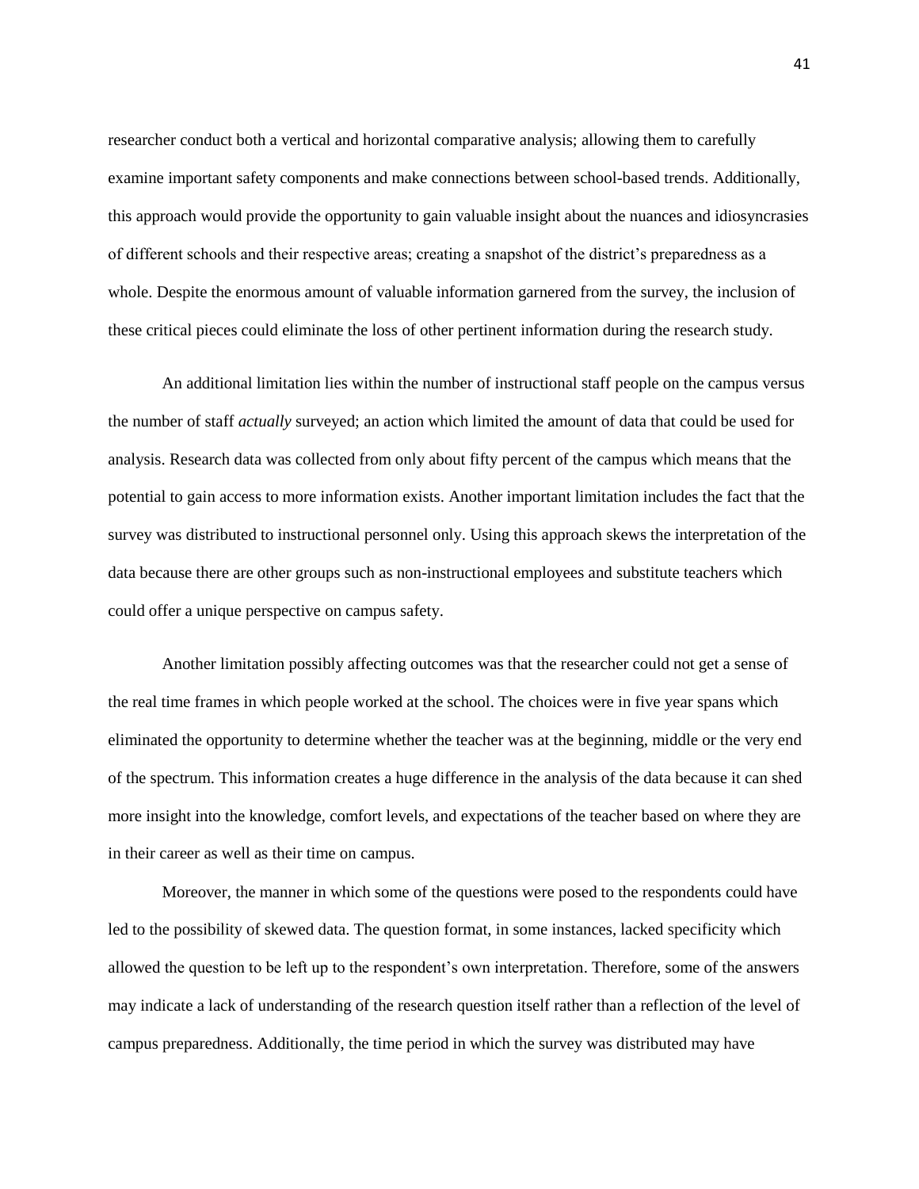researcher conduct both a vertical and horizontal comparative analysis; allowing them to carefully examine important safety components and make connections between school-based trends. Additionally, this approach would provide the opportunity to gain valuable insight about the nuances and idiosyncrasies of different schools and their respective areas; creating a snapshot of the district's preparedness as a whole. Despite the enormous amount of valuable information garnered from the survey, the inclusion of these critical pieces could eliminate the loss of other pertinent information during the research study.

An additional limitation lies within the number of instructional staff people on the campus versus the number of staff *actually* surveyed; an action which limited the amount of data that could be used for analysis. Research data was collected from only about fifty percent of the campus which means that the potential to gain access to more information exists. Another important limitation includes the fact that the survey was distributed to instructional personnel only. Using this approach skews the interpretation of the data because there are other groups such as non-instructional employees and substitute teachers which could offer a unique perspective on campus safety.

Another limitation possibly affecting outcomes was that the researcher could not get a sense of the real time frames in which people worked at the school. The choices were in five year spans which eliminated the opportunity to determine whether the teacher was at the beginning, middle or the very end of the spectrum. This information creates a huge difference in the analysis of the data because it can shed more insight into the knowledge, comfort levels, and expectations of the teacher based on where they are in their career as well as their time on campus.

Moreover, the manner in which some of the questions were posed to the respondents could have led to the possibility of skewed data. The question format, in some instances, lacked specificity which allowed the question to be left up to the respondent's own interpretation. Therefore, some of the answers may indicate a lack of understanding of the research question itself rather than a reflection of the level of campus preparedness. Additionally, the time period in which the survey was distributed may have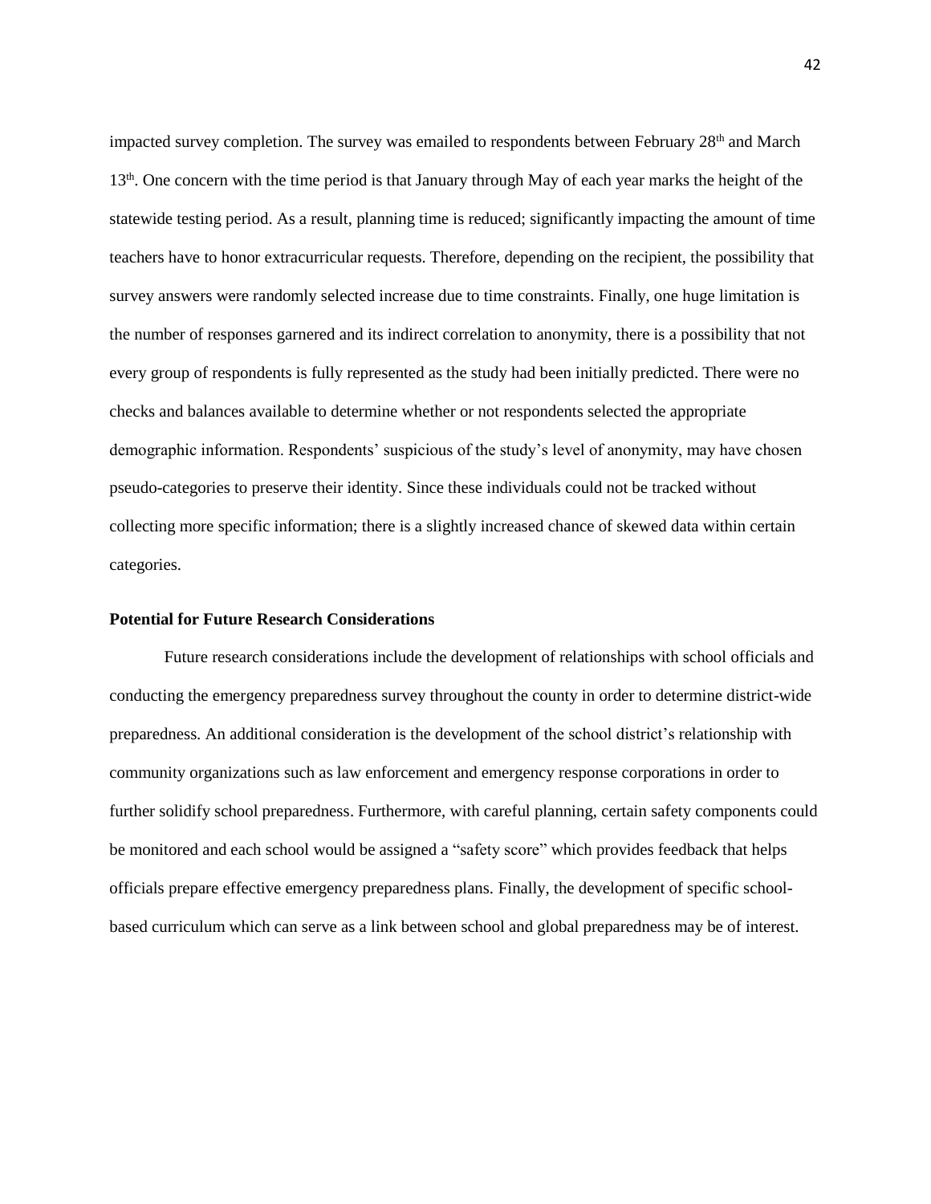impacted survey completion. The survey was emailed to respondents between February 28th and March 13th. One concern with the time period is that January through May of each year marks the height of the statewide testing period. As a result, planning time is reduced; significantly impacting the amount of time teachers have to honor extracurricular requests. Therefore, depending on the recipient, the possibility that survey answers were randomly selected increase due to time constraints. Finally, one huge limitation is the number of responses garnered and its indirect correlation to anonymity, there is a possibility that not every group of respondents is fully represented as the study had been initially predicted. There were no checks and balances available to determine whether or not respondents selected the appropriate demographic information. Respondents' suspicious of the study's level of anonymity, may have chosen pseudo-categories to preserve their identity. Since these individuals could not be tracked without collecting more specific information; there is a slightly increased chance of skewed data within certain categories.

**Potential for Future Research Considerations**

Future research considerations include the development of relationships with school officials and conducting the emergency preparedness survey throughout the county in order to determine district-wide preparedness. An additional consideration is the development of the school district's relationship with community organizations such as law enforcement and emergency response corporations in order to further solidify school preparedness. Furthermore, with careful planning, certain safety components could be monitored and each school would be assigned a "safety score" which provides feedback that helps officials prepare effective emergency preparedness plans. Finally, the development of specific school-based curriculum which can serve as a link between school and global preparedness may be of interest.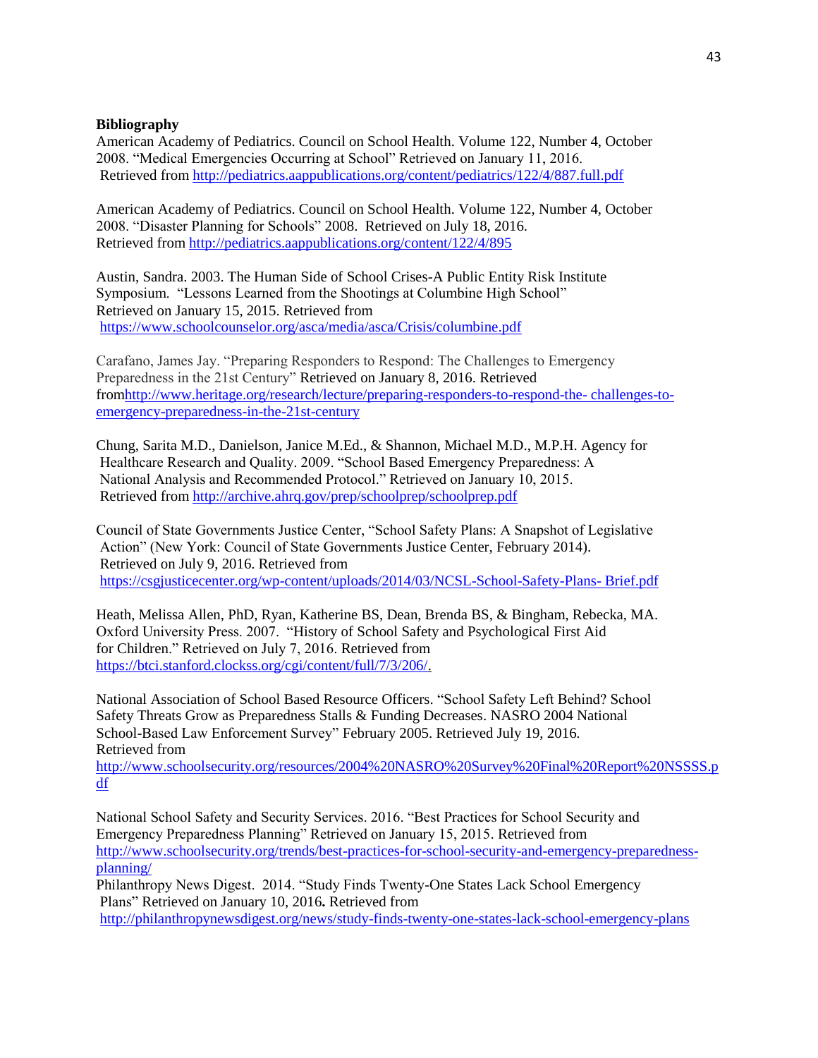**Bibliography**

American Academy of Pediatrics. Council on School Health. Volume 122, Number 4, October 2008. "Medical Emergencies Occurring at School" Retrieved on January 11, 2016. Retrieved from http://pediatrics.aappublications.org/content/pediatrics/122/4/887.full.pdf

American Academy of Pediatrics. Council on School Health. Volume 122, Number 4, October 2008. "Disaster Planning for Schools" 2008. Retrieved on July 18, 2016. Retrieved from http://pediatrics.aappublications.org/content/122/4/895

Austin, Sandra. 2003. The Human Side of School Crises-A Public Entity Risk Institute Symposium. "Lessons Learned from the Shootings at Columbine High School" Retrieved on January 15, 2015. Retrieved from https://www.schoolcounselor.org/asca/media/asca/Crisis/columbine.pdf

Carafano, James Jay. "Preparing Responders to Respond: The Challenges to Emergency Preparedness in the 21st Century" Retrieved on January 8, 2016. Retrieved fromhttp://www.heritage.org/research/lecture/preparing-responders-to-respond-the- challenges-to-emergency-preparedness-in-the-21st-century

Chung, Sarita M.D., Danielson, Janice M.Ed., & Shannon, Michael M.D., M.P.H. Agency for Healthcare Research and Quality. 2009. "School Based Emergency Preparedness: A National Analysis and Recommended Protocol." Retrieved on January 10, 2015. Retrieved from http://archive.ahrq.gov/prep/schoolprep/schoolprep.pdf

Council of State Governments Justice Center, "School Safety Plans: A Snapshot of Legislative Action" (New York: Council of State Governments Justice Center, February 2014). Retrieved on July 9, 2016. Retrieved from https://csgjusticecenter.org/wp-content/uploads/2014/03/NCSL-School-Safety-Plans- Brief.pdf

Heath, Melissa Allen, PhD, Ryan, Katherine BS, Dean, Brenda BS, & Bingham, Rebecka, MA. Oxford University Press. 2007. "History of School Safety and Psychological First Aid for Children." Retrieved on July 7, 2016. Retrieved from https://btci.stanford.clockss.org/cgi/content/full/7/3/206/.

National Association of School Based Resource Officers. "School Safety Left Behind? School Safety Threats Grow as Preparedness Stalls & Funding Decreases. NASRO 2004 National School-Based Law Enforcement Survey" February 2005. Retrieved July 19, 2016. Retrieved from http://www.schoolsecurity.org/resources/2004%20NASRO%20Survey%20Final%20Report%20NSSSS.pdf

National School Safety and Security Services. 2016. "Best Practices for School Security and Emergency Preparedness Planning" Retrieved on January 15, 2015. Retrieved from http://www.schoolsecurity.org/trends/best-practices-for-school-security-and-emergency-preparedness-planning/

Philanthropy News Digest. 2014. "Study Finds Twenty-One States Lack School Emergency Plans" Retrieved on January 10, 2016. Retrieved from http://philanthropynewsdigest.org/news/study-finds-twenty-one-states-lack-school-emergency-plans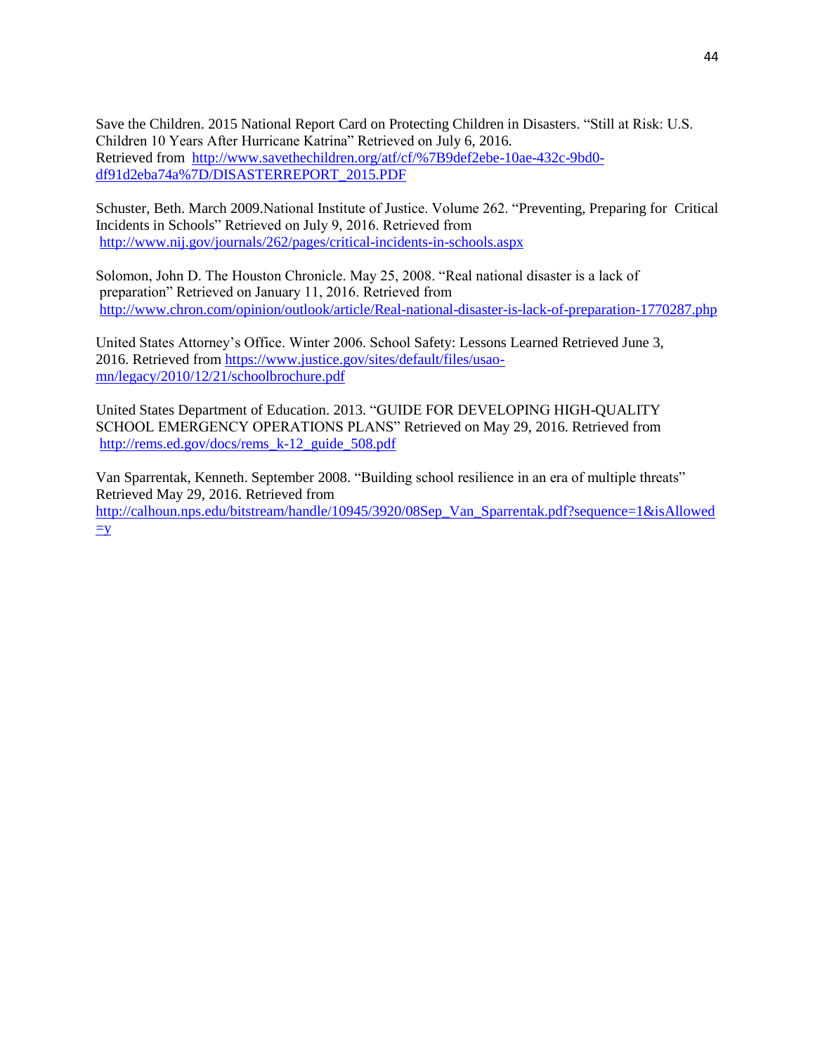Save the Children. 2015 National Report Card on Protecting Children in Disasters. “Still at Risk: U.S. Children 10 Years After Hurricane Katrina” Retrieved on July 6, 2016. Retrieved from http://www.savethechildren.org/atf/cf/%7B9def2ebe-10ae-432c-9bd0-df91d2eba74a%7D/DISASTERREPORT_2015.PDF

Schuster, Beth. March 2009.National Institute of Justice. Volume 262. “Preventing, Preparing for Critical Incidents in Schools” Retrieved on July 9, 2016. Retrieved from http://www.nij.gov/journals/262/pages/critical-incidents-in-schools.aspx

Solomon, John D. The Houston Chronicle. May 25, 2008. “Real national disaster is a lack of preparation” Retrieved on January 11, 2016. Retrieved from http://www.chron.com/opinion/outlook/article/Real-national-disaster-is-lack-of-preparation-1770287.php

United States Attorney’s Office. Winter 2006. School Safety: Lessons Learned Retrieved June 3, 2016. Retrieved from https://www.justice.gov/sites/default/files/usao-mn/legacy/2010/12/21/schoolbrochure.pdf

United States Department of Education. 2013. “GUIDE FOR DEVELOPING HIGH-QUALITY SCHOOL EMERGENCY OPERATIONS PLANS” Retrieved on May 29, 2016. Retrieved from http://rems.ed.gov/docs/rems_k-12_guide_508.pdf

Van Sparrentak, Kenneth. September 2008. “Building school resilience in an era of multiple threats” Retrieved May 29, 2016. Retrieved from http://calhoun.nps.edu/bitstream/handle/10945/3920/08Sep_Van_Sparrentak.pdf?sequence=1&isAllowed=y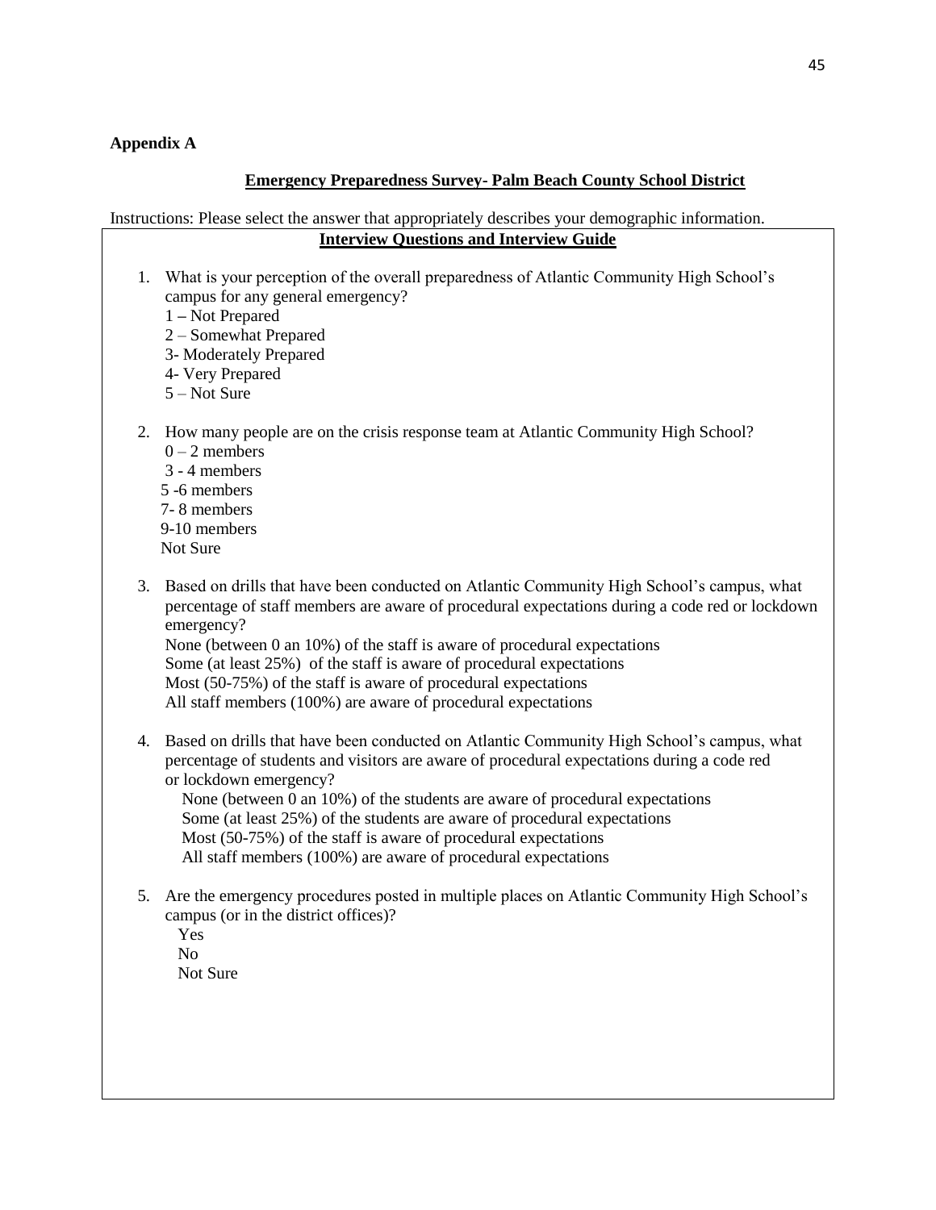**Appendix A**

**Emergency Preparedness Survey- Palm Beach County School District**

Instructions: Please select the answer that appropriately describes your demographic information.

**Interview Questions and Interview Guide**

1. What is your perception of the overall preparedness of Atlantic Community High School's campus for any general emergency?
   1 – Not Prepared
   2 – Somewhat Prepared
   3- Moderately Prepared
   4- Very Prepared
   5 – Not Sure

2. How many people are on the crisis response team at Atlantic Community High School?
   0 – 2 members
   3 - 4 members
   5 -6 members
   7- 8 members
   9-10 members
   Not Sure

3. Based on drills that have been conducted on Atlantic Community High School's campus, what percentage of staff members are aware of procedural expectations during a code red or lockdown emergency?
   None (between 0 an 10%) of the staff is aware of procedural expectations
   Some (at least 25%) of the staff is aware of procedural expectations
   Most (50-75%) of the staff is aware of procedural expectations
   All staff members (100%) are aware of procedural expectations

4. Based on drills that have been conducted on Atlantic Community High School's campus, what percentage of students and visitors are aware of procedural expectations during a code red or lockdown emergency?
   None (between 0 an 10%) of the students are aware of procedural expectations
   Some (at least 25%) of the students are aware of procedural expectations
   Most (50-75%) of the staff is aware of procedural expectations
   All staff members (100%) are aware of procedural expectations

5. Are the emergency procedures posted in multiple places on Atlantic Community High School's campus (or in the district offices)?
   Yes
   No
   Not Sure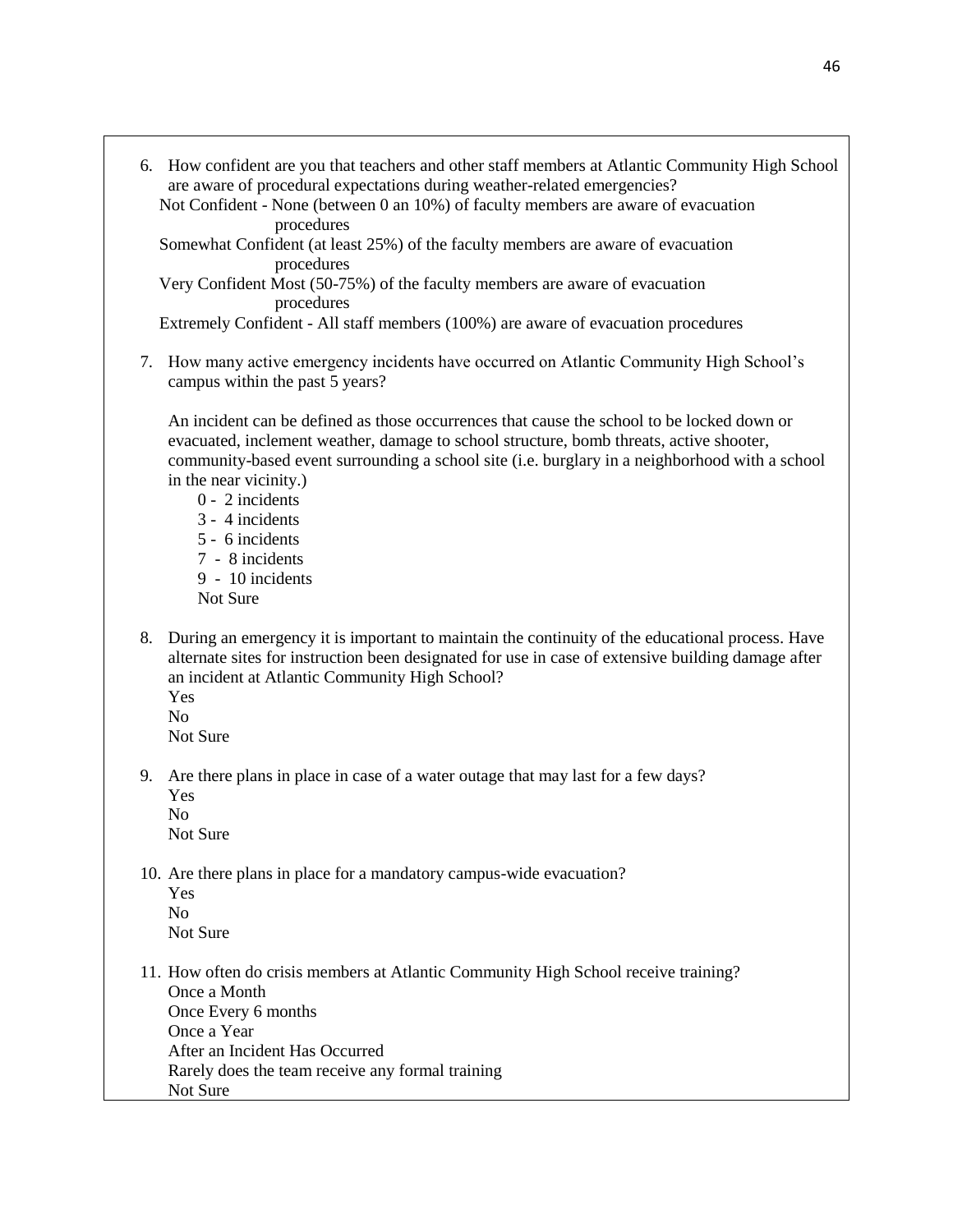6. How confident are you that teachers and other staff members at Atlantic Community High School are aware of procedural expectations during weather-related emergencies?

   Not Confident - None (between 0 an 10%) of faculty members are aware of evacuation procedures

   Somewhat Confident (at least 25%) of the faculty members are aware of evacuation procedures

   Very Confident Most (50-75%) of the faculty members are aware of evacuation procedures

   Extremely Confident - All staff members (100%) are aware of evacuation procedures

7. How many active emergency incidents have occurred on Atlantic Community High School's campus within the past 5 years?

   An incident can be defined as those occurrences that cause the school to be locked down or evacuated, inclement weather, damage to school structure, bomb threats, active shooter, community-based event surrounding a school site (i.e. burglary in a neighborhood with a school in the near vicinity.)

   0 - 2 incidents
   3 - 4 incidents
   5 - 6 incidents
   7 - 8 incidents
   9 - 10 incidents
   Not Sure

8. During an emergency it is important to maintain the continuity of the educational process. Have alternate sites for instruction been designated for use in case of extensive building damage after an incident at Atlantic Community High School?

   Yes
   No
   Not Sure

9. Are there plans in place in case of a water outage that may last for a few days?

   Yes
   No
   Not Sure

10. Are there plans in place for a mandatory campus-wide evacuation?

    Yes
    No
    Not Sure

11. How often do crisis members at Atlantic Community High School receive training?

    Once a Month
    Once Every 6 months
    Once a Year
    After an Incident Has Occurred
    Rarely does the team receive any formal training
    Not Sure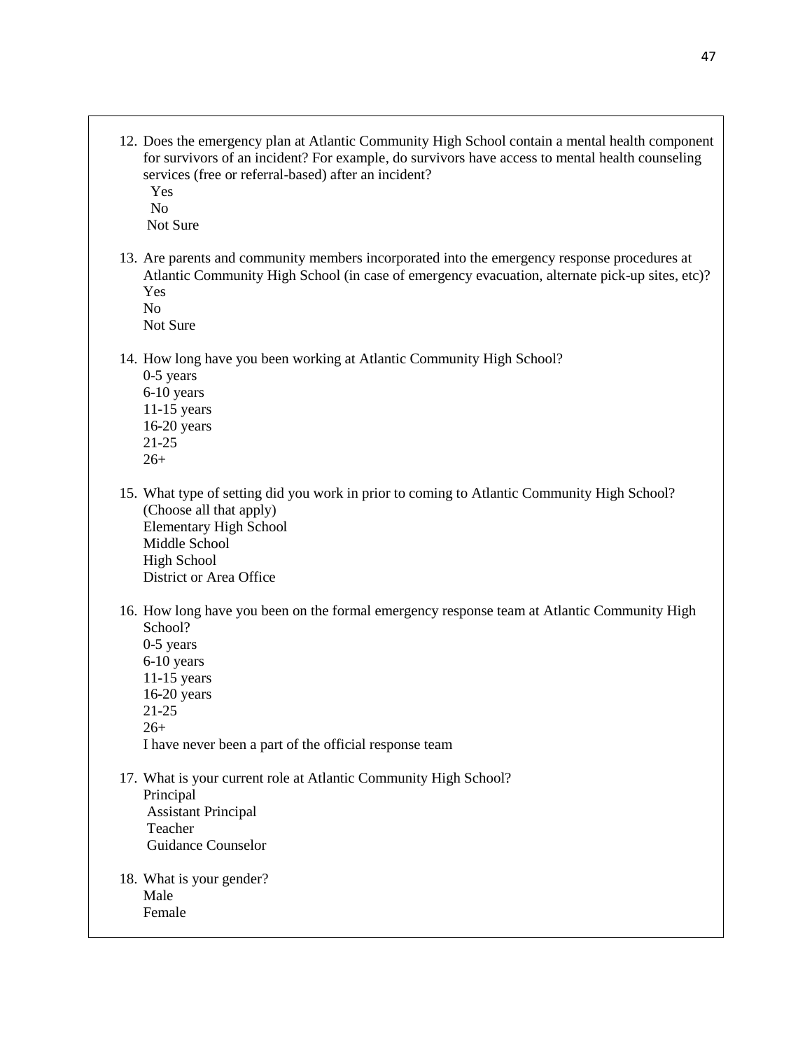12. Does the emergency plan at Atlantic Community High School contain a mental health component for survivors of an incident? For example, do survivors have access to mental health counseling services (free or referral-based) after an incident?
    Yes
    No
    Not Sure

13. Are parents and community members incorporated into the emergency response procedures at Atlantic Community High School (in case of emergency evacuation, alternate pick-up sites, etc)?
    Yes
    No
    Not Sure

14. How long have you been working at Atlantic Community High School?
    0-5 years
    6-10 years
    11-15 years
    16-20 years
    21-25
    26+

15. What type of setting did you work in prior to coming to Atlantic Community High School? (Choose all that apply)
    Elementary High School
    Middle School
    High School
    District or Area Office

16. How long have you been on the formal emergency response team at Atlantic Community High School?
    0-5 years
    6-10 years
    11-15 years
    16-20 years
    21-25
    26+
    I have never been a part of the official response team

17. What is your current role at Atlantic Community High School?
    Principal
    Assistant Principal
    Teacher
    Guidance Counselor

18. What is your gender?
    Male
    Female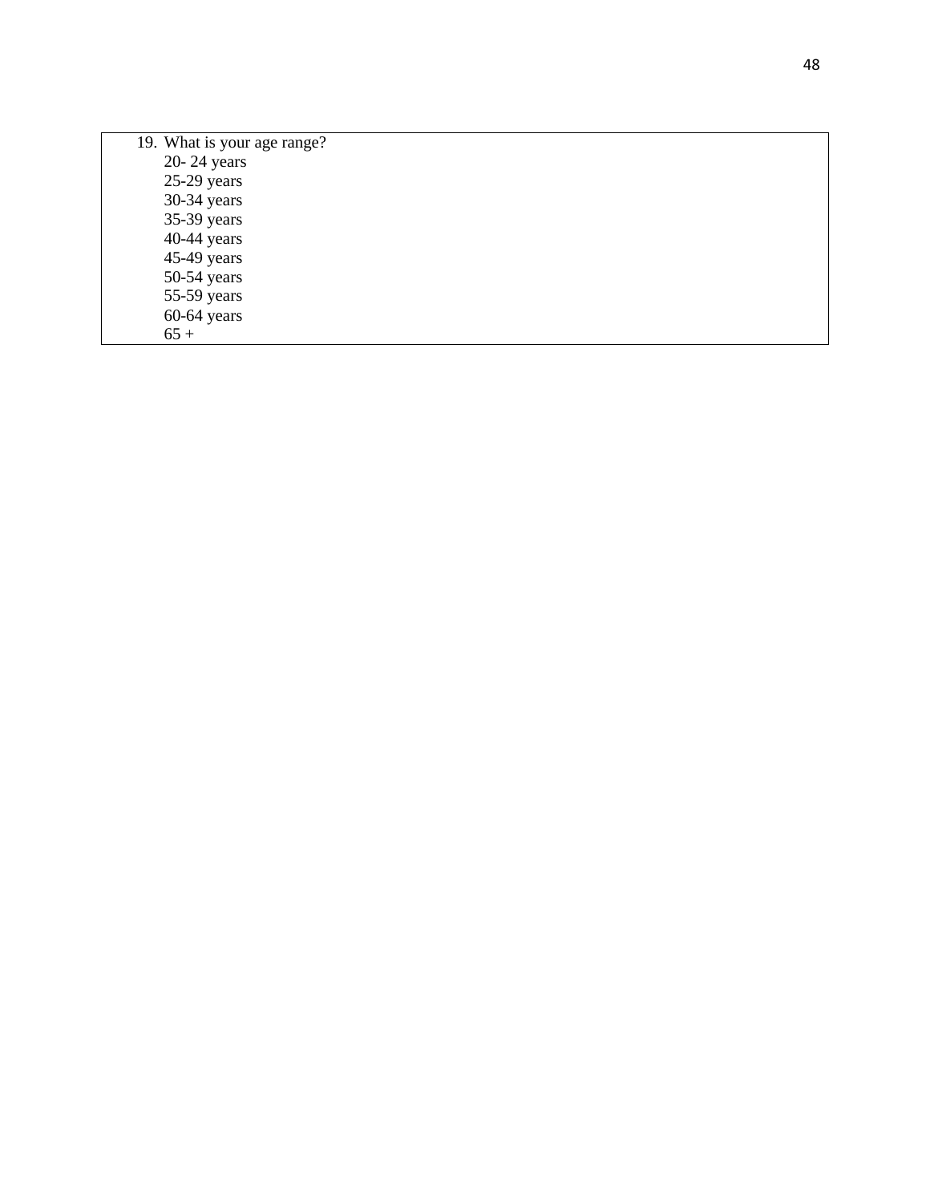19. What is your age range?

    20- 24 years
    25-29 years
    30-34 years
    35-39 years
    40-44 years
    45-49 years
    50-54 years
    55-59 years
    60-64 years
    65 +